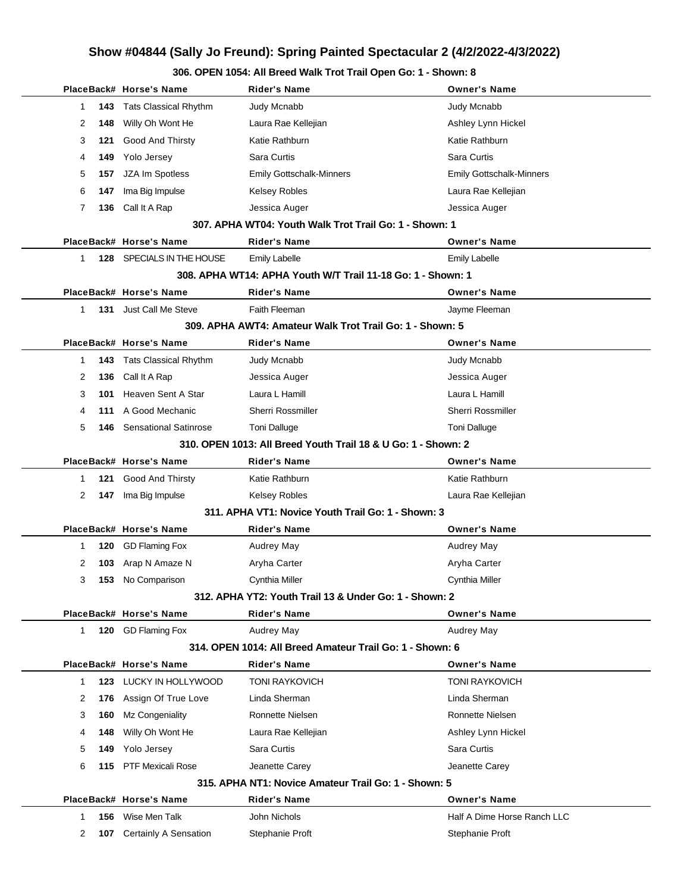# Show #04844 (Sally Jo Freund): Spring Painted Spectacular 2 (4/2/2022-4/3/2022)

### 306. OPEN 1054: All Breed Walk Trot Trail Open Go: 1 - Shown: 8

| Place | Back# | Horse's Name | Rider's Name | Owner's Name |
|---|---|---|---|---|
| 1 | 143 | Tats Classical Rhythm | Judy Mcnabb | Judy Mcnabb |
| 2 | 148 | Willy Oh Wont He | Laura Rae Kellejian | Ashley Lynn Hickel |
| 3 | 121 | Good And Thirsty | Katie Rathburn | Katie Rathburn |
| 4 | 149 | Yolo Jersey | Sara Curtis | Sara Curtis |
| 5 | 157 | JZA Im Spotless | Emily Gottschalk-Minners | Emily Gottschalk-Minners |
| 6 | 147 | Ima Big Impulse | Kelsey Robles | Laura Rae Kellejian |
| 7 | 136 | Call It A Rap | Jessica Auger | Jessica Auger |

### 307. APHA WT04: Youth Walk Trot Trail Go: 1 - Shown: 1

| Place | Back# | Horse's Name | Rider's Name | Owner's Name |
|---|---|---|---|---|
| 1 | 128 | SPECIALS IN THE HOUSE | Emily Labelle | Emily Labelle |

### 308. APHA WT14: APHA Youth W/T Trail 11-18 Go: 1 - Shown: 1

| Place | Back# | Horse's Name | Rider's Name | Owner's Name |
|---|---|---|---|---|
| 1 | 131 | Just Call Me Steve | Faith Fleeman | Jayme Fleeman |

### 309. APHA AWT4: Amateur Walk Trot Trail Go: 1 - Shown: 5

| Place | Back# | Horse's Name | Rider's Name | Owner's Name |
|---|---|---|---|---|
| 1 | 143 | Tats Classical Rhythm | Judy Mcnabb | Judy Mcnabb |
| 2 | 136 | Call It A Rap | Jessica Auger | Jessica Auger |
| 3 | 101 | Heaven Sent A Star | Laura L Hamill | Laura L Hamill |
| 4 | 111 | A Good Mechanic | Sherri Rossmiller | Sherri Rossmiller |
| 5 | 146 | Sensational Satinrose | Toni Dalluge | Toni Dalluge |

### 310. OPEN 1013: All Breed Youth Trail 18 & U Go: 1 - Shown: 2

| Place | Back# | Horse's Name | Rider's Name | Owner's Name |
|---|---|---|---|---|
| 1 | 121 | Good And Thirsty | Katie Rathburn | Katie Rathburn |
| 2 | 147 | Ima Big Impulse | Kelsey Robles | Laura Rae Kellejian |

### 311. APHA VT1: Novice Youth Trail Go: 1 - Shown: 3

| Place | Back# | Horse's Name | Rider's Name | Owner's Name |
|---|---|---|---|---|
| 1 | 120 | GD Flaming Fox | Audrey May | Audrey May |
| 2 | 103 | Arap N Amaze N | Aryha Carter | Aryha Carter |
| 3 | 153 | No Comparison | Cynthia Miller | Cynthia Miller |

### 312. APHA YT2: Youth Trail 13 & Under Go: 1 - Shown: 2

| Place | Back# | Horse's Name | Rider's Name | Owner's Name |
|---|---|---|---|---|
| 1 | 120 | GD Flaming Fox | Audrey May | Audrey May |

### 314. OPEN 1014: All Breed Amateur Trail Go: 1 - Shown: 6

| Place | Back# | Horse's Name | Rider's Name | Owner's Name |
|---|---|---|---|---|
| 1 | 123 | LUCKY IN HOLLYWOOD | TONI RAYKOVICH | TONI RAYKOVICH |
| 2 | 176 | Assign Of True Love | Linda Sherman | Linda Sherman |
| 3 | 160 | Mz Congeniality | Ronnette Nielsen | Ronnette Nielsen |
| 4 | 148 | Willy Oh Wont He | Laura Rae Kellejian | Ashley Lynn Hickel |
| 5 | 149 | Yolo Jersey | Sara Curtis | Sara Curtis |
| 6 | 115 | PTF Mexicali Rose | Jeanette Carey | Jeanette Carey |

### 315. APHA NT1: Novice Amateur Trail Go: 1 - Shown: 5

| Place | Back# | Horse's Name | Rider's Name | Owner's Name |
|---|---|---|---|---|
| 1 | 156 | Wise Men Talk | John Nichols | Half A Dime Horse Ranch LLC |
| 2 | 107 | Certainly A Sensation | Stephanie Proft | Stephanie Proft |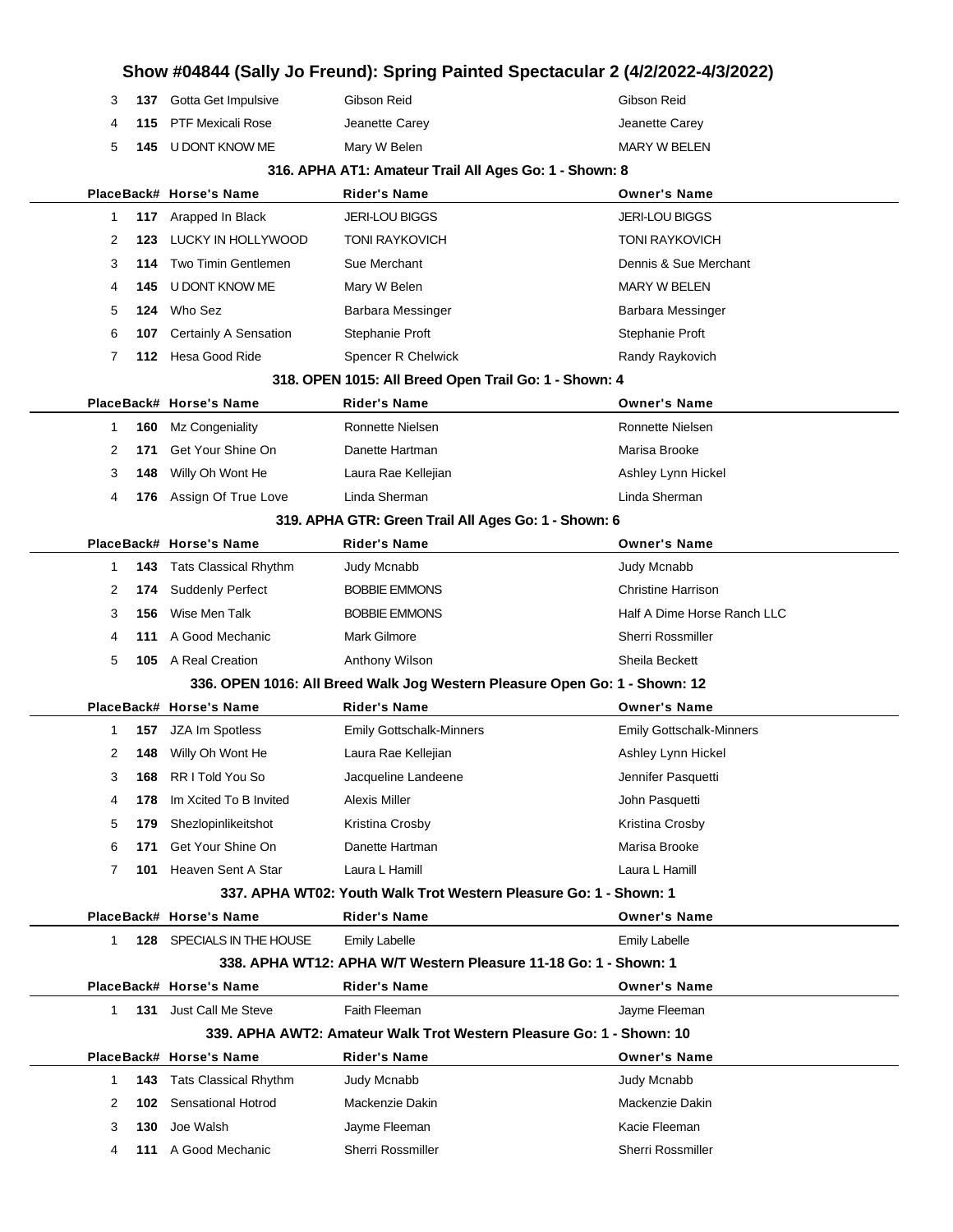# Show #04844 (Sally Jo Freund): Spring Painted Spectacular 2 (4/2/2022-4/3/2022)

| Place | Back# | Horse's Name | Rider's Name | Owner's Name |
|---|---|---|---|---|
| 3 | 137 | Gotta Get Impulsive | Gibson Reid | Gibson Reid |
| 4 | 115 | PTF Mexicali Rose | Jeanette Carey | Jeanette Carey |
| 5 | 145 | U DONT KNOW ME | Mary W Belen | MARY W BELEN |

### 316. APHA AT1: Amateur Trail All Ages Go: 1 - Shown: 8

| Place | Back# | Horse's Name | Rider's Name | Owner's Name |
|---|---|---|---|---|
| 1 | 117 | Arapped In Black | JERI-LOU BIGGS | JERI-LOU BIGGS |
| 2 | 123 | LUCKY IN HOLLYWOOD | TONI RAYKOVICH | TONI RAYKOVICH |
| 3 | 114 | Two Timin Gentlemen | Sue Merchant | Dennis & Sue Merchant |
| 4 | 145 | U DONT KNOW ME | Mary W Belen | MARY W BELEN |
| 5 | 124 | Who Sez | Barbara Messinger | Barbara Messinger |
| 6 | 107 | Certainly A Sensation | Stephanie Proft | Stephanie Proft |
| 7 | 112 | Hesa Good Ride | Spencer R Chelwick | Randy Raykovich |

### 318. OPEN 1015: All Breed Open Trail Go: 1 - Shown: 4

| Place | Back# | Horse's Name | Rider's Name | Owner's Name |
|---|---|---|---|---|
| 1 | 160 | Mz Congeniality | Ronnette Nielsen | Ronnette Nielsen |
| 2 | 171 | Get Your Shine On | Danette Hartman | Marisa Brooke |
| 3 | 148 | Willy Oh Wont He | Laura Rae Kellejian | Ashley Lynn Hickel |
| 4 | 176 | Assign Of True Love | Linda Sherman | Linda Sherman |

### 319. APHA GTR: Green Trail All Ages Go: 1 - Shown: 6

| Place | Back# | Horse's Name | Rider's Name | Owner's Name |
|---|---|---|---|---|
| 1 | 143 | Tats Classical Rhythm | Judy Mcnabb | Judy Mcnabb |
| 2 | 174 | Suddenly Perfect | BOBBIE EMMONS | Christine Harrison |
| 3 | 156 | Wise Men Talk | BOBBIE EMMONS | Half A Dime Horse Ranch LLC |
| 4 | 111 | A Good Mechanic | Mark Gilmore | Sherri Rossmiller |
| 5 | 105 | A Real Creation | Anthony Wilson | Sheila Beckett |

### 336. OPEN 1016: All Breed Walk Jog Western Pleasure Open Go: 1 - Shown: 12

| Place | Back# | Horse's Name | Rider's Name | Owner's Name |
|---|---|---|---|---|
| 1 | 157 | JZA Im Spotless | Emily Gottschalk-Minners | Emily Gottschalk-Minners |
| 2 | 148 | Willy Oh Wont He | Laura Rae Kellejian | Ashley Lynn Hickel |
| 3 | 168 | RR I Told You So | Jacqueline Landeene | Jennifer Pasquetti |
| 4 | 178 | Im Xcited To B Invited | Alexis Miller | John Pasquetti |
| 5 | 179 | Shezlopinlikeitshot | Kristina Crosby | Kristina Crosby |
| 6 | 171 | Get Your Shine On | Danette Hartman | Marisa Brooke |
| 7 | 101 | Heaven Sent A Star | Laura L Hamill | Laura L Hamill |

### 337. APHA WT02: Youth Walk Trot Western Pleasure Go: 1 - Shown: 1

| Place | Back# | Horse's Name | Rider's Name | Owner's Name |
|---|---|---|---|---|
| 1 | 128 | SPECIALS IN THE HOUSE | Emily Labelle | Emily Labelle |

### 338. APHA WT12: APHA W/T Western Pleasure 11-18 Go: 1 - Shown: 1

| Place | Back# | Horse's Name | Rider's Name | Owner's Name |
|---|---|---|---|---|
| 1 | 131 | Just Call Me Steve | Faith Fleeman | Jayme Fleeman |

### 339. APHA AWT2: Amateur Walk Trot Western Pleasure Go: 1 - Shown: 10

| Place | Back# | Horse's Name | Rider's Name | Owner's Name |
|---|---|---|---|---|
| 1 | 143 | Tats Classical Rhythm | Judy Mcnabb | Judy Mcnabb |
| 2 | 102 | Sensational Hotrod | Mackenzie Dakin | Mackenzie Dakin |
| 3 | 130 | Joe Walsh | Jayme Fleeman | Kacie Fleeman |
| 4 | 111 | A Good Mechanic | Sherri Rossmiller | Sherri Rossmiller |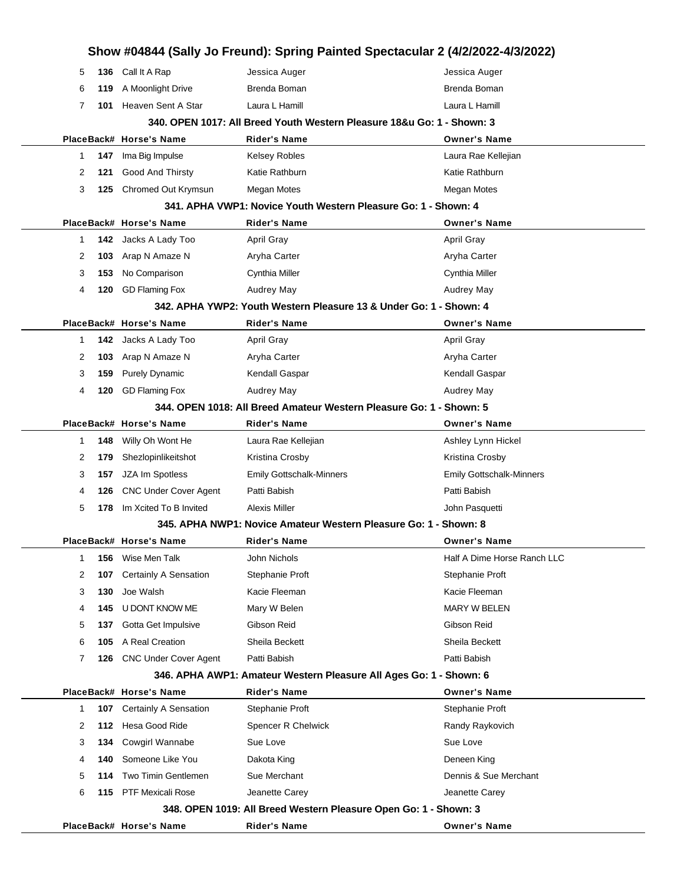## Show #04844 (Sally Jo Freund): Spring Painted Spectacular 2 (4/2/2022-4/3/2022)

| Place | Back# | Horse's Name | Rider's Name | Owner's Name |
|---|---|---|---|---|
| 5 | 136 | Call It A Rap | Jessica Auger | Jessica Auger |
| 6 | 119 | A Moonlight Drive | Brenda Boman | Brenda Boman |
| 7 | 101 | Heaven Sent A Star | Laura L Hamill | Laura L Hamill |

### 340. OPEN 1017: All Breed Youth Western Pleasure 18&u Go: 1 - Shown: 3

| Place | Back# | Horse's Name | Rider's Name | Owner's Name |
|---|---|---|---|---|
| 1 | 147 | Ima Big Impulse | Kelsey Robles | Laura Rae Kellejian |
| 2 | 121 | Good And Thirsty | Katie Rathburn | Katie Rathburn |
| 3 | 125 | Chromed Out Krymsun | Megan Motes | Megan Motes |

### 341. APHA VWP1: Novice Youth Western Pleasure Go: 1 - Shown: 4

| Place | Back# | Horse's Name | Rider's Name | Owner's Name |
|---|---|---|---|---|
| 1 | 142 | Jacks A Lady Too | April Gray | April Gray |
| 2 | 103 | Arap N Amaze N | Aryha Carter | Aryha Carter |
| 3 | 153 | No Comparison | Cynthia Miller | Cynthia Miller |
| 4 | 120 | GD Flaming Fox | Audrey May | Audrey May |

### 342. APHA YWP2: Youth Western Pleasure 13 & Under Go: 1 - Shown: 4

| Place | Back# | Horse's Name | Rider's Name | Owner's Name |
|---|---|---|---|---|
| 1 | 142 | Jacks A Lady Too | April Gray | April Gray |
| 2 | 103 | Arap N Amaze N | Aryha Carter | Aryha Carter |
| 3 | 159 | Purely Dynamic | Kendall Gaspar | Kendall Gaspar |
| 4 | 120 | GD Flaming Fox | Audrey May | Audrey May |

### 344. OPEN 1018: All Breed Amateur Western Pleasure Go: 1 - Shown: 5

| Place | Back# | Horse's Name | Rider's Name | Owner's Name |
|---|---|---|---|---|
| 1 | 148 | Willy Oh Wont He | Laura Rae Kellejian | Ashley Lynn Hickel |
| 2 | 179 | Shezlopinlikeitshot | Kristina Crosby | Kristina Crosby |
| 3 | 157 | JZA Im Spotless | Emily Gottschalk-Minners | Emily Gottschalk-Minners |
| 4 | 126 | CNC Under Cover Agent | Patti Babish | Patti Babish |
| 5 | 178 | Im Xcited To B Invited | Alexis Miller | John Pasquetti |

### 345. APHA NWP1: Novice Amateur Western Pleasure Go: 1 - Shown: 8

| Place | Back# | Horse's Name | Rider's Name | Owner's Name |
|---|---|---|---|---|
| 1 | 156 | Wise Men Talk | John Nichols | Half A Dime Horse Ranch LLC |
| 2 | 107 | Certainly A Sensation | Stephanie Proft | Stephanie Proft |
| 3 | 130 | Joe Walsh | Kacie Fleeman | Kacie Fleeman |
| 4 | 145 | U DONT KNOW ME | Mary W Belen | MARY W BELEN |
| 5 | 137 | Gotta Get Impulsive | Gibson Reid | Gibson Reid |
| 6 | 105 | A Real Creation | Sheila Beckett | Sheila Beckett |
| 7 | 126 | CNC Under Cover Agent | Patti Babish | Patti Babish |

### 346. APHA AWP1: Amateur Western Pleasure All Ages Go: 1 - Shown: 6

| Place | Back# | Horse's Name | Rider's Name | Owner's Name |
|---|---|---|---|---|
| 1 | 107 | Certainly A Sensation | Stephanie Proft | Stephanie Proft |
| 2 | 112 | Hesa Good Ride | Spencer R Chelwick | Randy Raykovich |
| 3 | 134 | Cowgirl Wannabe | Sue Love | Sue Love |
| 4 | 140 | Someone Like You | Dakota King | Deneen King |
| 5 | 114 | Two Timin Gentlemen | Sue Merchant | Dennis & Sue Merchant |
| 6 | 115 | PTF Mexicali Rose | Jeanette Carey | Jeanette Carey |

### 348. OPEN 1019: All Breed Western Pleasure Open Go: 1 - Shown: 3

| Place | Back# | Horse's Name | Rider's Name | Owner's Name |
|---|---|---|---|---|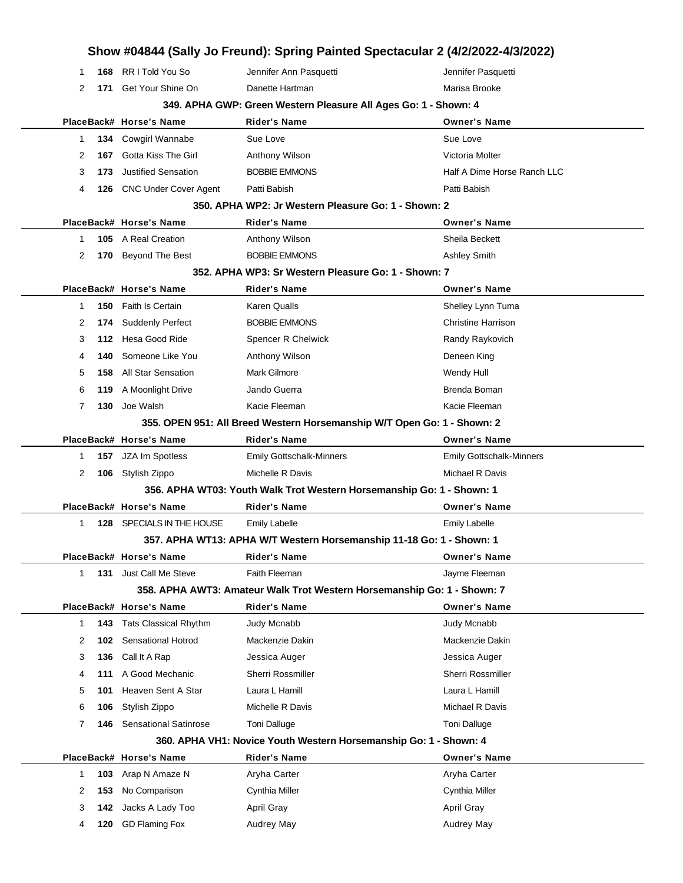# Show #04844 (Sally Jo Freund): Spring Painted Spectacular 2 (4/2/2022-4/3/2022)

| Place | Back# | Horse's Name | Rider's Name | Owner's Name |
|---|---|---|---|---|
| 1 | 168 | RR I Told You So | Jennifer Ann Pasquetti | Jennifer Pasquetti |
| 2 | 171 | Get Your Shine On | Danette Hartman | Marisa Brooke |

### 349. APHA GWP: Green Western Pleasure All Ages Go: 1 - Shown: 4

| Place | Back# | Horse's Name | Rider's Name | Owner's Name |
|---|---|---|---|---|
| 1 | 134 | Cowgirl Wannabe | Sue Love | Sue Love |
| 2 | 167 | Gotta Kiss The Girl | Anthony Wilson | Victoria Molter |
| 3 | 173 | Justified Sensation | BOBBIE EMMONS | Half A Dime Horse Ranch LLC |
| 4 | 126 | CNC Under Cover Agent | Patti Babish | Patti Babish |

### 350. APHA WP2: Jr Western Pleasure Go: 1 - Shown: 2

| Place | Back# | Horse's Name | Rider's Name | Owner's Name |
|---|---|---|---|---|
| 1 | 105 | A Real Creation | Anthony Wilson | Sheila Beckett |
| 2 | 170 | Beyond The Best | BOBBIE EMMONS | Ashley Smith |

### 352. APHA WP3: Sr Western Pleasure Go: 1 - Shown: 7

| Place | Back# | Horse's Name | Rider's Name | Owner's Name |
|---|---|---|---|---|
| 1 | 150 | Faith Is Certain | Karen Qualls | Shelley Lynn Tuma |
| 2 | 174 | Suddenly Perfect | BOBBIE EMMONS | Christine Harrison |
| 3 | 112 | Hesa Good Ride | Spencer R Chelwick | Randy Raykovich |
| 4 | 140 | Someone Like You | Anthony Wilson | Deneen King |
| 5 | 158 | All Star Sensation | Mark Gilmore | Wendy Hull |
| 6 | 119 | A Moonlight Drive | Jando Guerra | Brenda Boman |
| 7 | 130 | Joe Walsh | Kacie Fleeman | Kacie Fleeman |

### 355. OPEN 951: All Breed Western Horsemanship W/T Open Go: 1 - Shown: 2

| Place | Back# | Horse's Name | Rider's Name | Owner's Name |
|---|---|---|---|---|
| 1 | 157 | JZA Im Spotless | Emily Gottschalk-Minners | Emily Gottschalk-Minners |
| 2 | 106 | Stylish Zippo | Michelle R Davis | Michael R Davis |

### 356. APHA WT03: Youth Walk Trot Western Horsemanship Go: 1 - Shown: 1

| Place | Back# | Horse's Name | Rider's Name | Owner's Name |
|---|---|---|---|---|
| 1 | 128 | SPECIALS IN THE HOUSE | Emily Labelle | Emily Labelle |

### 357. APHA WT13: APHA W/T Western Horsemanship 11-18 Go: 1 - Shown: 1

| Place | Back# | Horse's Name | Rider's Name | Owner's Name |
|---|---|---|---|---|
| 1 | 131 | Just Call Me Steve | Faith Fleeman | Jayme Fleeman |

### 358. APHA AWT3: Amateur Walk Trot Western Horsemanship Go: 1 - Shown: 7

| Place | Back# | Horse's Name | Rider's Name | Owner's Name |
|---|---|---|---|---|
| 1 | 143 | Tats Classical Rhythm | Judy Mcnabb | Judy Mcnabb |
| 2 | 102 | Sensational Hotrod | Mackenzie Dakin | Mackenzie Dakin |
| 3 | 136 | Call It A Rap | Jessica Auger | Jessica Auger |
| 4 | 111 | A Good Mechanic | Sherri Rossmiller | Sherri Rossmiller |
| 5 | 101 | Heaven Sent A Star | Laura L Hamill | Laura L Hamill |
| 6 | 106 | Stylish Zippo | Michelle R Davis | Michael R Davis |
| 7 | 146 | Sensational Satinrose | Toni Dalluge | Toni Dalluge |

### 360. APHA VH1: Novice Youth Western Horsemanship Go: 1 - Shown: 4

| Place | Back# | Horse's Name | Rider's Name | Owner's Name |
|---|---|---|---|---|
| 1 | 103 | Arap N Amaze N | Aryha Carter | Aryha Carter |
| 2 | 153 | No Comparison | Cynthia Miller | Cynthia Miller |
| 3 | 142 | Jacks A Lady Too | April Gray | April Gray |
| 4 | 120 | GD Flaming Fox | Audrey May | Audrey May |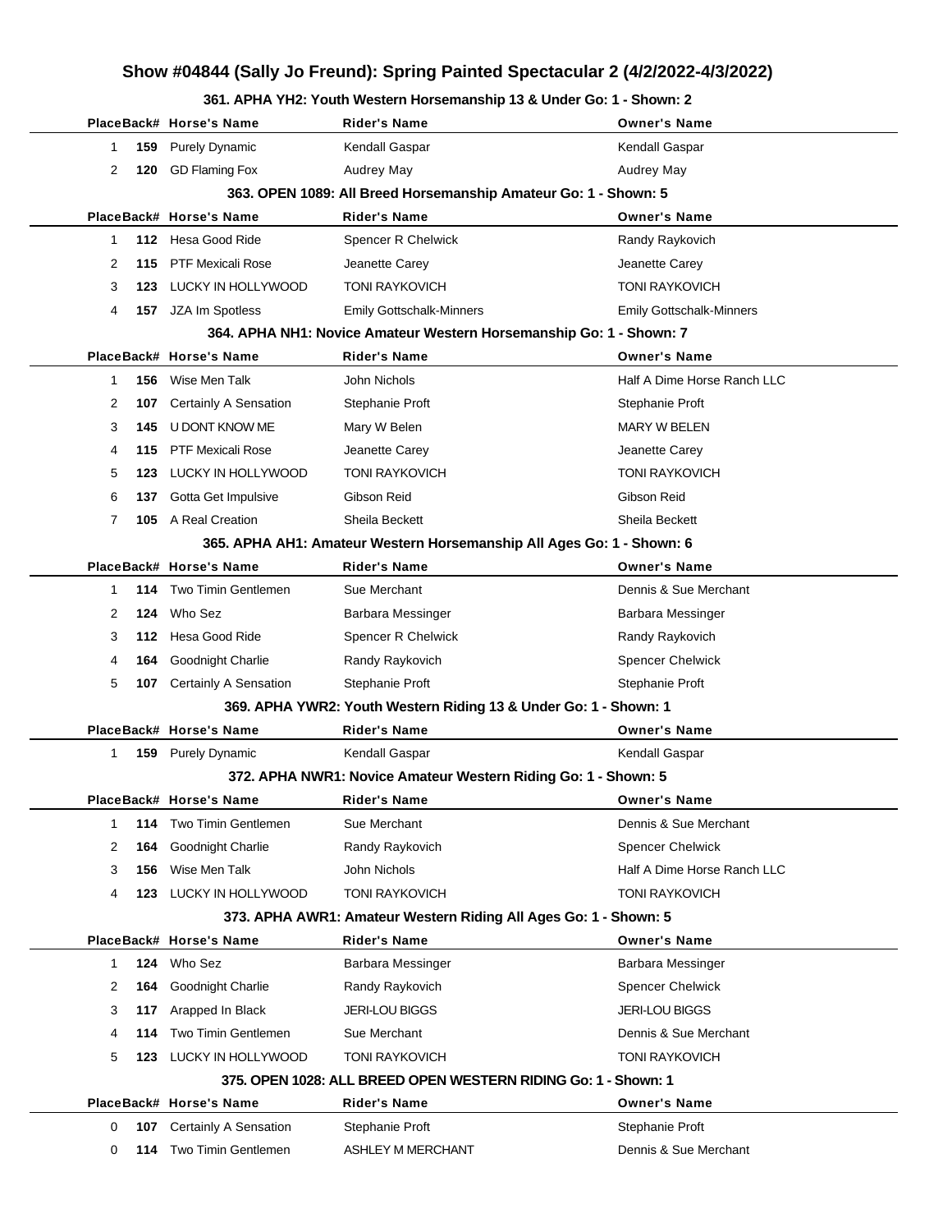# Show #04844 (Sally Jo Freund): Spring Painted Spectacular 2 (4/2/2022-4/3/2022)

### 361. APHA YH2: Youth Western Horsemanship 13 & Under Go: 1 - Shown: 2

| Place | Back# | Horse's Name | Rider's Name | Owner's Name |
|---|---|---|---|---|
| 1 | 159 | Purely Dynamic | Kendall Gaspar | Kendall Gaspar |
| 2 | 120 | GD Flaming Fox | Audrey May | Audrey May |

### 363. OPEN 1089: All Breed Horsemanship Amateur Go: 1 - Shown: 5

| Place | Back# | Horse's Name | Rider's Name | Owner's Name |
|---|---|---|---|---|
| 1 | 112 | Hesa Good Ride | Spencer R Chelwick | Randy Raykovich |
| 2 | 115 | PTF Mexicali Rose | Jeanette Carey | Jeanette Carey |
| 3 | 123 | LUCKY IN HOLLYWOOD | TONI RAYKOVICH | TONI RAYKOVICH |
| 4 | 157 | JZA Im Spotless | Emily Gottschalk-Minners | Emily Gottschalk-Minners |

### 364. APHA NH1: Novice Amateur Western Horsemanship Go: 1 - Shown: 7

| Place | Back# | Horse's Name | Rider's Name | Owner's Name |
|---|---|---|---|---|
| 1 | 156 | Wise Men Talk | John Nichols | Half A Dime Horse Ranch LLC |
| 2 | 107 | Certainly A Sensation | Stephanie Proft | Stephanie Proft |
| 3 | 145 | U DONT KNOW ME | Mary W Belen | MARY W BELEN |
| 4 | 115 | PTF Mexicali Rose | Jeanette Carey | Jeanette Carey |
| 5 | 123 | LUCKY IN HOLLYWOOD | TONI RAYKOVICH | TONI RAYKOVICH |
| 6 | 137 | Gotta Get Impulsive | Gibson Reid | Gibson Reid |
| 7 | 105 | A Real Creation | Sheila Beckett | Sheila Beckett |

### 365. APHA AH1: Amateur Western Horsemanship All Ages Go: 1 - Shown: 6

| Place | Back# | Horse's Name | Rider's Name | Owner's Name |
|---|---|---|---|---|
| 1 | 114 | Two Timin Gentlemen | Sue Merchant | Dennis & Sue Merchant |
| 2 | 124 | Who Sez | Barbara Messinger | Barbara Messinger |
| 3 | 112 | Hesa Good Ride | Spencer R Chelwick | Randy Raykovich |
| 4 | 164 | Goodnight Charlie | Randy Raykovich | Spencer Chelwick |
| 5 | 107 | Certainly A Sensation | Stephanie Proft | Stephanie Proft |

### 369. APHA YWR2: Youth Western Riding 13 & Under Go: 1 - Shown: 1

| Place | Back# | Horse's Name | Rider's Name | Owner's Name |
|---|---|---|---|---|
| 1 | 159 | Purely Dynamic | Kendall Gaspar | Kendall Gaspar |

### 372. APHA NWR1: Novice Amateur Western Riding Go: 1 - Shown: 5

| Place | Back# | Horse's Name | Rider's Name | Owner's Name |
|---|---|---|---|---|
| 1 | 114 | Two Timin Gentlemen | Sue Merchant | Dennis & Sue Merchant |
| 2 | 164 | Goodnight Charlie | Randy Raykovich | Spencer Chelwick |
| 3 | 156 | Wise Men Talk | John Nichols | Half A Dime Horse Ranch LLC |
| 4 | 123 | LUCKY IN HOLLYWOOD | TONI RAYKOVICH | TONI RAYKOVICH |

### 373. APHA AWR1: Amateur Western Riding All Ages Go: 1 - Shown: 5

| Place | Back# | Horse's Name | Rider's Name | Owner's Name |
|---|---|---|---|---|
| 1 | 124 | Who Sez | Barbara Messinger | Barbara Messinger |
| 2 | 164 | Goodnight Charlie | Randy Raykovich | Spencer Chelwick |
| 3 | 117 | Arapped In Black | JERI-LOU BIGGS | JERI-LOU BIGGS |
| 4 | 114 | Two Timin Gentlemen | Sue Merchant | Dennis & Sue Merchant |
| 5 | 123 | LUCKY IN HOLLYWOOD | TONI RAYKOVICH | TONI RAYKOVICH |

### 375. OPEN 1028: ALL BREED OPEN WESTERN RIDING Go: 1 - Shown: 1

| Place | Back# | Horse's Name | Rider's Name | Owner's Name |
|---|---|---|---|---|
| 0 | 107 | Certainly A Sensation | Stephanie Proft | Stephanie Proft |
| 0 | 114 | Two Timin Gentlemen | ASHLEY M MERCHANT | Dennis & Sue Merchant |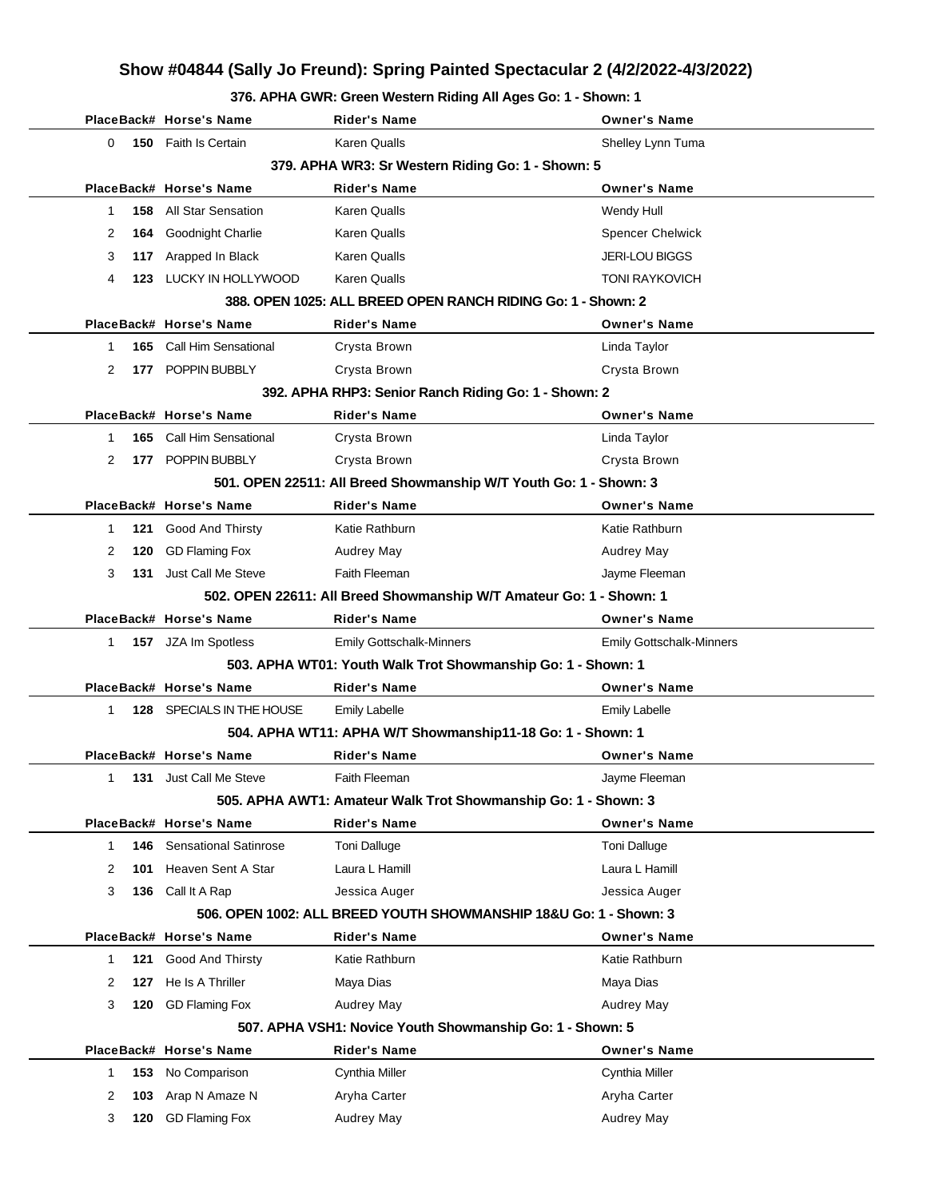# Show #04844 (Sally Jo Freund): Spring Painted Spectacular 2 (4/2/2022-4/3/2022)

### 376. APHA GWR: Green Western Riding All Ages Go: 1 - Shown: 1

| Place | Back# | Horse's Name | Rider's Name | Owner's Name |
|---|---|---|---|---|
| 0 | **150** | Faith Is Certain | Karen Qualls | Shelley Lynn Tuma |

### 379. APHA WR3: Sr Western Riding Go: 1 - Shown: 5

| Place | Back# | Horse's Name | Rider's Name | Owner's Name |
|---|---|---|---|---|
| 1 | **158** | All Star Sensation | Karen Qualls | Wendy Hull |
| 2 | **164** | Goodnight Charlie | Karen Qualls | Spencer Chelwick |
| 3 | **117** | Arapped In Black | Karen Qualls | JERI-LOU BIGGS |
| 4 | **123** | LUCKY IN HOLLYWOOD | Karen Qualls | TONI RAYKOVICH |

### 388. OPEN 1025: ALL BREED OPEN RANCH RIDING Go: 1 - Shown: 2

| Place | Back# | Horse's Name | Rider's Name | Owner's Name |
|---|---|---|---|---|
| 1 | **165** | Call Him Sensational | Crysta Brown | Linda Taylor |
| 2 | **177** | POPPIN BUBBLY | Crysta Brown | Crysta Brown |

### 392. APHA RHP3: Senior Ranch Riding Go: 1 - Shown: 2

| Place | Back# | Horse's Name | Rider's Name | Owner's Name |
|---|---|---|---|---|
| 1 | **165** | Call Him Sensational | Crysta Brown | Linda Taylor |
| 2 | **177** | POPPIN BUBBLY | Crysta Brown | Crysta Brown |

### 501. OPEN 22511: All Breed Showmanship W/T Youth Go: 1 - Shown: 3

| Place | Back# | Horse's Name | Rider's Name | Owner's Name |
|---|---|---|---|---|
| 1 | **121** | Good And Thirsty | Katie Rathburn | Katie Rathburn |
| 2 | **120** | GD Flaming Fox | Audrey May | Audrey May |
| 3 | **131** | Just Call Me Steve | Faith Fleeman | Jayme Fleeman |

### 502. OPEN 22611: All Breed Showmanship W/T Amateur Go: 1 - Shown: 1

| Place | Back# | Horse's Name | Rider's Name | Owner's Name |
|---|---|---|---|---|
| 1 | **157** | JZA Im Spotless | Emily Gottschalk-Minners | Emily Gottschalk-Minners |

### 503. APHA WT01: Youth Walk Trot Showmanship Go: 1 - Shown: 1

| Place | Back# | Horse's Name | Rider's Name | Owner's Name |
|---|---|---|---|---|
| 1 | **128** | SPECIALS IN THE HOUSE | Emily Labelle | Emily Labelle |

### 504. APHA WT11: APHA W/T Showmanship11-18 Go: 1 - Shown: 1

| Place | Back# | Horse's Name | Rider's Name | Owner's Name |
|---|---|---|---|---|
| 1 | **131** | Just Call Me Steve | Faith Fleeman | Jayme Fleeman |

### 505. APHA AWT1: Amateur Walk Trot Showmanship Go: 1 - Shown: 3

| Place | Back# | Horse's Name | Rider's Name | Owner's Name |
|---|---|---|---|---|
| 1 | **146** | Sensational Satinrose | Toni Dalluge | Toni Dalluge |
| 2 | **101** | Heaven Sent A Star | Laura L Hamill | Laura L Hamill |
| 3 | **136** | Call It A Rap | Jessica Auger | Jessica Auger |

### 506. OPEN 1002: ALL BREED YOUTH SHOWMANSHIP 18&U Go: 1 - Shown: 3

| Place | Back# | Horse's Name | Rider's Name | Owner's Name |
|---|---|---|---|---|
| 1 | **121** | Good And Thirsty | Katie Rathburn | Katie Rathburn |
| 2 | **127** | He Is A Thriller | Maya Dias | Maya Dias |
| 3 | **120** | GD Flaming Fox | Audrey May | Audrey May |

### 507. APHA VSH1: Novice Youth Showmanship Go: 1 - Shown: 5

| Place | Back# | Horse's Name | Rider's Name | Owner's Name |
|---|---|---|---|---|
| 1 | **153** | No Comparison | Cynthia Miller | Cynthia Miller |
| 2 | **103** | Arap N Amaze N | Aryha Carter | Aryha Carter |
| 3 | **120** | GD Flaming Fox | Audrey May | Audrey May |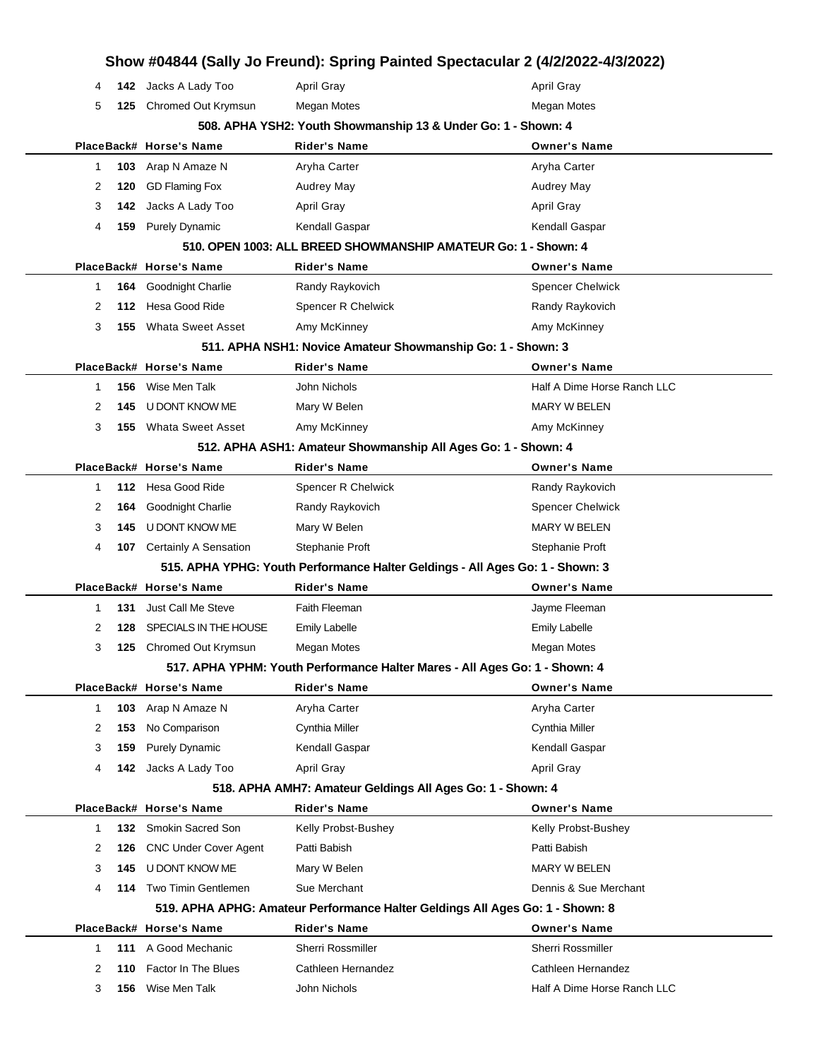# Show #04844 (Sally Jo Freund): Spring Painted Spectacular 2 (4/2/2022-4/3/2022)

| Place | Back# | Horse's Name | Rider's Name | Owner's Name |
|---|---|---|---|---|
| 4 | 142 | Jacks A Lady Too | April Gray | April Gray |
| 5 | 125 | Chromed Out Krymsun | Megan Motes | Megan Motes |

### 508. APHA YSH2: Youth Showmanship 13 & Under Go: 1 - Shown: 4

| Place | Back# | Horse's Name | Rider's Name | Owner's Name |
|---|---|---|---|---|
| 1 | 103 | Arap N Amaze N | Aryha Carter | Aryha Carter |
| 2 | 120 | GD Flaming Fox | Audrey May | Audrey May |
| 3 | 142 | Jacks A Lady Too | April Gray | April Gray |
| 4 | 159 | Purely Dynamic | Kendall Gaspar | Kendall Gaspar |

### 510. OPEN 1003: ALL BREED SHOWMANSHIP AMATEUR Go: 1 - Shown: 4

| Place | Back# | Horse's Name | Rider's Name | Owner's Name |
|---|---|---|---|---|
| 1 | 164 | Goodnight Charlie | Randy Raykovich | Spencer Chelwick |
| 2 | 112 | Hesa Good Ride | Spencer R Chelwick | Randy Raykovich |
| 3 | 155 | Whata Sweet Asset | Amy McKinney | Amy McKinney |

### 511. APHA NSH1: Novice Amateur Showmanship Go: 1 - Shown: 3

| Place | Back# | Horse's Name | Rider's Name | Owner's Name |
|---|---|---|---|---|
| 1 | 156 | Wise Men Talk | John Nichols | Half A Dime Horse Ranch LLC |
| 2 | 145 | U DONT KNOW ME | Mary W Belen | MARY W BELEN |
| 3 | 155 | Whata Sweet Asset | Amy McKinney | Amy McKinney |

### 512. APHA ASH1: Amateur Showmanship All Ages Go: 1 - Shown: 4

| Place | Back# | Horse's Name | Rider's Name | Owner's Name |
|---|---|---|---|---|
| 1 | 112 | Hesa Good Ride | Spencer R Chelwick | Randy Raykovich |
| 2 | 164 | Goodnight Charlie | Randy Raykovich | Spencer Chelwick |
| 3 | 145 | U DONT KNOW ME | Mary W Belen | MARY W BELEN |
| 4 | 107 | Certainly A Sensation | Stephanie Proft | Stephanie Proft |

### 515. APHA YPHG: Youth Performance Halter Geldings - All Ages Go: 1 - Shown: 3

| Place | Back# | Horse's Name | Rider's Name | Owner's Name |
|---|---|---|---|---|
| 1 | 131 | Just Call Me Steve | Faith Fleeman | Jayme Fleeman |
| 2 | 128 | SPECIALS IN THE HOUSE | Emily Labelle | Emily Labelle |
| 3 | 125 | Chromed Out Krymsun | Megan Motes | Megan Motes |

### 517. APHA YPHM: Youth Performance Halter Mares - All Ages Go: 1 - Shown: 4

| Place | Back# | Horse's Name | Rider's Name | Owner's Name |
|---|---|---|---|---|
| 1 | 103 | Arap N Amaze N | Aryha Carter | Aryha Carter |
| 2 | 153 | No Comparison | Cynthia Miller | Cynthia Miller |
| 3 | 159 | Purely Dynamic | Kendall Gaspar | Kendall Gaspar |
| 4 | 142 | Jacks A Lady Too | April Gray | April Gray |

### 518. APHA AMH7: Amateur Geldings All Ages Go: 1 - Shown: 4

| Place | Back# | Horse's Name | Rider's Name | Owner's Name |
|---|---|---|---|---|
| 1 | 132 | Smokin Sacred Son | Kelly Probst-Bushey | Kelly Probst-Bushey |
| 2 | 126 | CNC Under Cover Agent | Patti Babish | Patti Babish |
| 3 | 145 | U DONT KNOW ME | Mary W Belen | MARY W BELEN |
| 4 | 114 | Two Timin Gentlemen | Sue Merchant | Dennis & Sue Merchant |

### 519. APHA APHG: Amateur Performance Halter Geldings All Ages Go: 1 - Shown: 8

| Place | Back# | Horse's Name | Rider's Name | Owner's Name |
|---|---|---|---|---|
| 1 | 111 | A Good Mechanic | Sherri Rossmiller | Sherri Rossmiller |
| 2 | 110 | Factor In The Blues | Cathleen Hernandez | Cathleen Hernandez |
| 3 | 156 | Wise Men Talk | John Nichols | Half A Dime Horse Ranch LLC |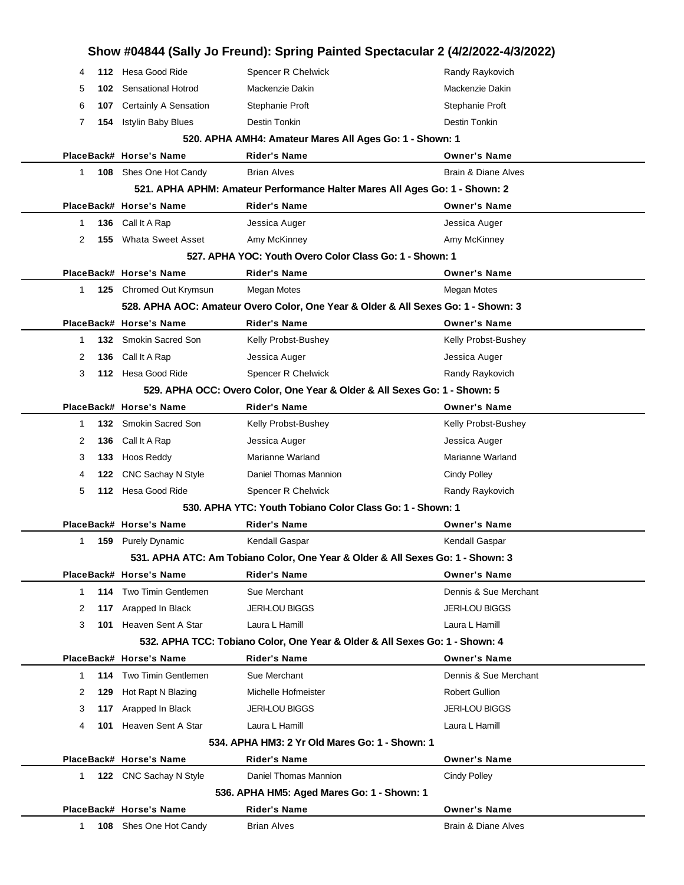# Show #04844 (Sally Jo Freund): Spring Painted Spectacular 2 (4/2/2022-4/3/2022)

| Place | Back# | Horse's Name | Rider's Name | Owner's Name |
|---|---|---|---|---|
| 4 | 112 | Hesa Good Ride | Spencer R Chelwick | Randy Raykovich |
| 5 | 102 | Sensational Hotrod | Mackenzie Dakin | Mackenzie Dakin |
| 6 | 107 | Certainly A Sensation | Stephanie Proft | Stephanie Proft |
| 7 | 154 | Istylin Baby Blues | Destin Tonkin | Destin Tonkin |

### 520. APHA AMH4: Amateur Mares All Ages Go: 1 - Shown: 1

| Place | Back# | Horse's Name | Rider's Name | Owner's Name |
|---|---|---|---|---|
| 1 | 108 | Shes One Hot Candy | Brian Alves | Brain & Diane Alves |

### 521. APHA APHM: Amateur Performance Halter Mares All Ages Go: 1 - Shown: 2

| Place | Back# | Horse's Name | Rider's Name | Owner's Name |
|---|---|---|---|---|
| 1 | 136 | Call It A Rap | Jessica Auger | Jessica Auger |
| 2 | 155 | Whata Sweet Asset | Amy McKinney | Amy McKinney |

### 527. APHA YOC: Youth Overo Color Class Go: 1 - Shown: 1

| Place | Back# | Horse's Name | Rider's Name | Owner's Name |
|---|---|---|---|---|
| 1 | 125 | Chromed Out Krymsun | Megan Motes | Megan Motes |

### 528. APHA AOC: Amateur Overo Color, One Year & Older & All Sexes Go: 1 - Shown: 3

| Place | Back# | Horse's Name | Rider's Name | Owner's Name |
|---|---|---|---|---|
| 1 | 132 | Smokin Sacred Son | Kelly Probst-Bushey | Kelly Probst-Bushey |
| 2 | 136 | Call It A Rap | Jessica Auger | Jessica Auger |
| 3 | 112 | Hesa Good Ride | Spencer R Chelwick | Randy Raykovich |

### 529. APHA OCC: Overo Color, One Year & Older & All Sexes Go: 1 - Shown: 5

| Place | Back# | Horse's Name | Rider's Name | Owner's Name |
|---|---|---|---|---|
| 1 | 132 | Smokin Sacred Son | Kelly Probst-Bushey | Kelly Probst-Bushey |
| 2 | 136 | Call It A Rap | Jessica Auger | Jessica Auger |
| 3 | 133 | Hoos Reddy | Marianne Warland | Marianne Warland |
| 4 | 122 | CNC Sachay N Style | Daniel Thomas Mannion | Cindy Polley |
| 5 | 112 | Hesa Good Ride | Spencer R Chelwick | Randy Raykovich |

### 530. APHA YTC: Youth Tobiano Color Class Go: 1 - Shown: 1

| Place | Back# | Horse's Name | Rider's Name | Owner's Name |
|---|---|---|---|---|
| 1 | 159 | Purely Dynamic | Kendall Gaspar | Kendall Gaspar |

### 531. APHA ATC: Am Tobiano Color, One Year & Older & All Sexes Go: 1 - Shown: 3

| Place | Back# | Horse's Name | Rider's Name | Owner's Name |
|---|---|---|---|---|
| 1 | 114 | Two Timin Gentlemen | Sue Merchant | Dennis & Sue Merchant |
| 2 | 117 | Arapped In Black | JERI-LOU BIGGS | JERI-LOU BIGGS |
| 3 | 101 | Heaven Sent A Star | Laura L Hamill | Laura L Hamill |

### 532. APHA TCC: Tobiano Color, One Year & Older & All Sexes Go: 1 - Shown: 4

| Place | Back# | Horse's Name | Rider's Name | Owner's Name |
|---|---|---|---|---|
| 1 | 114 | Two Timin Gentlemen | Sue Merchant | Dennis & Sue Merchant |
| 2 | 129 | Hot Rapt N Blazing | Michelle Hofmeister | Robert Gullion |
| 3 | 117 | Arapped In Black | JERI-LOU BIGGS | JERI-LOU BIGGS |
| 4 | 101 | Heaven Sent A Star | Laura L Hamill | Laura L Hamill |

### 534. APHA HM3: 2 Yr Old Mares Go: 1 - Shown: 1

| Place | Back# | Horse's Name | Rider's Name | Owner's Name |
|---|---|---|---|---|
| 1 | 122 | CNC Sachay N Style | Daniel Thomas Mannion | Cindy Polley |

### 536. APHA HM5: Aged Mares Go: 1 - Shown: 1

| Place | Back# | Horse's Name | Rider's Name | Owner's Name |
|---|---|---|---|---|
| 1 | 108 | Shes One Hot Candy | Brian Alves | Brain & Diane Alves |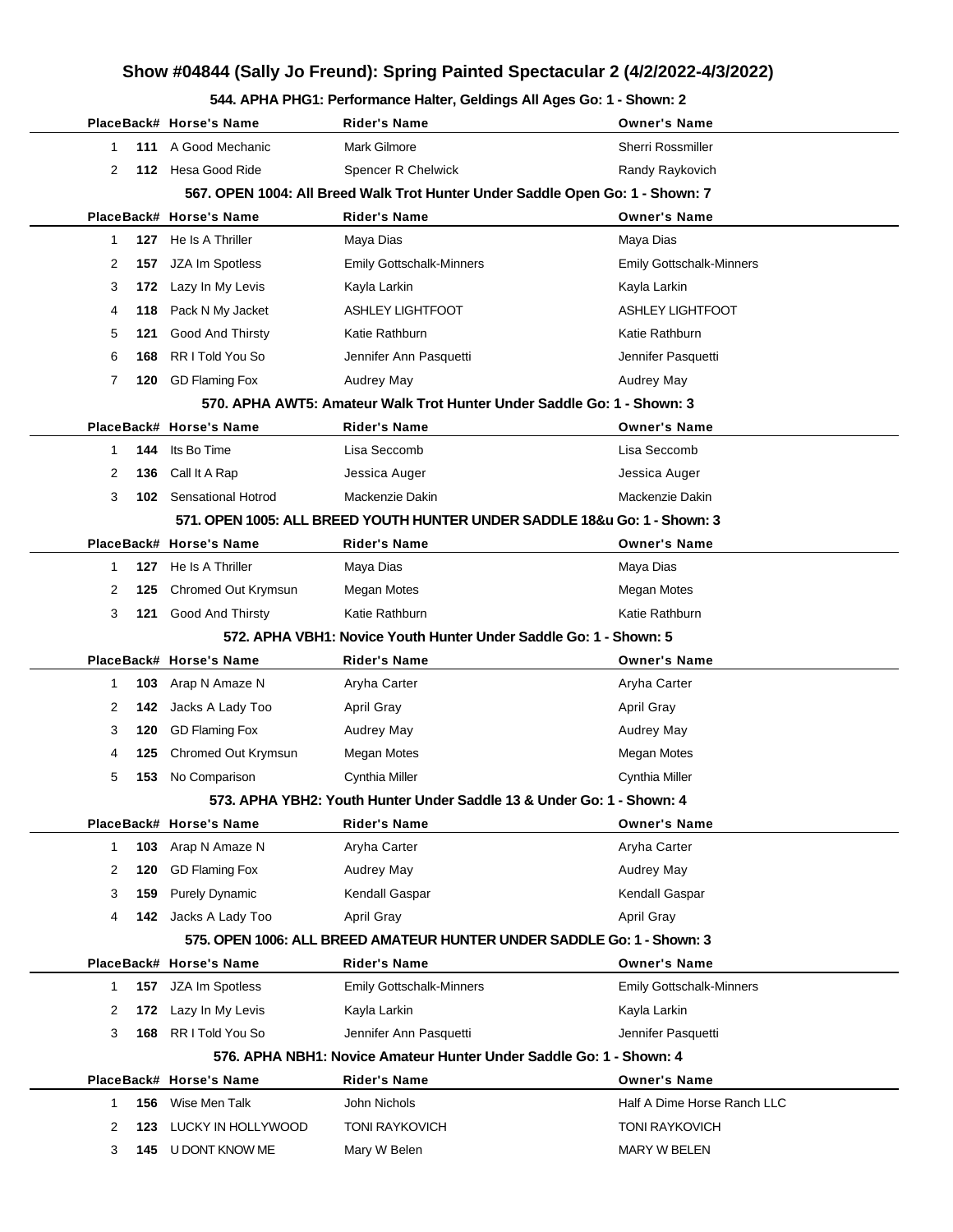# Show #04844 (Sally Jo Freund): Spring Painted Spectacular 2 (4/2/2022-4/3/2022)

### 544. APHA PHG1: Performance Halter, Geldings All Ages Go: 1 - Shown: 2

| Place | Back# | Horse's Name | Rider's Name | Owner's Name |
|---|---|---|---|---|
| 1 | 111 | A Good Mechanic | Mark Gilmore | Sherri Rossmiller |
| 2 | 112 | Hesa Good Ride | Spencer R Chelwick | Randy Raykovich |

### 567. OPEN 1004: All Breed Walk Trot Hunter Under Saddle Open Go: 1 - Shown: 7

| Place | Back# | Horse's Name | Rider's Name | Owner's Name |
|---|---|---|---|---|
| 1 | 127 | He Is A Thriller | Maya Dias | Maya Dias |
| 2 | 157 | JZA Im Spotless | Emily Gottschalk-Minners | Emily Gottschalk-Minners |
| 3 | 172 | Lazy In My Levis | Kayla Larkin | Kayla Larkin |
| 4 | 118 | Pack N My Jacket | ASHLEY LIGHTFOOT | ASHLEY LIGHTFOOT |
| 5 | 121 | Good And Thirsty | Katie Rathburn | Katie Rathburn |
| 6 | 168 | RR I Told You So | Jennifer Ann Pasquetti | Jennifer Pasquetti |
| 7 | 120 | GD Flaming Fox | Audrey May | Audrey May |

### 570. APHA AWT5: Amateur Walk Trot Hunter Under Saddle Go: 1 - Shown: 3

| Place | Back# | Horse's Name | Rider's Name | Owner's Name |
|---|---|---|---|---|
| 1 | 144 | Its Bo Time | Lisa Seccomb | Lisa Seccomb |
| 2 | 136 | Call It A Rap | Jessica Auger | Jessica Auger |
| 3 | 102 | Sensational Hotrod | Mackenzie Dakin | Mackenzie Dakin |

### 571. OPEN 1005: ALL BREED YOUTH HUNTER UNDER SADDLE 18&u Go: 1 - Shown: 3

| Place | Back# | Horse's Name | Rider's Name | Owner's Name |
|---|---|---|---|---|
| 1 | 127 | He Is A Thriller | Maya Dias | Maya Dias |
| 2 | 125 | Chromed Out Krymsun | Megan Motes | Megan Motes |
| 3 | 121 | Good And Thirsty | Katie Rathburn | Katie Rathburn |

### 572. APHA VBH1: Novice Youth Hunter Under Saddle Go: 1 - Shown: 5

| Place | Back# | Horse's Name | Rider's Name | Owner's Name |
|---|---|---|---|---|
| 1 | 103 | Arap N Amaze N | Aryha Carter | Aryha Carter |
| 2 | 142 | Jacks A Lady Too | April Gray | April Gray |
| 3 | 120 | GD Flaming Fox | Audrey May | Audrey May |
| 4 | 125 | Chromed Out Krymsun | Megan Motes | Megan Motes |
| 5 | 153 | No Comparison | Cynthia Miller | Cynthia Miller |

### 573. APHA YBH2: Youth Hunter Under Saddle 13 & Under Go: 1 - Shown: 4

| Place | Back# | Horse's Name | Rider's Name | Owner's Name |
|---|---|---|---|---|
| 1 | 103 | Arap N Amaze N | Aryha Carter | Aryha Carter |
| 2 | 120 | GD Flaming Fox | Audrey May | Audrey May |
| 3 | 159 | Purely Dynamic | Kendall Gaspar | Kendall Gaspar |
| 4 | 142 | Jacks A Lady Too | April Gray | April Gray |

### 575. OPEN 1006: ALL BREED AMATEUR HUNTER UNDER SADDLE Go: 1 - Shown: 3

| Place | Back# | Horse's Name | Rider's Name | Owner's Name |
|---|---|---|---|---|
| 1 | 157 | JZA Im Spotless | Emily Gottschalk-Minners | Emily Gottschalk-Minners |
| 2 | 172 | Lazy In My Levis | Kayla Larkin | Kayla Larkin |
| 3 | 168 | RR I Told You So | Jennifer Ann Pasquetti | Jennifer Pasquetti |

### 576. APHA NBH1: Novice Amateur Hunter Under Saddle Go: 1 - Shown: 4

| Place | Back# | Horse's Name | Rider's Name | Owner's Name |
|---|---|---|---|---|
| 1 | 156 | Wise Men Talk | John Nichols | Half A Dime Horse Ranch LLC |
| 2 | 123 | LUCKY IN HOLLYWOOD | TONI RAYKOVICH | TONI RAYKOVICH |
| 3 | 145 | U DONT KNOW ME | Mary W Belen | MARY W BELEN |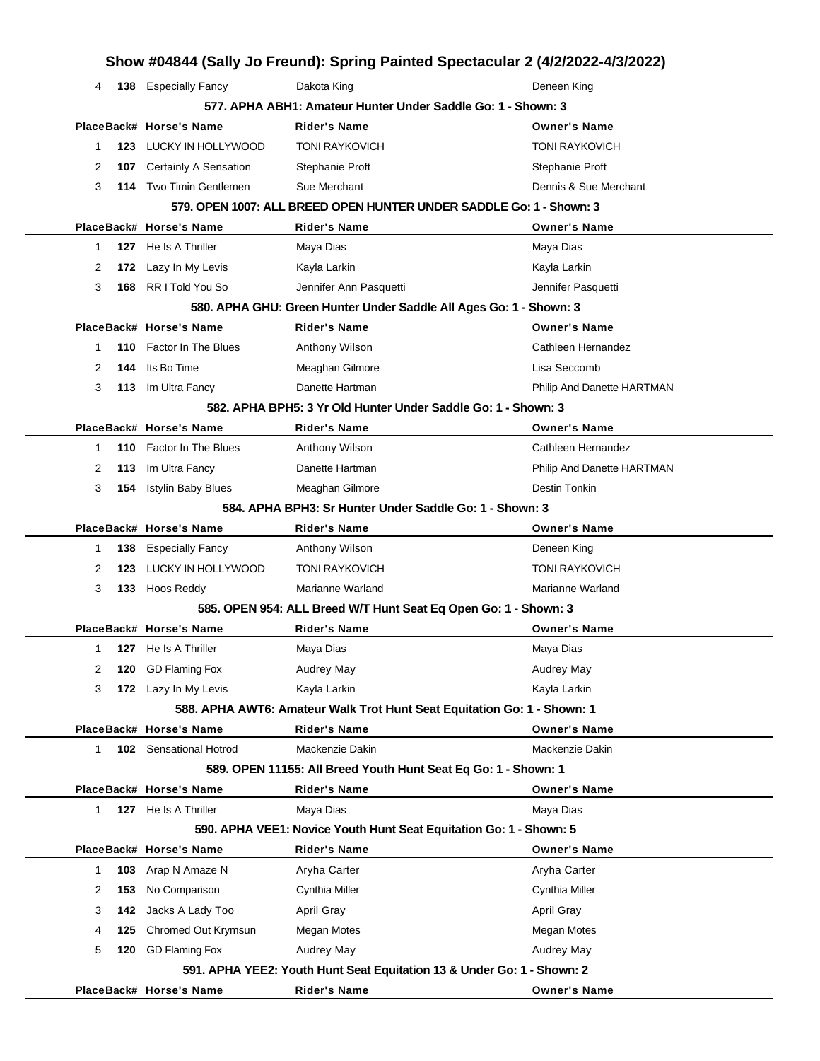| Place | Back# | Horse's Name | Rider's Name | Owner's Name |
|---|---|---|---|---|
| 4 | **138** | Especially Fancy | Dakota King | Deneen King |

### 577. APHA ABH1: Amateur Hunter Under Saddle Go: 1 - Shown: 3

| Place | Back# | Horse's Name | Rider's Name | Owner's Name |
|---|---|---|---|---|
| 1 | **123** | LUCKY IN HOLLYWOOD | TONI RAYKOVICH | TONI RAYKOVICH |
| 2 | **107** | Certainly A Sensation | Stephanie Proft | Stephanie Proft |
| 3 | **114** | Two Timin Gentlemen | Sue Merchant | Dennis & Sue Merchant |

### 579. OPEN 1007: ALL BREED OPEN HUNTER UNDER SADDLE Go: 1 - Shown: 3

| Place | Back# | Horse's Name | Rider's Name | Owner's Name |
|---|---|---|---|---|
| 1 | **127** | He Is A Thriller | Maya Dias | Maya Dias |
| 2 | **172** | Lazy In My Levis | Kayla Larkin | Kayla Larkin |
| 3 | **168** | RR I Told You So | Jennifer Ann Pasquetti | Jennifer Pasquetti |

### 580. APHA GHU: Green Hunter Under Saddle All Ages Go: 1 - Shown: 3

| Place | Back# | Horse's Name | Rider's Name | Owner's Name |
|---|---|---|---|---|
| 1 | **110** | Factor In The Blues | Anthony Wilson | Cathleen Hernandez |
| 2 | **144** | Its Bo Time | Meaghan Gilmore | Lisa Seccomb |
| 3 | **113** | Im Ultra Fancy | Danette Hartman | Philip And Danette HARTMAN |

### 582. APHA BPH5: 3 Yr Old Hunter Under Saddle Go: 1 - Shown: 3

| Place | Back# | Horse's Name | Rider's Name | Owner's Name |
|---|---|---|---|---|
| 1 | **110** | Factor In The Blues | Anthony Wilson | Cathleen Hernandez |
| 2 | **113** | Im Ultra Fancy | Danette Hartman | Philip And Danette HARTMAN |
| 3 | **154** | Istylin Baby Blues | Meaghan Gilmore | Destin Tonkin |

### 584. APHA BPH3: Sr Hunter Under Saddle Go: 1 - Shown: 3

| Place | Back# | Horse's Name | Rider's Name | Owner's Name |
|---|---|---|---|---|
| 1 | **138** | Especially Fancy | Anthony Wilson | Deneen King |
| 2 | **123** | LUCKY IN HOLLYWOOD | TONI RAYKOVICH | TONI RAYKOVICH |
| 3 | **133** | Hoos Reddy | Marianne Warland | Marianne Warland |

### 585. OPEN 954: ALL Breed W/T Hunt Seat Eq Open Go: 1 - Shown: 3

| Place | Back# | Horse's Name | Rider's Name | Owner's Name |
|---|---|---|---|---|
| 1 | **127** | He Is A Thriller | Maya Dias | Maya Dias |
| 2 | **120** | GD Flaming Fox | Audrey May | Audrey May |
| 3 | **172** | Lazy In My Levis | Kayla Larkin | Kayla Larkin |

### 588. APHA AWT6: Amateur Walk Trot Hunt Seat Equitation Go: 1 - Shown: 1

| Place | Back# | Horse's Name | Rider's Name | Owner's Name |
|---|---|---|---|---|
| 1 | **102** | Sensational Hotrod | Mackenzie Dakin | Mackenzie Dakin |

### 589. OPEN 11155: All Breed Youth Hunt Seat Eq Go: 1 - Shown: 1

| Place | Back# | Horse's Name | Rider's Name | Owner's Name |
|---|---|---|---|---|
| 1 | **127** | He Is A Thriller | Maya Dias | Maya Dias |

### 590. APHA VEE1: Novice Youth Hunt Seat Equitation Go: 1 - Shown: 5

| Place | Back# | Horse's Name | Rider's Name | Owner's Name |
|---|---|---|---|---|
| 1 | **103** | Arap N Amaze N | Aryha Carter | Aryha Carter |
| 2 | **153** | No Comparison | Cynthia Miller | Cynthia Miller |
| 3 | **142** | Jacks A Lady Too | April Gray | April Gray |
| 4 | **125** | Chromed Out Krymsun | Megan Motes | Megan Motes |
| 5 | **120** | GD Flaming Fox | Audrey May | Audrey May |

### 591. APHA YEE2: Youth Hunt Seat Equitation 13 & Under Go: 1 - Shown: 2

| Place | Back# | Horse's Name | Rider's Name | Owner's Name |
|---|---|---|---|---|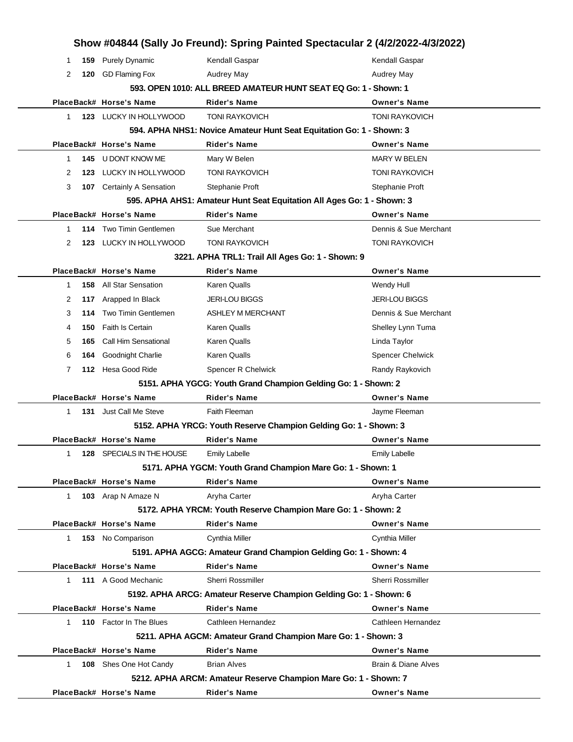| Place | Back# | Horse's Name | Rider's Name | Owner's Name |
|---|---|---|---|---|
| 1 | 159 | Purely Dynamic | Kendall Gaspar | Kendall Gaspar |
| 2 | 120 | GD Flaming Fox | Audrey May | Audrey May |

### 593. OPEN 1010: ALL BREED AMATEUR HUNT SEAT EQ Go: 1 - Shown: 1

| Place | Back# | Horse's Name | Rider's Name | Owner's Name |
|---|---|---|---|---|
| 1 | 123 | LUCKY IN HOLLYWOOD | TONI RAYKOVICH | TONI RAYKOVICH |

### 594. APHA NHS1: Novice Amateur Hunt Seat Equitation Go: 1 - Shown: 3

| Place | Back# | Horse's Name | Rider's Name | Owner's Name |
|---|---|---|---|---|
| 1 | 145 | U DONT KNOW ME | Mary W Belen | MARY W BELEN |
| 2 | 123 | LUCKY IN HOLLYWOOD | TONI RAYKOVICH | TONI RAYKOVICH |
| 3 | 107 | Certainly A Sensation | Stephanie Proft | Stephanie Proft |

### 595. APHA AHS1: Amateur Hunt Seat Equitation All Ages Go: 1 - Shown: 3

| Place | Back# | Horse's Name | Rider's Name | Owner's Name |
|---|---|---|---|---|
| 1 | 114 | Two Timin Gentlemen | Sue Merchant | Dennis & Sue Merchant |
| 2 | 123 | LUCKY IN HOLLYWOOD | TONI RAYKOVICH | TONI RAYKOVICH |

### 3221. APHA TRL1: Trail All Ages Go: 1 - Shown: 9

| Place | Back# | Horse's Name | Rider's Name | Owner's Name |
|---|---|---|---|---|
| 1 | 158 | All Star Sensation | Karen Qualls | Wendy Hull |
| 2 | 117 | Arapped In Black | JERI-LOU BIGGS | JERI-LOU BIGGS |
| 3 | 114 | Two Timin Gentlemen | ASHLEY M MERCHANT | Dennis & Sue Merchant |
| 4 | 150 | Faith Is Certain | Karen Qualls | Shelley Lynn Tuma |
| 5 | 165 | Call Him Sensational | Karen Qualls | Linda Taylor |
| 6 | 164 | Goodnight Charlie | Karen Qualls | Spencer Chelwick |
| 7 | 112 | Hesa Good Ride | Spencer R Chelwick | Randy Raykovich |

### 5151. APHA YGCG: Youth Grand Champion Gelding Go: 1 - Shown: 2

| Place | Back# | Horse's Name | Rider's Name | Owner's Name |
|---|---|---|---|---|
| 1 | 131 | Just Call Me Steve | Faith Fleeman | Jayme Fleeman |

### 5152. APHA YRCG: Youth Reserve Champion Gelding Go: 1 - Shown: 3

| Place | Back# | Horse's Name | Rider's Name | Owner's Name |
|---|---|---|---|---|
| 1 | 128 | SPECIALS IN THE HOUSE | Emily Labelle | Emily Labelle |

### 5171. APHA YGCM: Youth Grand Champion Mare Go: 1 - Shown: 1

| Place | Back# | Horse's Name | Rider's Name | Owner's Name |
|---|---|---|---|---|
| 1 | 103 | Arap N Amaze N | Aryha Carter | Aryha Carter |

### 5172. APHA YRCM: Youth Reserve Champion Mare Go: 1 - Shown: 2

| Place | Back# | Horse's Name | Rider's Name | Owner's Name |
|---|---|---|---|---|
| 1 | 153 | No Comparison | Cynthia Miller | Cynthia Miller |

### 5191. APHA AGCG: Amateur Grand Champion Gelding Go: 1 - Shown: 4

| Place | Back# | Horse's Name | Rider's Name | Owner's Name |
|---|---|---|---|---|
| 1 | 111 | A Good Mechanic | Sherri Rossmiller | Sherri Rossmiller |

### 5192. APHA ARCG: Amateur Reserve Champion Gelding Go: 1 - Shown: 6

| Place | Back# | Horse's Name | Rider's Name | Owner's Name |
|---|---|---|---|---|
| 1 | 110 | Factor In The Blues | Cathleen Hernandez | Cathleen Hernandez |

### 5211. APHA AGCM: Amateur Grand Champion Mare Go: 1 - Shown: 3

| Place | Back# | Horse's Name | Rider's Name | Owner's Name |
|---|---|---|---|---|
| 1 | 108 | Shes One Hot Candy | Brian Alves | Brain & Diane Alves |

### 5212. APHA ARCM: Amateur Reserve Champion Mare Go: 1 - Shown: 7

| Place | Back# | Horse's Name | Rider's Name | Owner's Name |
|---|---|---|---|---|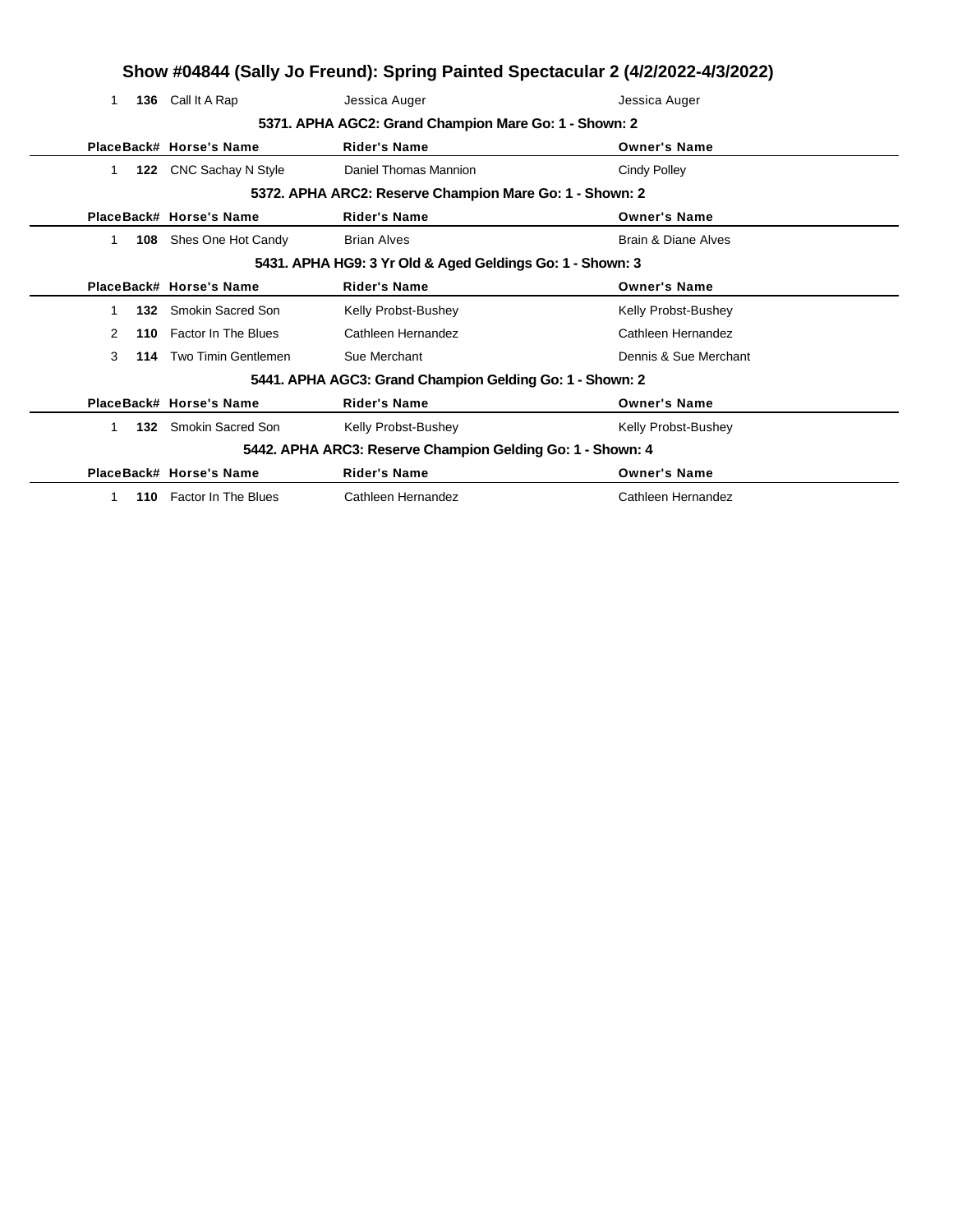# Show #04844 (Sally Jo Freund): Spring Painted Spectacular 2 (4/2/2022-4/3/2022)

| Place | Back# | Horse's Name | Rider's Name | Owner's Name |
|---|---|---|---|---|
| 1 | 136 | Call It A Rap | Jessica Auger | Jessica Auger |

### 5371. APHA AGC2: Grand Champion Mare Go: 1 - Shown: 2

| Place | Back# | Horse's Name | Rider's Name | Owner's Name |
|---|---|---|---|---|
| 1 | 122 | CNC Sachay N Style | Daniel Thomas Mannion | Cindy Polley |

### 5372. APHA ARC2: Reserve Champion Mare Go: 1 - Shown: 2

| Place | Back# | Horse's Name | Rider's Name | Owner's Name |
|---|---|---|---|---|
| 1 | 108 | Shes One Hot Candy | Brian Alves | Brain & Diane Alves |

### 5431. APHA HG9: 3 Yr Old & Aged Geldings Go: 1 - Shown: 3

| Place | Back# | Horse's Name | Rider's Name | Owner's Name |
|---|---|---|---|---|
| 1 | 132 | Smokin Sacred Son | Kelly Probst-Bushey | Kelly Probst-Bushey |
| 2 | 110 | Factor In The Blues | Cathleen Hernandez | Cathleen Hernandez |
| 3 | 114 | Two Timin Gentlemen | Sue Merchant | Dennis & Sue Merchant |

### 5441. APHA AGC3: Grand Champion Gelding Go: 1 - Shown: 2

| Place | Back# | Horse's Name | Rider's Name | Owner's Name |
|---|---|---|---|---|
| 1 | 132 | Smokin Sacred Son | Kelly Probst-Bushey | Kelly Probst-Bushey |

### 5442. APHA ARC3: Reserve Champion Gelding Go: 1 - Shown: 4

| Place | Back# | Horse's Name | Rider's Name | Owner's Name |
|---|---|---|---|---|
| 1 | 110 | Factor In The Blues | Cathleen Hernandez | Cathleen Hernandez |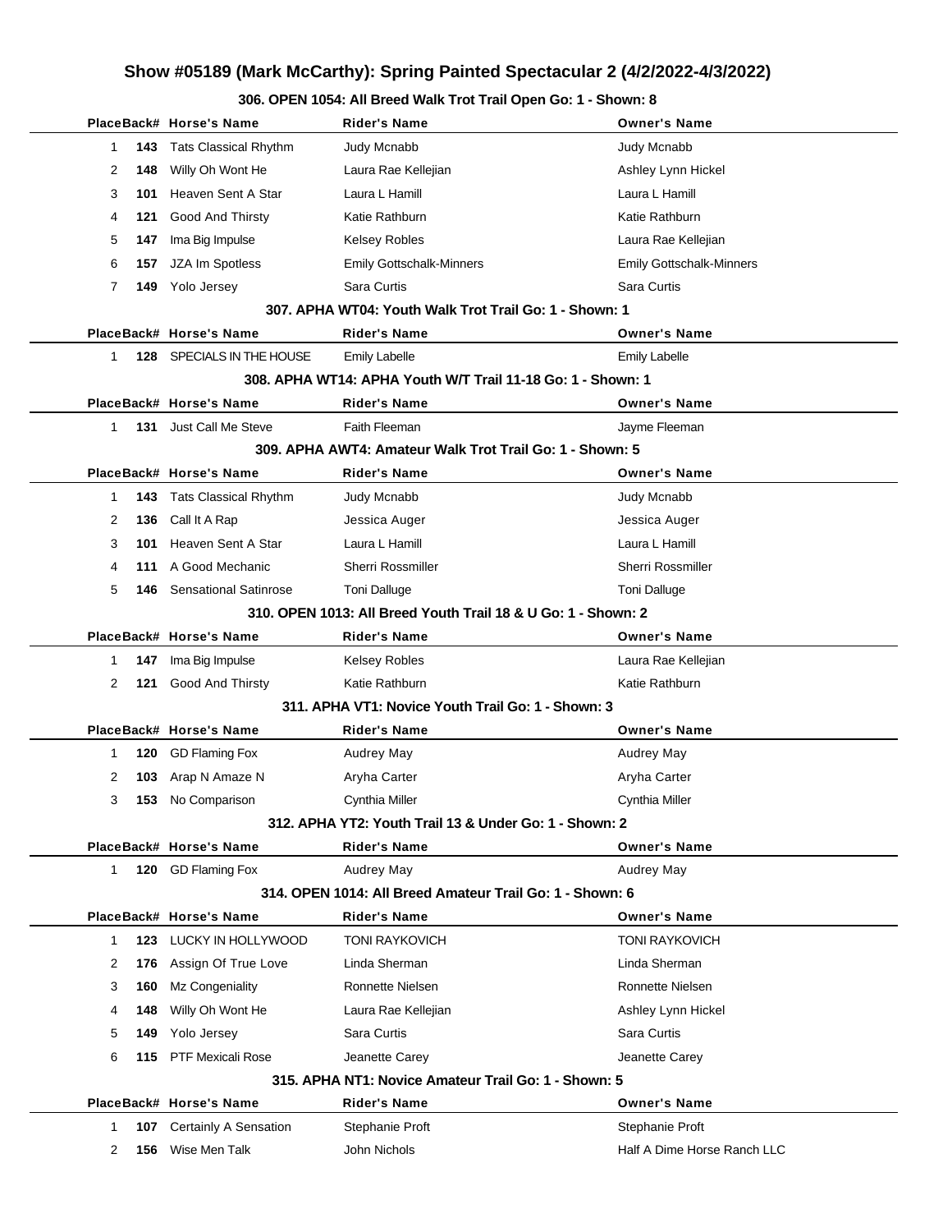# Show #05189 (Mark McCarthy): Spring Painted Spectacular 2 (4/2/2022-4/3/2022)

### 306. OPEN 1054: All Breed Walk Trot Trail Open Go: 1 - Shown: 8

| Place | Back# | Horse's Name | Rider's Name | Owner's Name |
|---|---|---|---|---|
| 1 | 143 | Tats Classical Rhythm | Judy Mcnabb | Judy Mcnabb |
| 2 | 148 | Willy Oh Wont He | Laura Rae Kellejian | Ashley Lynn Hickel |
| 3 | 101 | Heaven Sent A Star | Laura L Hamill | Laura L Hamill |
| 4 | 121 | Good And Thirsty | Katie Rathburn | Katie Rathburn |
| 5 | 147 | Ima Big Impulse | Kelsey Robles | Laura Rae Kellejian |
| 6 | 157 | JZA Im Spotless | Emily Gottschalk-Minners | Emily Gottschalk-Minners |
| 7 | 149 | Yolo Jersey | Sara Curtis | Sara Curtis |

### 307. APHA WT04: Youth Walk Trot Trail Go: 1 - Shown: 1

| Place | Back# | Horse's Name | Rider's Name | Owner's Name |
|---|---|---|---|---|
| 1 | 128 | SPECIALS IN THE HOUSE | Emily Labelle | Emily Labelle |

### 308. APHA WT14: APHA Youth W/T Trail 11-18 Go: 1 - Shown: 1

| Place | Back# | Horse's Name | Rider's Name | Owner's Name |
|---|---|---|---|---|
| 1 | 131 | Just Call Me Steve | Faith Fleeman | Jayme Fleeman |

### 309. APHA AWT4: Amateur Walk Trot Trail Go: 1 - Shown: 5

| Place | Back# | Horse's Name | Rider's Name | Owner's Name |
|---|---|---|---|---|
| 1 | 143 | Tats Classical Rhythm | Judy Mcnabb | Judy Mcnabb |
| 2 | 136 | Call It A Rap | Jessica Auger | Jessica Auger |
| 3 | 101 | Heaven Sent A Star | Laura L Hamill | Laura L Hamill |
| 4 | 111 | A Good Mechanic | Sherri Rossmiller | Sherri Rossmiller |
| 5 | 146 | Sensational Satinrose | Toni Dalluge | Toni Dalluge |

### 310. OPEN 1013: All Breed Youth Trail 18 & U Go: 1 - Shown: 2

| Place | Back# | Horse's Name | Rider's Name | Owner's Name |
|---|---|---|---|---|
| 1 | 147 | Ima Big Impulse | Kelsey Robles | Laura Rae Kellejian |
| 2 | 121 | Good And Thirsty | Katie Rathburn | Katie Rathburn |

### 311. APHA VT1: Novice Youth Trail Go: 1 - Shown: 3

| Place | Back# | Horse's Name | Rider's Name | Owner's Name |
|---|---|---|---|---|
| 1 | 120 | GD Flaming Fox | Audrey May | Audrey May |
| 2 | 103 | Arap N Amaze N | Aryha Carter | Aryha Carter |
| 3 | 153 | No Comparison | Cynthia Miller | Cynthia Miller |

### 312. APHA YT2: Youth Trail 13 & Under Go: 1 - Shown: 2

| Place | Back# | Horse's Name | Rider's Name | Owner's Name |
|---|---|---|---|---|
| 1 | 120 | GD Flaming Fox | Audrey May | Audrey May |

### 314. OPEN 1014: All Breed Amateur Trail Go: 1 - Shown: 6

| Place | Back# | Horse's Name | Rider's Name | Owner's Name |
|---|---|---|---|---|
| 1 | 123 | LUCKY IN HOLLYWOOD | TONI RAYKOVICH | TONI RAYKOVICH |
| 2 | 176 | Assign Of True Love | Linda Sherman | Linda Sherman |
| 3 | 160 | Mz Congeniality | Ronnette Nielsen | Ronnette Nielsen |
| 4 | 148 | Willy Oh Wont He | Laura Rae Kellejian | Ashley Lynn Hickel |
| 5 | 149 | Yolo Jersey | Sara Curtis | Sara Curtis |
| 6 | 115 | PTF Mexicali Rose | Jeanette Carey | Jeanette Carey |

### 315. APHA NT1: Novice Amateur Trail Go: 1 - Shown: 5

| Place | Back# | Horse's Name | Rider's Name | Owner's Name |
|---|---|---|---|---|
| 1 | 107 | Certainly A Sensation | Stephanie Proft | Stephanie Proft |
| 2 | 156 | Wise Men Talk | John Nichols | Half A Dime Horse Ranch LLC |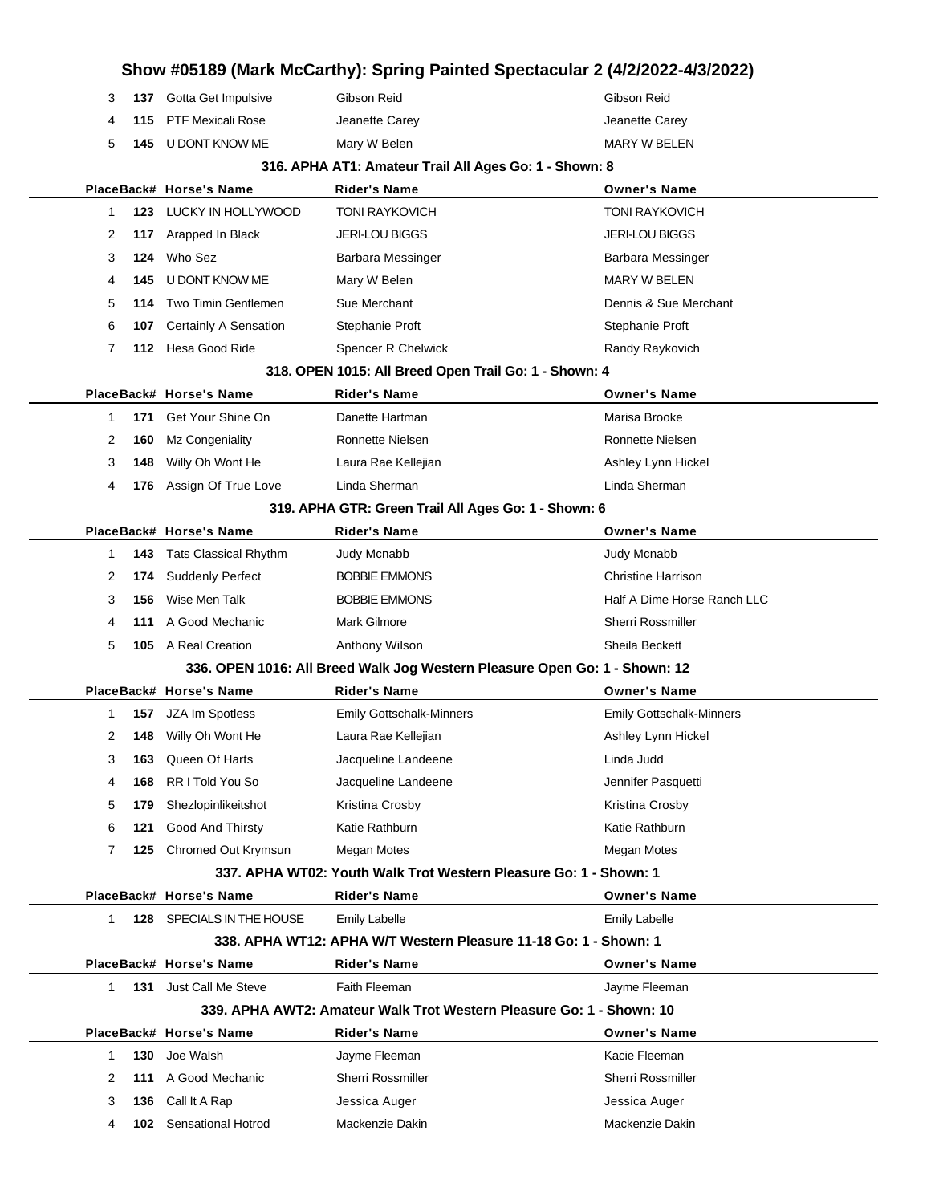| Place | Back# | Horse's Name | Rider's Name | Owner's Name |
|---|---|---|---|---|
| 3 | **137** | Gotta Get Impulsive | Gibson Reid | Gibson Reid |
| 4 | **115** | PTF Mexicali Rose | Jeanette Carey | Jeanette Carey |
| 5 | **145** | U DONT KNOW ME | Mary W Belen | MARY W BELEN |

### 316. APHA AT1: Amateur Trail All Ages Go: 1 - Shown: 8

| Place | Back# | Horse's Name | Rider's Name | Owner's Name |
|---|---|---|---|---|
| 1 | **123** | LUCKY IN HOLLYWOOD | TONI RAYKOVICH | TONI RAYKOVICH |
| 2 | **117** | Arapped In Black | JERI-LOU BIGGS | JERI-LOU BIGGS |
| 3 | **124** | Who Sez | Barbara Messinger | Barbara Messinger |
| 4 | **145** | U DONT KNOW ME | Mary W Belen | MARY W BELEN |
| 5 | **114** | Two Timin Gentlemen | Sue Merchant | Dennis & Sue Merchant |
| 6 | **107** | Certainly A Sensation | Stephanie Proft | Stephanie Proft |
| 7 | **112** | Hesa Good Ride | Spencer R Chelwick | Randy Raykovich |

### 318. OPEN 1015: All Breed Open Trail Go: 1 - Shown: 4

| Place | Back# | Horse's Name | Rider's Name | Owner's Name |
|---|---|---|---|---|
| 1 | **171** | Get Your Shine On | Danette Hartman | Marisa Brooke |
| 2 | **160** | Mz Congeniality | Ronnette Nielsen | Ronnette Nielsen |
| 3 | **148** | Willy Oh Wont He | Laura Rae Kellejian | Ashley Lynn Hickel |
| 4 | **176** | Assign Of True Love | Linda Sherman | Linda Sherman |

### 319. APHA GTR: Green Trail All Ages Go: 1 - Shown: 6

| Place | Back# | Horse's Name | Rider's Name | Owner's Name |
|---|---|---|---|---|
| 1 | **143** | Tats Classical Rhythm | Judy Mcnabb | Judy Mcnabb |
| 2 | **174** | Suddenly Perfect | BOBBIE EMMONS | Christine Harrison |
| 3 | **156** | Wise Men Talk | BOBBIE EMMONS | Half A Dime Horse Ranch LLC |
| 4 | **111** | A Good Mechanic | Mark Gilmore | Sherri Rossmiller |
| 5 | **105** | A Real Creation | Anthony Wilson | Sheila Beckett |

### 336. OPEN 1016: All Breed Walk Jog Western Pleasure Open Go: 1 - Shown: 12

| Place | Back# | Horse's Name | Rider's Name | Owner's Name |
|---|---|---|---|---|
| 1 | **157** | JZA Im Spotless | Emily Gottschalk-Minners | Emily Gottschalk-Minners |
| 2 | **148** | Willy Oh Wont He | Laura Rae Kellejian | Ashley Lynn Hickel |
| 3 | **163** | Queen Of Harts | Jacqueline Landeene | Linda Judd |
| 4 | **168** | RR I Told You So | Jacqueline Landeene | Jennifer Pasquetti |
| 5 | **179** | Shezlopinlikeitshot | Kristina Crosby | Kristina Crosby |
| 6 | **121** | Good And Thirsty | Katie Rathburn | Katie Rathburn |
| 7 | **125** | Chromed Out Krymsun | Megan Motes | Megan Motes |

### 337. APHA WT02: Youth Walk Trot Western Pleasure Go: 1 - Shown: 1

| Place | Back# | Horse's Name | Rider's Name | Owner's Name |
|---|---|---|---|---|
| 1 | **128** | SPECIALS IN THE HOUSE | Emily Labelle | Emily Labelle |

### 338. APHA WT12: APHA W/T Western Pleasure 11-18 Go: 1 - Shown: 1

| Place | Back# | Horse's Name | Rider's Name | Owner's Name |
|---|---|---|---|---|
| 1 | **131** | Just Call Me Steve | Faith Fleeman | Jayme Fleeman |

### 339. APHA AWT2: Amateur Walk Trot Western Pleasure Go: 1 - Shown: 10

| Place | Back# | Horse's Name | Rider's Name | Owner's Name |
|---|---|---|---|---|
| 1 | **130** | Joe Walsh | Jayme Fleeman | Kacie Fleeman |
| 2 | **111** | A Good Mechanic | Sherri Rossmiller | Sherri Rossmiller |
| 3 | **136** | Call It A Rap | Jessica Auger | Jessica Auger |
| 4 | **102** | Sensational Hotrod | Mackenzie Dakin | Mackenzie Dakin |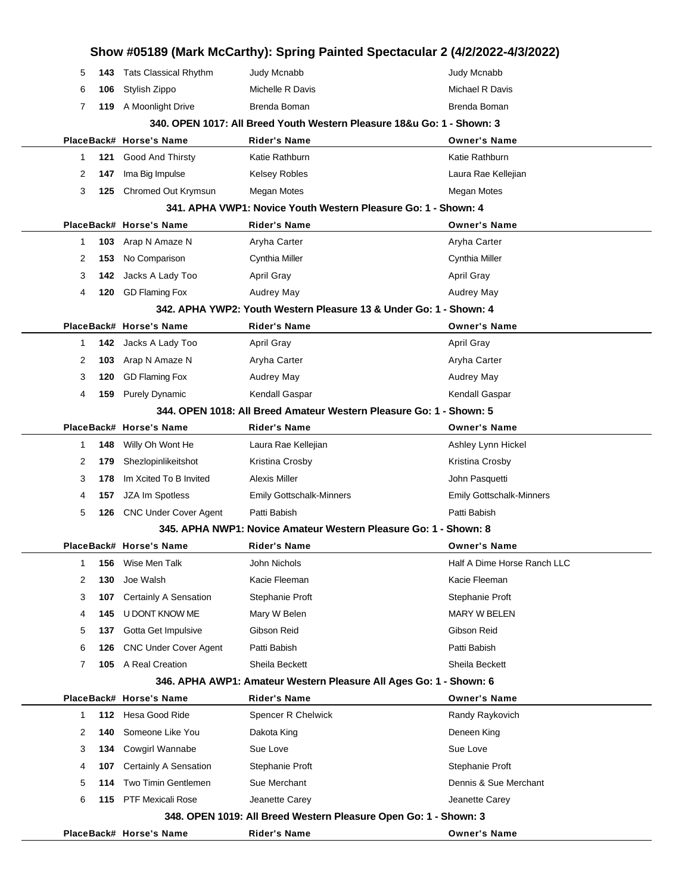| Place | Back# | Horse's Name | Rider's Name | Owner's Name |
|---|---|---|---|---|
| 5 | **143** | Tats Classical Rhythm | Judy Mcnabb | Judy Mcnabb |
| 6 | **106** | Stylish Zippo | Michelle R Davis | Michael R Davis |
| 7 | **119** | A Moonlight Drive | Brenda Boman | Brenda Boman |

**340. OPEN 1017: All Breed Youth Western Pleasure 18&u Go: 1 - Shown: 3**

| Place | Back# | Horse's Name | Rider's Name | Owner's Name |
|---|---|---|---|---|
| 1 | **121** | Good And Thirsty | Katie Rathburn | Katie Rathburn |
| 2 | **147** | Ima Big Impulse | Kelsey Robles | Laura Rae Kellejian |
| 3 | **125** | Chromed Out Krymsun | Megan Motes | Megan Motes |

**341. APHA VWP1: Novice Youth Western Pleasure Go: 1 - Shown: 4**

| Place | Back# | Horse's Name | Rider's Name | Owner's Name |
|---|---|---|---|---|
| 1 | **103** | Arap N Amaze N | Aryha Carter | Aryha Carter |
| 2 | **153** | No Comparison | Cynthia Miller | Cynthia Miller |
| 3 | **142** | Jacks A Lady Too | April Gray | April Gray |
| 4 | **120** | GD Flaming Fox | Audrey May | Audrey May |

**342. APHA YWP2: Youth Western Pleasure 13 & Under Go: 1 - Shown: 4**

| Place | Back# | Horse's Name | Rider's Name | Owner's Name |
|---|---|---|---|---|
| 1 | **142** | Jacks A Lady Too | April Gray | April Gray |
| 2 | **103** | Arap N Amaze N | Aryha Carter | Aryha Carter |
| 3 | **120** | GD Flaming Fox | Audrey May | Audrey May |
| 4 | **159** | Purely Dynamic | Kendall Gaspar | Kendall Gaspar |

**344. OPEN 1018: All Breed Amateur Western Pleasure Go: 1 - Shown: 5**

| Place | Back# | Horse's Name | Rider's Name | Owner's Name |
|---|---|---|---|---|
| 1 | **148** | Willy Oh Wont He | Laura Rae Kellejian | Ashley Lynn Hickel |
| 2 | **179** | Shezlopinlikeitshot | Kristina Crosby | Kristina Crosby |
| 3 | **178** | Im Xcited To B Invited | Alexis Miller | John Pasquetti |
| 4 | **157** | JZA Im Spotless | Emily Gottschalk-Minners | Emily Gottschalk-Minners |
| 5 | **126** | CNC Under Cover Agent | Patti Babish | Patti Babish |

**345. APHA NWP1: Novice Amateur Western Pleasure Go: 1 - Shown: 8**

| Place | Back# | Horse's Name | Rider's Name | Owner's Name |
|---|---|---|---|---|
| 1 | **156** | Wise Men Talk | John Nichols | Half A Dime Horse Ranch LLC |
| 2 | **130** | Joe Walsh | Kacie Fleeman | Kacie Fleeman |
| 3 | **107** | Certainly A Sensation | Stephanie Proft | Stephanie Proft |
| 4 | **145** | U DONT KNOW ME | Mary W Belen | MARY W BELEN |
| 5 | **137** | Gotta Get Impulsive | Gibson Reid | Gibson Reid |
| 6 | **126** | CNC Under Cover Agent | Patti Babish | Patti Babish |
| 7 | **105** | A Real Creation | Sheila Beckett | Sheila Beckett |

**346. APHA AWP1: Amateur Western Pleasure All Ages Go: 1 - Shown: 6**

| Place | Back# | Horse's Name | Rider's Name | Owner's Name |
|---|---|---|---|---|
| 1 | **112** | Hesa Good Ride | Spencer R Chelwick | Randy Raykovich |
| 2 | **140** | Someone Like You | Dakota King | Deneen King |
| 3 | **134** | Cowgirl Wannabe | Sue Love | Sue Love |
| 4 | **107** | Certainly A Sensation | Stephanie Proft | Stephanie Proft |
| 5 | **114** | Two Timin Gentlemen | Sue Merchant | Dennis & Sue Merchant |
| 6 | **115** | PTF Mexicali Rose | Jeanette Carey | Jeanette Carey |

**348. OPEN 1019: All Breed Western Pleasure Open Go: 1 - Shown: 3**

| Place | Back# | Horse's Name | Rider's Name | Owner's Name |
|---|---|---|---|---|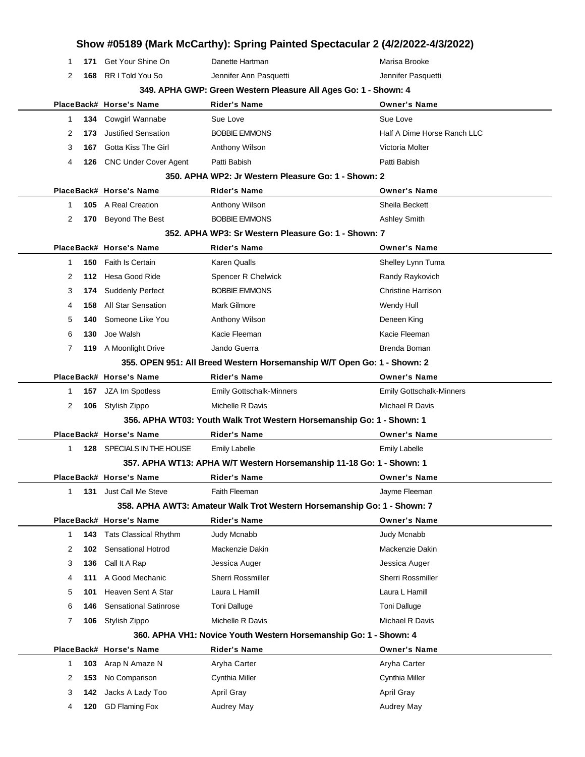| Place | Back# | Horse's Name | Rider's Name | Owner's Name |
|---|---|---|---|---|
| 1 | 171 | Get Your Shine On | Danette Hartman | Marisa Brooke |
| 2 | 168 | RR I Told You So | Jennifer Ann Pasquetti | Jennifer Pasquetti |

### 349. APHA GWP: Green Western Pleasure All Ages Go: 1 - Shown: 4

| Place | Back# | Horse's Name | Rider's Name | Owner's Name |
|---|---|---|---|---|
| 1 | 134 | Cowgirl Wannabe | Sue Love | Sue Love |
| 2 | 173 | Justified Sensation | BOBBIE EMMONS | Half A Dime Horse Ranch LLC |
| 3 | 167 | Gotta Kiss The Girl | Anthony Wilson | Victoria Molter |
| 4 | 126 | CNC Under Cover Agent | Patti Babish | Patti Babish |

### 350. APHA WP2: Jr Western Pleasure Go: 1 - Shown: 2

| Place | Back# | Horse's Name | Rider's Name | Owner's Name |
|---|---|---|---|---|
| 1 | 105 | A Real Creation | Anthony Wilson | Sheila Beckett |
| 2 | 170 | Beyond The Best | BOBBIE EMMONS | Ashley Smith |

### 352. APHA WP3: Sr Western Pleasure Go: 1 - Shown: 7

| Place | Back# | Horse's Name | Rider's Name | Owner's Name |
|---|---|---|---|---|
| 1 | 150 | Faith Is Certain | Karen Qualls | Shelley Lynn Tuma |
| 2 | 112 | Hesa Good Ride | Spencer R Chelwick | Randy Raykovich |
| 3 | 174 | Suddenly Perfect | BOBBIE EMMONS | Christine Harrison |
| 4 | 158 | All Star Sensation | Mark Gilmore | Wendy Hull |
| 5 | 140 | Someone Like You | Anthony Wilson | Deneen King |
| 6 | 130 | Joe Walsh | Kacie Fleeman | Kacie Fleeman |
| 7 | 119 | A Moonlight Drive | Jando Guerra | Brenda Boman |

### 355. OPEN 951: All Breed Western Horsemanship W/T Open Go: 1 - Shown: 2

| Place | Back# | Horse's Name | Rider's Name | Owner's Name |
|---|---|---|---|---|
| 1 | 157 | JZA Im Spotless | Emily Gottschalk-Minners | Emily Gottschalk-Minners |
| 2 | 106 | Stylish Zippo | Michelle R Davis | Michael R Davis |

### 356. APHA WT03: Youth Walk Trot Western Horsemanship Go: 1 - Shown: 1

| Place | Back# | Horse's Name | Rider's Name | Owner's Name |
|---|---|---|---|---|
| 1 | 128 | SPECIALS IN THE HOUSE | Emily Labelle | Emily Labelle |

### 357. APHA WT13: APHA W/T Western Horsemanship 11-18 Go: 1 - Shown: 1

| Place | Back# | Horse's Name | Rider's Name | Owner's Name |
|---|---|---|---|---|
| 1 | 131 | Just Call Me Steve | Faith Fleeman | Jayme Fleeman |

### 358. APHA AWT3: Amateur Walk Trot Western Horsemanship Go: 1 - Shown: 7

| Place | Back# | Horse's Name | Rider's Name | Owner's Name |
|---|---|---|---|---|
| 1 | 143 | Tats Classical Rhythm | Judy Mcnabb | Judy Mcnabb |
| 2 | 102 | Sensational Hotrod | Mackenzie Dakin | Mackenzie Dakin |
| 3 | 136 | Call It A Rap | Jessica Auger | Jessica Auger |
| 4 | 111 | A Good Mechanic | Sherri Rossmiller | Sherri Rossmiller |
| 5 | 101 | Heaven Sent A Star | Laura L Hamill | Laura L Hamill |
| 6 | 146 | Sensational Satinrose | Toni Dalluge | Toni Dalluge |
| 7 | 106 | Stylish Zippo | Michelle R Davis | Michael R Davis |

### 360. APHA VH1: Novice Youth Western Horsemanship Go: 1 - Shown: 4

| Place | Back# | Horse's Name | Rider's Name | Owner's Name |
|---|---|---|---|---|
| 1 | 103 | Arap N Amaze N | Aryha Carter | Aryha Carter |
| 2 | 153 | No Comparison | Cynthia Miller | Cynthia Miller |
| 3 | 142 | Jacks A Lady Too | April Gray | April Gray |
| 4 | 120 | GD Flaming Fox | Audrey May | Audrey May |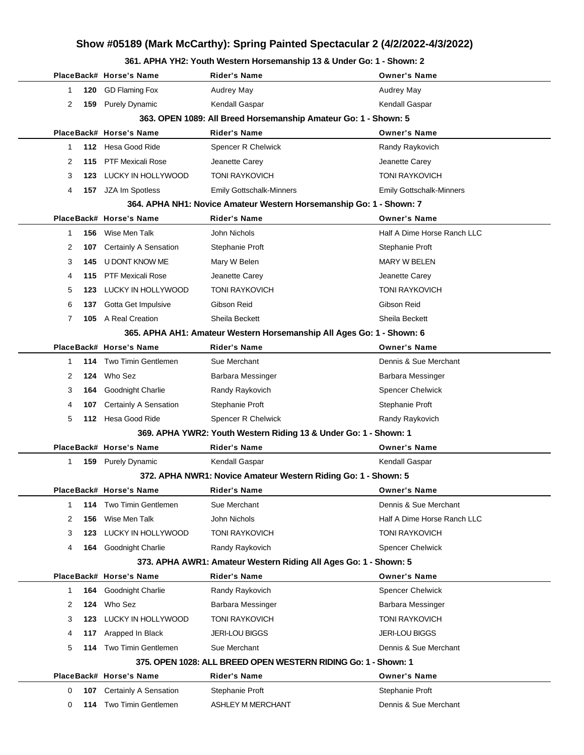# Show #05189 (Mark McCarthy): Spring Painted Spectacular 2 (4/2/2022-4/3/2022)

### 361. APHA YH2: Youth Western Horsemanship 13 & Under Go: 1 - Shown: 2

| Place | Back# | Horse's Name | Rider's Name | Owner's Name |
|---|---|---|---|---|
| 1 | 120 | GD Flaming Fox | Audrey May | Audrey May |
| 2 | 159 | Purely Dynamic | Kendall Gaspar | Kendall Gaspar |

### 363. OPEN 1089: All Breed Horsemanship Amateur Go: 1 - Shown: 5

| Place | Back# | Horse's Name | Rider's Name | Owner's Name |
|---|---|---|---|---|
| 1 | 112 | Hesa Good Ride | Spencer R Chelwick | Randy Raykovich |
| 2 | 115 | PTF Mexicali Rose | Jeanette Carey | Jeanette Carey |
| 3 | 123 | LUCKY IN HOLLYWOOD | TONI RAYKOVICH | TONI RAYKOVICH |
| 4 | 157 | JZA Im Spotless | Emily Gottschalk-Minners | Emily Gottschalk-Minners |

### 364. APHA NH1: Novice Amateur Western Horsemanship Go: 1 - Shown: 7

| Place | Back# | Horse's Name | Rider's Name | Owner's Name |
|---|---|---|---|---|
| 1 | 156 | Wise Men Talk | John Nichols | Half A Dime Horse Ranch LLC |
| 2 | 107 | Certainly A Sensation | Stephanie Proft | Stephanie Proft |
| 3 | 145 | U DONT KNOW ME | Mary W Belen | MARY W BELEN |
| 4 | 115 | PTF Mexicali Rose | Jeanette Carey | Jeanette Carey |
| 5 | 123 | LUCKY IN HOLLYWOOD | TONI RAYKOVICH | TONI RAYKOVICH |
| 6 | 137 | Gotta Get Impulsive | Gibson Reid | Gibson Reid |
| 7 | 105 | A Real Creation | Sheila Beckett | Sheila Beckett |

### 365. APHA AH1: Amateur Western Horsemanship All Ages Go: 1 - Shown: 6

| Place | Back# | Horse's Name | Rider's Name | Owner's Name |
|---|---|---|---|---|
| 1 | 114 | Two Timin Gentlemen | Sue Merchant | Dennis & Sue Merchant |
| 2 | 124 | Who Sez | Barbara Messinger | Barbara Messinger |
| 3 | 164 | Goodnight Charlie | Randy Raykovich | Spencer Chelwick |
| 4 | 107 | Certainly A Sensation | Stephanie Proft | Stephanie Proft |
| 5 | 112 | Hesa Good Ride | Spencer R Chelwick | Randy Raykovich |

### 369. APHA YWR2: Youth Western Riding 13 & Under Go: 1 - Shown: 1

| Place | Back# | Horse's Name | Rider's Name | Owner's Name |
|---|---|---|---|---|
| 1 | 159 | Purely Dynamic | Kendall Gaspar | Kendall Gaspar |

### 372. APHA NWR1: Novice Amateur Western Riding Go: 1 - Shown: 5

| Place | Back# | Horse's Name | Rider's Name | Owner's Name |
|---|---|---|---|---|
| 1 | 114 | Two Timin Gentlemen | Sue Merchant | Dennis & Sue Merchant |
| 2 | 156 | Wise Men Talk | John Nichols | Half A Dime Horse Ranch LLC |
| 3 | 123 | LUCKY IN HOLLYWOOD | TONI RAYKOVICH | TONI RAYKOVICH |
| 4 | 164 | Goodnight Charlie | Randy Raykovich | Spencer Chelwick |

### 373. APHA AWR1: Amateur Western Riding All Ages Go: 1 - Shown: 5

| Place | Back# | Horse's Name | Rider's Name | Owner's Name |
|---|---|---|---|---|
| 1 | 164 | Goodnight Charlie | Randy Raykovich | Spencer Chelwick |
| 2 | 124 | Who Sez | Barbara Messinger | Barbara Messinger |
| 3 | 123 | LUCKY IN HOLLYWOOD | TONI RAYKOVICH | TONI RAYKOVICH |
| 4 | 117 | Arapped In Black | JERI-LOU BIGGS | JERI-LOU BIGGS |
| 5 | 114 | Two Timin Gentlemen | Sue Merchant | Dennis & Sue Merchant |

### 375. OPEN 1028: ALL BREED OPEN WESTERN RIDING Go: 1 - Shown: 1

| Place | Back# | Horse's Name | Rider's Name | Owner's Name |
|---|---|---|---|---|
| 0 | 107 | Certainly A Sensation | Stephanie Proft | Stephanie Proft |
| 0 | 114 | Two Timin Gentlemen | ASHLEY M MERCHANT | Dennis & Sue Merchant |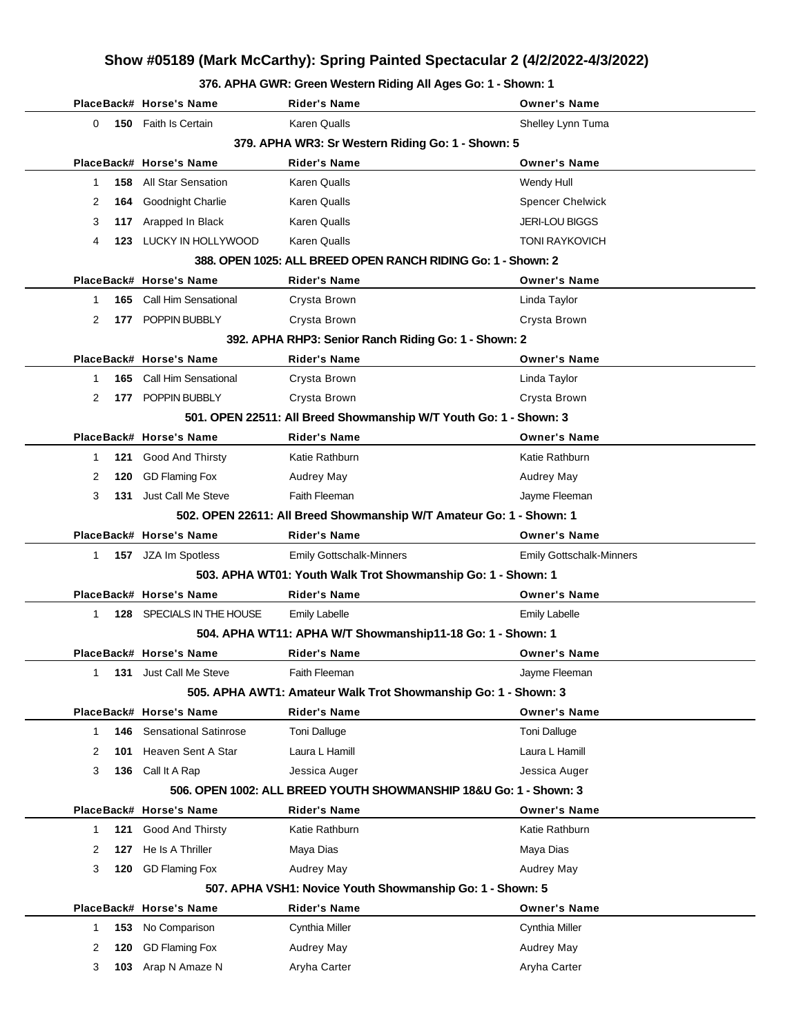# Show #05189 (Mark McCarthy): Spring Painted Spectacular 2 (4/2/2022-4/3/2022)

### 376. APHA GWR: Green Western Riding All Ages Go: 1 - Shown: 1

| Place | Back# | Horse's Name | Rider's Name | Owner's Name |
|---|---|---|---|---|
| 0 | **150** | Faith Is Certain | Karen Qualls | Shelley Lynn Tuma |

### 379. APHA WR3: Sr Western Riding Go: 1 - Shown: 5

| Place | Back# | Horse's Name | Rider's Name | Owner's Name |
|---|---|---|---|---|
| 1 | **158** | All Star Sensation | Karen Qualls | Wendy Hull |
| 2 | **164** | Goodnight Charlie | Karen Qualls | Spencer Chelwick |
| 3 | **117** | Arapped In Black | Karen Qualls | JERI-LOU BIGGS |
| 4 | **123** | LUCKY IN HOLLYWOOD | Karen Qualls | TONI RAYKOVICH |

### 388. OPEN 1025: ALL BREED OPEN RANCH RIDING Go: 1 - Shown: 2

| Place | Back# | Horse's Name | Rider's Name | Owner's Name |
|---|---|---|---|---|
| 1 | **165** | Call Him Sensational | Crysta Brown | Linda Taylor |
| 2 | **177** | POPPIN BUBBLY | Crysta Brown | Crysta Brown |

### 392. APHA RHP3: Senior Ranch Riding Go: 1 - Shown: 2

| Place | Back# | Horse's Name | Rider's Name | Owner's Name |
|---|---|---|---|---|
| 1 | **165** | Call Him Sensational | Crysta Brown | Linda Taylor |
| 2 | **177** | POPPIN BUBBLY | Crysta Brown | Crysta Brown |

### 501. OPEN 22511: All Breed Showmanship W/T Youth Go: 1 - Shown: 3

| Place | Back# | Horse's Name | Rider's Name | Owner's Name |
|---|---|---|---|---|
| 1 | **121** | Good And Thirsty | Katie Rathburn | Katie Rathburn |
| 2 | **120** | GD Flaming Fox | Audrey May | Audrey May |
| 3 | **131** | Just Call Me Steve | Faith Fleeman | Jayme Fleeman |

### 502. OPEN 22611: All Breed Showmanship W/T Amateur Go: 1 - Shown: 1

| Place | Back# | Horse's Name | Rider's Name | Owner's Name |
|---|---|---|---|---|
| 1 | **157** | JZA Im Spotless | Emily Gottschalk-Minners | Emily Gottschalk-Minners |

### 503. APHA WT01: Youth Walk Trot Showmanship Go: 1 - Shown: 1

| Place | Back# | Horse's Name | Rider's Name | Owner's Name |
|---|---|---|---|---|
| 1 | **128** | SPECIALS IN THE HOUSE | Emily Labelle | Emily Labelle |

### 504. APHA WT11: APHA W/T Showmanship11-18 Go: 1 - Shown: 1

| Place | Back# | Horse's Name | Rider's Name | Owner's Name |
|---|---|---|---|---|
| 1 | **131** | Just Call Me Steve | Faith Fleeman | Jayme Fleeman |

### 505. APHA AWT1: Amateur Walk Trot Showmanship Go: 1 - Shown: 3

| Place | Back# | Horse's Name | Rider's Name | Owner's Name |
|---|---|---|---|---|
| 1 | **146** | Sensational Satinrose | Toni Dalluge | Toni Dalluge |
| 2 | **101** | Heaven Sent A Star | Laura L Hamill | Laura L Hamill |
| 3 | **136** | Call It A Rap | Jessica Auger | Jessica Auger |

### 506. OPEN 1002: ALL BREED YOUTH SHOWMANSHIP 18&U Go: 1 - Shown: 3

| Place | Back# | Horse's Name | Rider's Name | Owner's Name |
|---|---|---|---|---|
| 1 | **121** | Good And Thirsty | Katie Rathburn | Katie Rathburn |
| 2 | **127** | He Is A Thriller | Maya Dias | Maya Dias |
| 3 | **120** | GD Flaming Fox | Audrey May | Audrey May |

### 507. APHA VSH1: Novice Youth Showmanship Go: 1 - Shown: 5

| Place | Back# | Horse's Name | Rider's Name | Owner's Name |
|---|---|---|---|---|
| 1 | **153** | No Comparison | Cynthia Miller | Cynthia Miller |
| 2 | **120** | GD Flaming Fox | Audrey May | Audrey May |
| 3 | **103** | Arap N Amaze N | Aryha Carter | Aryha Carter |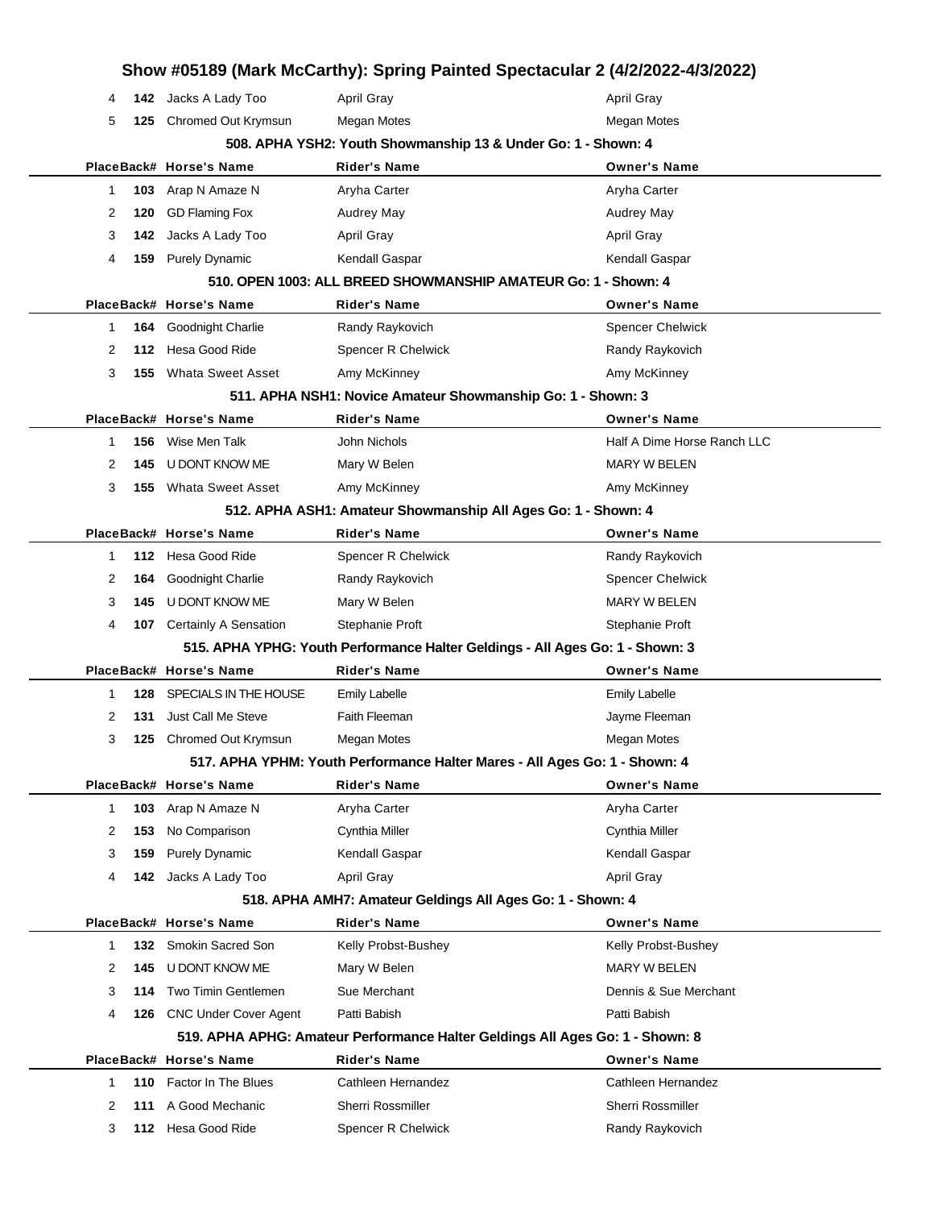| Place | Back# | Horse's Name | Rider's Name | Owner's Name |
|---|---|---|---|---|
| 4 | 142 | Jacks A Lady Too | April Gray | April Gray |
| 5 | 125 | Chromed Out Krymsun | Megan Motes | Megan Motes |

### 508. APHA YSH2: Youth Showmanship 13 & Under Go: 1 - Shown: 4

| Place | Back# | Horse's Name | Rider's Name | Owner's Name |
|---|---|---|---|---|
| 1 | 103 | Arap N Amaze N | Aryha Carter | Aryha Carter |
| 2 | 120 | GD Flaming Fox | Audrey May | Audrey May |
| 3 | 142 | Jacks A Lady Too | April Gray | April Gray |
| 4 | 159 | Purely Dynamic | Kendall Gaspar | Kendall Gaspar |

### 510. OPEN 1003: ALL BREED SHOWMANSHIP AMATEUR Go: 1 - Shown: 4

| Place | Back# | Horse's Name | Rider's Name | Owner's Name |
|---|---|---|---|---|
| 1 | 164 | Goodnight Charlie | Randy Raykovich | Spencer Chelwick |
| 2 | 112 | Hesa Good Ride | Spencer R Chelwick | Randy Raykovich |
| 3 | 155 | Whata Sweet Asset | Amy McKinney | Amy McKinney |

### 511. APHA NSH1: Novice Amateur Showmanship Go: 1 - Shown: 3

| Place | Back# | Horse's Name | Rider's Name | Owner's Name |
|---|---|---|---|---|
| 1 | 156 | Wise Men Talk | John Nichols | Half A Dime Horse Ranch LLC |
| 2 | 145 | U DONT KNOW ME | Mary W Belen | MARY W BELEN |
| 3 | 155 | Whata Sweet Asset | Amy McKinney | Amy McKinney |

### 512. APHA ASH1: Amateur Showmanship All Ages Go: 1 - Shown: 4

| Place | Back# | Horse's Name | Rider's Name | Owner's Name |
|---|---|---|---|---|
| 1 | 112 | Hesa Good Ride | Spencer R Chelwick | Randy Raykovich |
| 2 | 164 | Goodnight Charlie | Randy Raykovich | Spencer Chelwick |
| 3 | 145 | U DONT KNOW ME | Mary W Belen | MARY W BELEN |
| 4 | 107 | Certainly A Sensation | Stephanie Proft | Stephanie Proft |

### 515. APHA YPHG: Youth Performance Halter Geldings - All Ages Go: 1 - Shown: 3

| Place | Back# | Horse's Name | Rider's Name | Owner's Name |
|---|---|---|---|---|
| 1 | 128 | SPECIALS IN THE HOUSE | Emily Labelle | Emily Labelle |
| 2 | 131 | Just Call Me Steve | Faith Fleeman | Jayme Fleeman |
| 3 | 125 | Chromed Out Krymsun | Megan Motes | Megan Motes |

### 517. APHA YPHM: Youth Performance Halter Mares - All Ages Go: 1 - Shown: 4

| Place | Back# | Horse's Name | Rider's Name | Owner's Name |
|---|---|---|---|---|
| 1 | 103 | Arap N Amaze N | Aryha Carter | Aryha Carter |
| 2 | 153 | No Comparison | Cynthia Miller | Cynthia Miller |
| 3 | 159 | Purely Dynamic | Kendall Gaspar | Kendall Gaspar |
| 4 | 142 | Jacks A Lady Too | April Gray | April Gray |

### 518. APHA AMH7: Amateur Geldings All Ages Go: 1 - Shown: 4

| Place | Back# | Horse's Name | Rider's Name | Owner's Name |
|---|---|---|---|---|
| 1 | 132 | Smokin Sacred Son | Kelly Probst-Bushey | Kelly Probst-Bushey |
| 2 | 145 | U DONT KNOW ME | Mary W Belen | MARY W BELEN |
| 3 | 114 | Two Timin Gentlemen | Sue Merchant | Dennis & Sue Merchant |
| 4 | 126 | CNC Under Cover Agent | Patti Babish | Patti Babish |

### 519. APHA APHG: Amateur Performance Halter Geldings All Ages Go: 1 - Shown: 8

| Place | Back# | Horse's Name | Rider's Name | Owner's Name |
|---|---|---|---|---|
| 1 | 110 | Factor In The Blues | Cathleen Hernandez | Cathleen Hernandez |
| 2 | 111 | A Good Mechanic | Sherri Rossmiller | Sherri Rossmiller |
| 3 | 112 | Hesa Good Ride | Spencer R Chelwick | Randy Raykovich |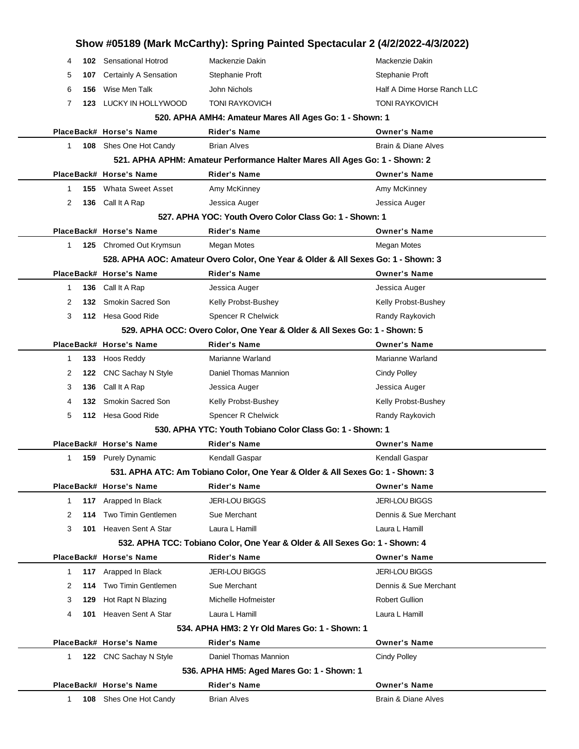# Show #05189 (Mark McCarthy): Spring Painted Spectacular 2 (4/2/2022-4/3/2022)

| Place | Back# | Horse's Name | Rider's Name | Owner's Name |
|---|---|---|---|---|
| 4 | 102 | Sensational Hotrod | Mackenzie Dakin | Mackenzie Dakin |
| 5 | 107 | Certainly A Sensation | Stephanie Proft | Stephanie Proft |
| 6 | 156 | Wise Men Talk | John Nichols | Half A Dime Horse Ranch LLC |
| 7 | 123 | LUCKY IN HOLLYWOOD | TONI RAYKOVICH | TONI RAYKOVICH |

### 520. APHA AMH4: Amateur Mares All Ages Go: 1 - Shown: 1

| Place | Back# | Horse's Name | Rider's Name | Owner's Name |
|---|---|---|---|---|
| 1 | 108 | Shes One Hot Candy | Brian Alves | Brain & Diane Alves |

### 521. APHA APHM: Amateur Performance Halter Mares All Ages Go: 1 - Shown: 2

| Place | Back# | Horse's Name | Rider's Name | Owner's Name |
|---|---|---|---|---|
| 1 | 155 | Whata Sweet Asset | Amy McKinney | Amy McKinney |
| 2 | 136 | Call It A Rap | Jessica Auger | Jessica Auger |

### 527. APHA YOC: Youth Overo Color Class Go: 1 - Shown: 1

| Place | Back# | Horse's Name | Rider's Name | Owner's Name |
|---|---|---|---|---|
| 1 | 125 | Chromed Out Krymsun | Megan Motes | Megan Motes |

### 528. APHA AOC: Amateur Overo Color, One Year & Older & All Sexes Go: 1 - Shown: 3

| Place | Back# | Horse's Name | Rider's Name | Owner's Name |
|---|---|---|---|---|
| 1 | 136 | Call It A Rap | Jessica Auger | Jessica Auger |
| 2 | 132 | Smokin Sacred Son | Kelly Probst-Bushey | Kelly Probst-Bushey |
| 3 | 112 | Hesa Good Ride | Spencer R Chelwick | Randy Raykovich |

### 529. APHA OCC: Overo Color, One Year & Older & All Sexes Go: 1 - Shown: 5

| Place | Back# | Horse's Name | Rider's Name | Owner's Name |
|---|---|---|---|---|
| 1 | 133 | Hoos Reddy | Marianne Warland | Marianne Warland |
| 2 | 122 | CNC Sachay N Style | Daniel Thomas Mannion | Cindy Polley |
| 3 | 136 | Call It A Rap | Jessica Auger | Jessica Auger |
| 4 | 132 | Smokin Sacred Son | Kelly Probst-Bushey | Kelly Probst-Bushey |
| 5 | 112 | Hesa Good Ride | Spencer R Chelwick | Randy Raykovich |

### 530. APHA YTC: Youth Tobiano Color Class Go: 1 - Shown: 1

| Place | Back# | Horse's Name | Rider's Name | Owner's Name |
|---|---|---|---|---|
| 1 | 159 | Purely Dynamic | Kendall Gaspar | Kendall Gaspar |

### 531. APHA ATC: Am Tobiano Color, One Year & Older & All Sexes Go: 1 - Shown: 3

| Place | Back# | Horse's Name | Rider's Name | Owner's Name |
|---|---|---|---|---|
| 1 | 117 | Arapped In Black | JERI-LOU BIGGS | JERI-LOU BIGGS |
| 2 | 114 | Two Timin Gentlemen | Sue Merchant | Dennis & Sue Merchant |
| 3 | 101 | Heaven Sent A Star | Laura L Hamill | Laura L Hamill |

### 532. APHA TCC: Tobiano Color, One Year & Older & All Sexes Go: 1 - Shown: 4

| Place | Back# | Horse's Name | Rider's Name | Owner's Name |
|---|---|---|---|---|
| 1 | 117 | Arapped In Black | JERI-LOU BIGGS | JERI-LOU BIGGS |
| 2 | 114 | Two Timin Gentlemen | Sue Merchant | Dennis & Sue Merchant |
| 3 | 129 | Hot Rapt N Blazing | Michelle Hofmeister | Robert Gullion |
| 4 | 101 | Heaven Sent A Star | Laura L Hamill | Laura L Hamill |

### 534. APHA HM3: 2 Yr Old Mares Go: 1 - Shown: 1

| Place | Back# | Horse's Name | Rider's Name | Owner's Name |
|---|---|---|---|---|
| 1 | 122 | CNC Sachay N Style | Daniel Thomas Mannion | Cindy Polley |

### 536. APHA HM5: Aged Mares Go: 1 - Shown: 1

| Place | Back# | Horse's Name | Rider's Name | Owner's Name |
|---|---|---|---|---|
| 1 | 108 | Shes One Hot Candy | Brian Alves | Brain & Diane Alves |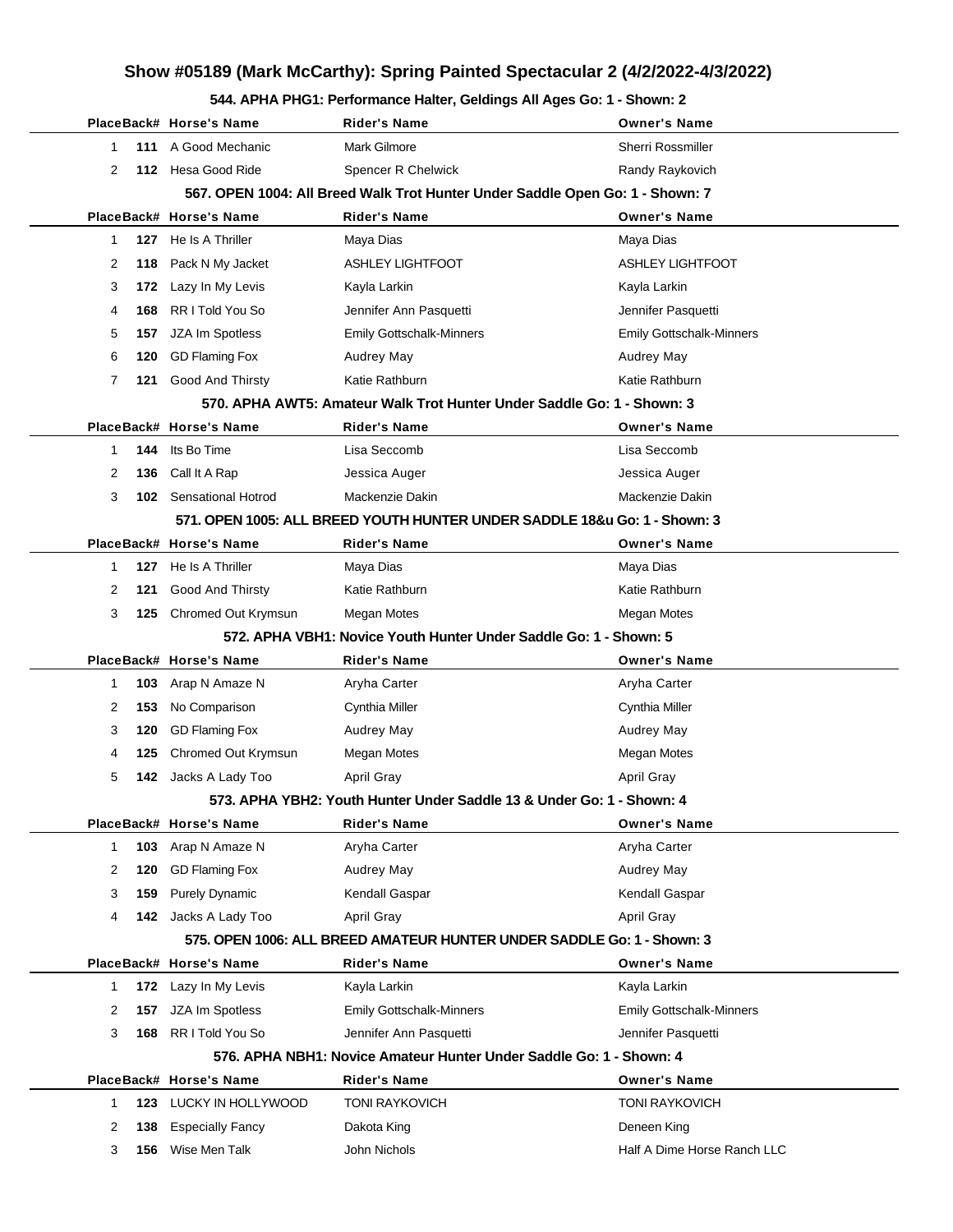# Show #05189 (Mark McCarthy): Spring Painted Spectacular 2 (4/2/2022-4/3/2022)

### 544. APHA PHG1: Performance Halter, Geldings All Ages Go: 1 - Shown: 2

| Place | Back# | Horse's Name | Rider's Name | Owner's Name |
|---|---|---|---|---|
| 1 | 111 | A Good Mechanic | Mark Gilmore | Sherri Rossmiller |
| 2 | 112 | Hesa Good Ride | Spencer R Chelwick | Randy Raykovich |

### 567. OPEN 1004: All Breed Walk Trot Hunter Under Saddle Open Go: 1 - Shown: 7

| Place | Back# | Horse's Name | Rider's Name | Owner's Name |
|---|---|---|---|---|
| 1 | 127 | He Is A Thriller | Maya Dias | Maya Dias |
| 2 | 118 | Pack N My Jacket | ASHLEY LIGHTFOOT | ASHLEY LIGHTFOOT |
| 3 | 172 | Lazy In My Levis | Kayla Larkin | Kayla Larkin |
| 4 | 168 | RR I Told You So | Jennifer Ann Pasquetti | Jennifer Pasquetti |
| 5 | 157 | JZA Im Spotless | Emily Gottschalk-Minners | Emily Gottschalk-Minners |
| 6 | 120 | GD Flaming Fox | Audrey May | Audrey May |
| 7 | 121 | Good And Thirsty | Katie Rathburn | Katie Rathburn |

### 570. APHA AWT5: Amateur Walk Trot Hunter Under Saddle Go: 1 - Shown: 3

| Place | Back# | Horse's Name | Rider's Name | Owner's Name |
|---|---|---|---|---|
| 1 | 144 | Its Bo Time | Lisa Seccomb | Lisa Seccomb |
| 2 | 136 | Call It A Rap | Jessica Auger | Jessica Auger |
| 3 | 102 | Sensational Hotrod | Mackenzie Dakin | Mackenzie Dakin |

### 571. OPEN 1005: ALL BREED YOUTH HUNTER UNDER SADDLE 18&u Go: 1 - Shown: 3

| Place | Back# | Horse's Name | Rider's Name | Owner's Name |
|---|---|---|---|---|
| 1 | 127 | He Is A Thriller | Maya Dias | Maya Dias |
| 2 | 121 | Good And Thirsty | Katie Rathburn | Katie Rathburn |
| 3 | 125 | Chromed Out Krymsun | Megan Motes | Megan Motes |

### 572. APHA VBH1: Novice Youth Hunter Under Saddle Go: 1 - Shown: 5

| Place | Back# | Horse's Name | Rider's Name | Owner's Name |
|---|---|---|---|---|
| 1 | 103 | Arap N Amaze N | Aryha Carter | Aryha Carter |
| 2 | 153 | No Comparison | Cynthia Miller | Cynthia Miller |
| 3 | 120 | GD Flaming Fox | Audrey May | Audrey May |
| 4 | 125 | Chromed Out Krymsun | Megan Motes | Megan Motes |
| 5 | 142 | Jacks A Lady Too | April Gray | April Gray |

### 573. APHA YBH2: Youth Hunter Under Saddle 13 & Under Go: 1 - Shown: 4

| Place | Back# | Horse's Name | Rider's Name | Owner's Name |
|---|---|---|---|---|
| 1 | 103 | Arap N Amaze N | Aryha Carter | Aryha Carter |
| 2 | 120 | GD Flaming Fox | Audrey May | Audrey May |
| 3 | 159 | Purely Dynamic | Kendall Gaspar | Kendall Gaspar |
| 4 | 142 | Jacks A Lady Too | April Gray | April Gray |

### 575. OPEN 1006: ALL BREED AMATEUR HUNTER UNDER SADDLE Go: 1 - Shown: 3

| Place | Back# | Horse's Name | Rider's Name | Owner's Name |
|---|---|---|---|---|
| 1 | 172 | Lazy In My Levis | Kayla Larkin | Kayla Larkin |
| 2 | 157 | JZA Im Spotless | Emily Gottschalk-Minners | Emily Gottschalk-Minners |
| 3 | 168 | RR I Told You So | Jennifer Ann Pasquetti | Jennifer Pasquetti |

### 576. APHA NBH1: Novice Amateur Hunter Under Saddle Go: 1 - Shown: 4

| Place | Back# | Horse's Name | Rider's Name | Owner's Name |
|---|---|---|---|---|
| 1 | 123 | LUCKY IN HOLLYWOOD | TONI RAYKOVICH | TONI RAYKOVICH |
| 2 | 138 | Especially Fancy | Dakota King | Deneen King |
| 3 | 156 | Wise Men Talk | John Nichols | Half A Dime Horse Ranch LLC |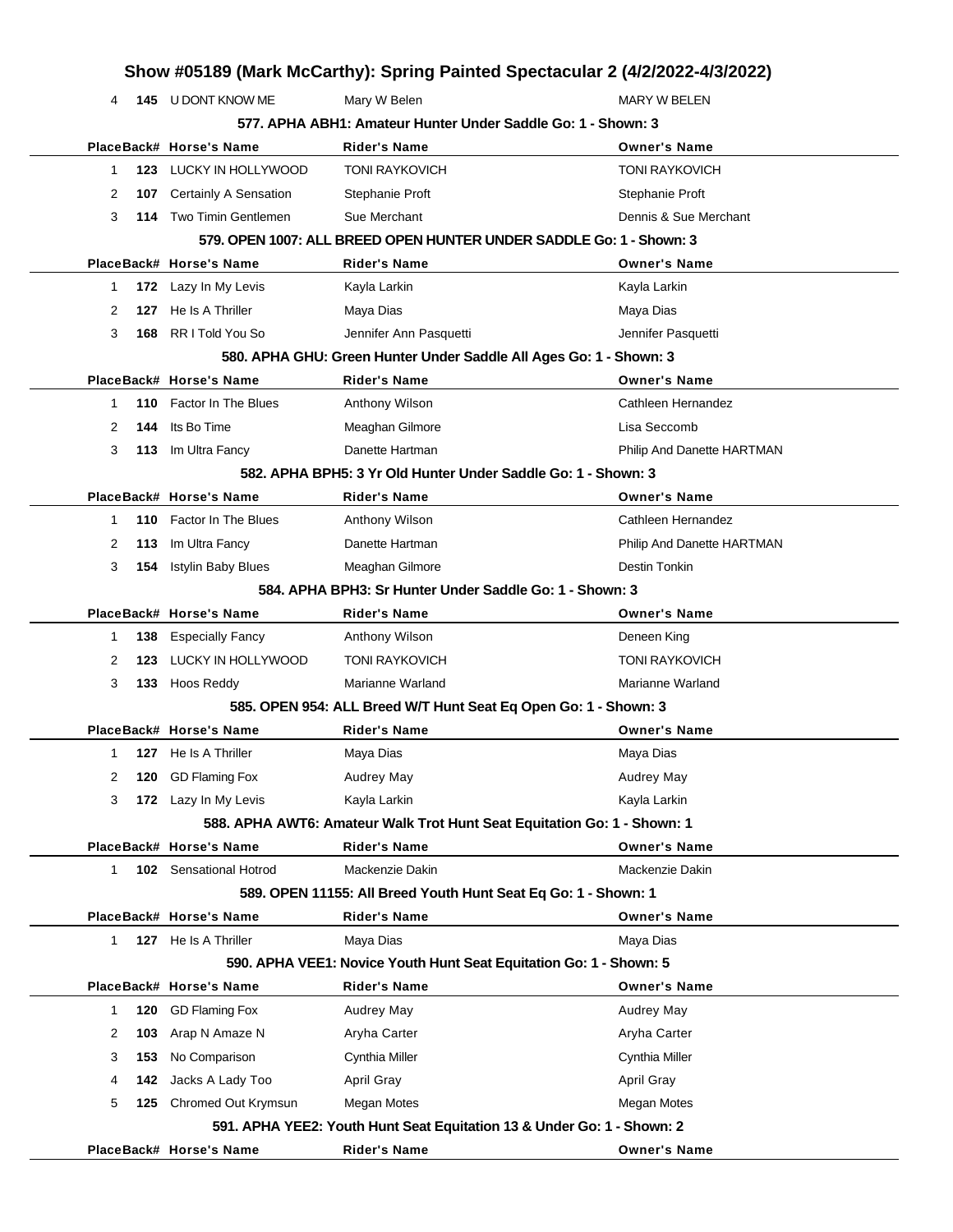| Place | Back# | Horse's Name | Rider's Name | Owner's Name |
|---|---|---|---|---|
| 4 | 145 | U DONT KNOW ME | Mary W Belen | MARY W BELEN |

### 577. APHA ABH1: Amateur Hunter Under Saddle Go: 1 - Shown: 3

| Place | Back# | Horse's Name | Rider's Name | Owner's Name |
|---|---|---|---|---|
| 1 | 123 | LUCKY IN HOLLYWOOD | TONI RAYKOVICH | TONI RAYKOVICH |
| 2 | 107 | Certainly A Sensation | Stephanie Proft | Stephanie Proft |
| 3 | 114 | Two Timin Gentlemen | Sue Merchant | Dennis & Sue Merchant |

### 579. OPEN 1007: ALL BREED OPEN HUNTER UNDER SADDLE Go: 1 - Shown: 3

| Place | Back# | Horse's Name | Rider's Name | Owner's Name |
|---|---|---|---|---|
| 1 | 172 | Lazy In My Levis | Kayla Larkin | Kayla Larkin |
| 2 | 127 | He Is A Thriller | Maya Dias | Maya Dias |
| 3 | 168 | RR I Told You So | Jennifer Ann Pasquetti | Jennifer Pasquetti |

### 580. APHA GHU: Green Hunter Under Saddle All Ages Go: 1 - Shown: 3

| Place | Back# | Horse's Name | Rider's Name | Owner's Name |
|---|---|---|---|---|
| 1 | 110 | Factor In The Blues | Anthony Wilson | Cathleen Hernandez |
| 2 | 144 | Its Bo Time | Meaghan Gilmore | Lisa Seccomb |
| 3 | 113 | Im Ultra Fancy | Danette Hartman | Philip And Danette HARTMAN |

### 582. APHA BPH5: 3 Yr Old Hunter Under Saddle Go: 1 - Shown: 3

| Place | Back# | Horse's Name | Rider's Name | Owner's Name |
|---|---|---|---|---|
| 1 | 110 | Factor In The Blues | Anthony Wilson | Cathleen Hernandez |
| 2 | 113 | Im Ultra Fancy | Danette Hartman | Philip And Danette HARTMAN |
| 3 | 154 | Istylin Baby Blues | Meaghan Gilmore | Destin Tonkin |

### 584. APHA BPH3: Sr Hunter Under Saddle Go: 1 - Shown: 3

| Place | Back# | Horse's Name | Rider's Name | Owner's Name |
|---|---|---|---|---|
| 1 | 138 | Especially Fancy | Anthony Wilson | Deneen King |
| 2 | 123 | LUCKY IN HOLLYWOOD | TONI RAYKOVICH | TONI RAYKOVICH |
| 3 | 133 | Hoos Reddy | Marianne Warland | Marianne Warland |

### 585. OPEN 954: ALL Breed W/T Hunt Seat Eq Open Go: 1 - Shown: 3

| Place | Back# | Horse's Name | Rider's Name | Owner's Name |
|---|---|---|---|---|
| 1 | 127 | He Is A Thriller | Maya Dias | Maya Dias |
| 2 | 120 | GD Flaming Fox | Audrey May | Audrey May |
| 3 | 172 | Lazy In My Levis | Kayla Larkin | Kayla Larkin |

### 588. APHA AWT6: Amateur Walk Trot Hunt Seat Equitation Go: 1 - Shown: 1

| Place | Back# | Horse's Name | Rider's Name | Owner's Name |
|---|---|---|---|---|
| 1 | 102 | Sensational Hotrod | Mackenzie Dakin | Mackenzie Dakin |

### 589. OPEN 11155: All Breed Youth Hunt Seat Eq Go: 1 - Shown: 1

| Place | Back# | Horse's Name | Rider's Name | Owner's Name |
|---|---|---|---|---|
| 1 | 127 | He Is A Thriller | Maya Dias | Maya Dias |

### 590. APHA VEE1: Novice Youth Hunt Seat Equitation Go: 1 - Shown: 5

| Place | Back# | Horse's Name | Rider's Name | Owner's Name |
|---|---|---|---|---|
| 1 | 120 | GD Flaming Fox | Audrey May | Audrey May |
| 2 | 103 | Arap N Amaze N | Aryha Carter | Aryha Carter |
| 3 | 153 | No Comparison | Cynthia Miller | Cynthia Miller |
| 4 | 142 | Jacks A Lady Too | April Gray | April Gray |
| 5 | 125 | Chromed Out Krymsun | Megan Motes | Megan Motes |

### 591. APHA YEE2: Youth Hunt Seat Equitation 13 & Under Go: 1 - Shown: 2

| Place | Back# | Horse's Name | Rider's Name | Owner's Name |
|---|---|---|---|---|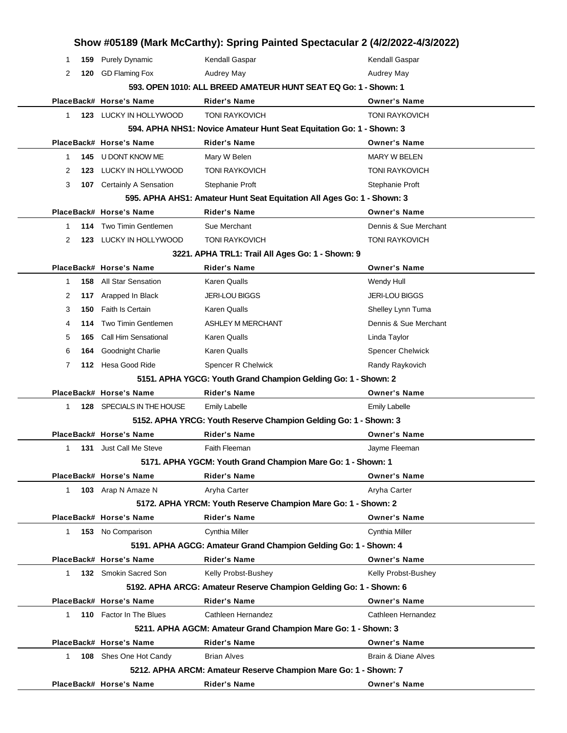| Place | Back# | Horse's Name | Rider's Name | Owner's Name |
|---|---|---|---|---|
| 1 | 159 | Purely Dynamic | Kendall Gaspar | Kendall Gaspar |
| 2 | 120 | GD Flaming Fox | Audrey May | Audrey May |

### 593. OPEN 1010: ALL BREED AMATEUR HUNT SEAT EQ Go: 1 - Shown: 1

| Place | Back# | Horse's Name | Rider's Name | Owner's Name |
|---|---|---|---|---|
| 1 | 123 | LUCKY IN HOLLYWOOD | TONI RAYKOVICH | TONI RAYKOVICH |

### 594. APHA NHS1: Novice Amateur Hunt Seat Equitation Go: 1 - Shown: 3

| Place | Back# | Horse's Name | Rider's Name | Owner's Name |
|---|---|---|---|---|
| 1 | 145 | U DONT KNOW ME | Mary W Belen | MARY W BELEN |
| 2 | 123 | LUCKY IN HOLLYWOOD | TONI RAYKOVICH | TONI RAYKOVICH |
| 3 | 107 | Certainly A Sensation | Stephanie Proft | Stephanie Proft |

### 595. APHA AHS1: Amateur Hunt Seat Equitation All Ages Go: 1 - Shown: 3

| Place | Back# | Horse's Name | Rider's Name | Owner's Name |
|---|---|---|---|---|
| 1 | 114 | Two Timin Gentlemen | Sue Merchant | Dennis & Sue Merchant |
| 2 | 123 | LUCKY IN HOLLYWOOD | TONI RAYKOVICH | TONI RAYKOVICH |

### 3221. APHA TRL1: Trail All Ages Go: 1 - Shown: 9

| Place | Back# | Horse's Name | Rider's Name | Owner's Name |
|---|---|---|---|---|
| 1 | 158 | All Star Sensation | Karen Qualls | Wendy Hull |
| 2 | 117 | Arapped In Black | JERI-LOU BIGGS | JERI-LOU BIGGS |
| 3 | 150 | Faith Is Certain | Karen Qualls | Shelley Lynn Tuma |
| 4 | 114 | Two Timin Gentlemen | ASHLEY M MERCHANT | Dennis & Sue Merchant |
| 5 | 165 | Call Him Sensational | Karen Qualls | Linda Taylor |
| 6 | 164 | Goodnight Charlie | Karen Qualls | Spencer Chelwick |
| 7 | 112 | Hesa Good Ride | Spencer R Chelwick | Randy Raykovich |

### 5151. APHA YGCG: Youth Grand Champion Gelding Go: 1 - Shown: 2

| Place | Back# | Horse's Name | Rider's Name | Owner's Name |
|---|---|---|---|---|
| 1 | 128 | SPECIALS IN THE HOUSE | Emily Labelle | Emily Labelle |

### 5152. APHA YRCG: Youth Reserve Champion Gelding Go: 1 - Shown: 3

| Place | Back# | Horse's Name | Rider's Name | Owner's Name |
|---|---|---|---|---|
| 1 | 131 | Just Call Me Steve | Faith Fleeman | Jayme Fleeman |

### 5171. APHA YGCM: Youth Grand Champion Mare Go: 1 - Shown: 1

| Place | Back# | Horse's Name | Rider's Name | Owner's Name |
|---|---|---|---|---|
| 1 | 103 | Arap N Amaze N | Aryha Carter | Aryha Carter |

### 5172. APHA YRCM: Youth Reserve Champion Mare Go: 1 - Shown: 2

| Place | Back# | Horse's Name | Rider's Name | Owner's Name |
|---|---|---|---|---|
| 1 | 153 | No Comparison | Cynthia Miller | Cynthia Miller |

### 5191. APHA AGCG: Amateur Grand Champion Gelding Go: 1 - Shown: 4

| Place | Back# | Horse's Name | Rider's Name | Owner's Name |
|---|---|---|---|---|
| 1 | 132 | Smokin Sacred Son | Kelly Probst-Bushey | Kelly Probst-Bushey |

### 5192. APHA ARCG: Amateur Reserve Champion Gelding Go: 1 - Shown: 6

| Place | Back# | Horse's Name | Rider's Name | Owner's Name |
|---|---|---|---|---|
| 1 | 110 | Factor In The Blues | Cathleen Hernandez | Cathleen Hernandez |

### 5211. APHA AGCM: Amateur Grand Champion Mare Go: 1 - Shown: 3

| Place | Back# | Horse's Name | Rider's Name | Owner's Name |
|---|---|---|---|---|
| 1 | 108 | Shes One Hot Candy | Brian Alves | Brain & Diane Alves |

### 5212. APHA ARCM: Amateur Reserve Champion Mare Go: 1 - Shown: 7

| Place | Back# | Horse's Name | Rider's Name | Owner's Name |
|---|---|---|---|---|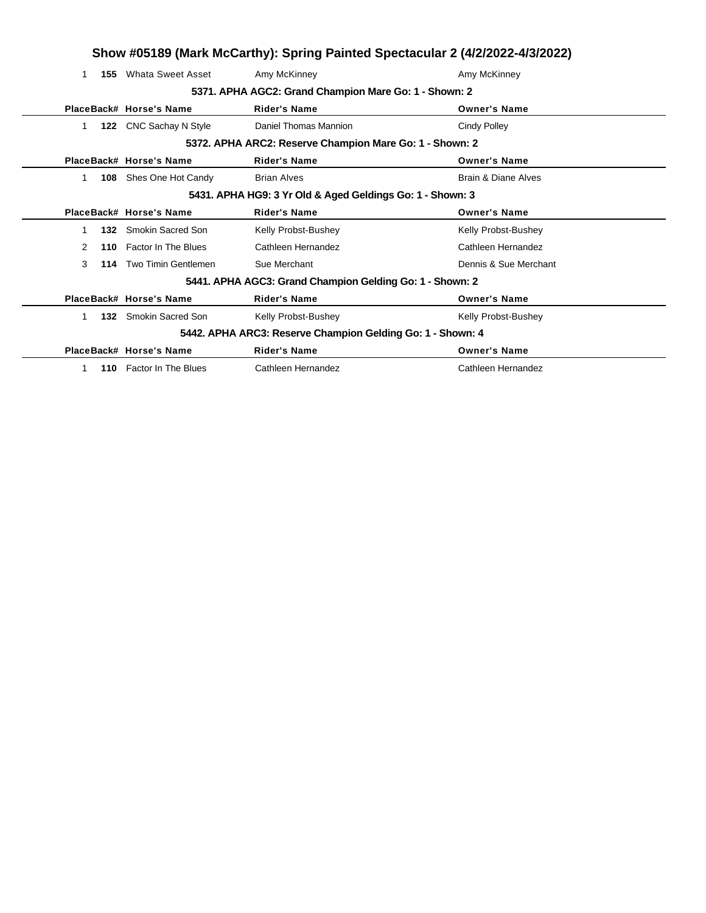# Show #05189 (Mark McCarthy): Spring Painted Spectacular 2 (4/2/2022-4/3/2022)

| Place | Back# | Horse's Name | Rider's Name | Owner's Name |
|---|---|---|---|---|
| 1 | **155** | Whata Sweet Asset | Amy McKinney | Amy McKinney |

### 5371. APHA AGC2: Grand Champion Mare Go: 1 - Shown: 2

| Place | Back# | Horse's Name | Rider's Name | Owner's Name |
|---|---|---|---|---|
| 1 | **122** | CNC Sachay N Style | Daniel Thomas Mannion | Cindy Polley |

### 5372. APHA ARC2: Reserve Champion Mare Go: 1 - Shown: 2

| Place | Back# | Horse's Name | Rider's Name | Owner's Name |
|---|---|---|---|---|
| 1 | **108** | Shes One Hot Candy | Brian Alves | Brain & Diane Alves |

### 5431. APHA HG9: 3 Yr Old & Aged Geldings Go: 1 - Shown: 3

| Place | Back# | Horse's Name | Rider's Name | Owner's Name |
|---|---|---|---|---|
| 1 | **132** | Smokin Sacred Son | Kelly Probst-Bushey | Kelly Probst-Bushey |
| 2 | **110** | Factor In The Blues | Cathleen Hernandez | Cathleen Hernandez |
| 3 | **114** | Two Timin Gentlemen | Sue Merchant | Dennis & Sue Merchant |

### 5441. APHA AGC3: Grand Champion Gelding Go: 1 - Shown: 2

| Place | Back# | Horse's Name | Rider's Name | Owner's Name |
|---|---|---|---|---|
| 1 | **132** | Smokin Sacred Son | Kelly Probst-Bushey | Kelly Probst-Bushey |

### 5442. APHA ARC3: Reserve Champion Gelding Go: 1 - Shown: 4

| Place | Back# | Horse's Name | Rider's Name | Owner's Name |
|---|---|---|---|---|
| 1 | **110** | Factor In The Blues | Cathleen Hernandez | Cathleen Hernandez |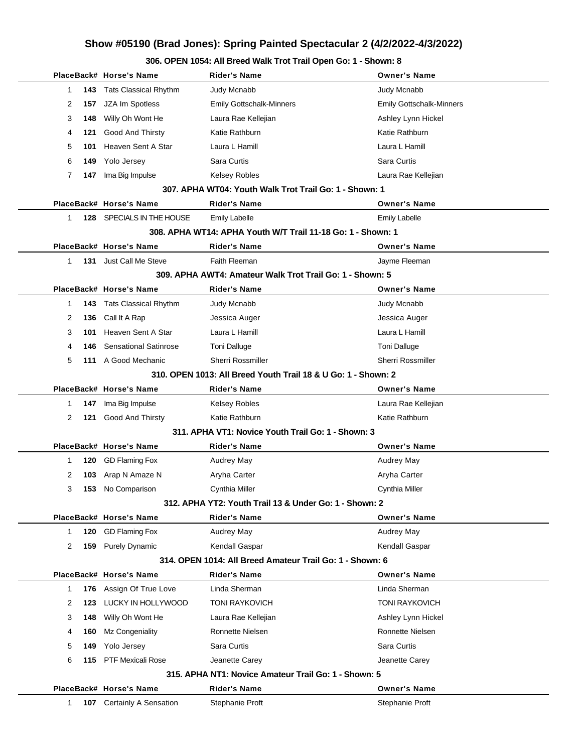# Show #05190 (Brad Jones): Spring Painted Spectacular 2 (4/2/2022-4/3/2022)

## 306. OPEN 1054: All Breed Walk Trot Trail Open Go: 1 - Shown: 8

| Place | Back# | Horse's Name | Rider's Name | Owner's Name |
|---|---|---|---|---|
| 1 | **143** | Tats Classical Rhythm | Judy Mcnabb | Judy Mcnabb |
| 2 | **157** | JZA Im Spotless | Emily Gottschalk-Minners | Emily Gottschalk-Minners |
| 3 | **148** | Willy Oh Wont He | Laura Rae Kellejian | Ashley Lynn Hickel |
| 4 | **121** | Good And Thirsty | Katie Rathburn | Katie Rathburn |
| 5 | **101** | Heaven Sent A Star | Laura L Hamill | Laura L Hamill |
| 6 | **149** | Yolo Jersey | Sara Curtis | Sara Curtis |
| 7 | **147** | Ima Big Impulse | Kelsey Robles | Laura Rae Kellejian |

## 307. APHA WT04: Youth Walk Trot Trail Go: 1 - Shown: 1

| Place | Back# | Horse's Name | Rider's Name | Owner's Name |
|---|---|---|---|---|
| 1 | **128** | SPECIALS IN THE HOUSE | Emily Labelle | Emily Labelle |

## 308. APHA WT14: APHA Youth W/T Trail 11-18 Go: 1 - Shown: 1

| Place | Back# | Horse's Name | Rider's Name | Owner's Name |
|---|---|---|---|---|
| 1 | **131** | Just Call Me Steve | Faith Fleeman | Jayme Fleeman |

## 309. APHA AWT4: Amateur Walk Trot Trail Go: 1 - Shown: 5

| Place | Back# | Horse's Name | Rider's Name | Owner's Name |
|---|---|---|---|---|
| 1 | **143** | Tats Classical Rhythm | Judy Mcnabb | Judy Mcnabb |
| 2 | **136** | Call It A Rap | Jessica Auger | Jessica Auger |
| 3 | **101** | Heaven Sent A Star | Laura L Hamill | Laura L Hamill |
| 4 | **146** | Sensational Satinrose | Toni Dalluge | Toni Dalluge |
| 5 | **111** | A Good Mechanic | Sherri Rossmiller | Sherri Rossmiller |

## 310. OPEN 1013: All Breed Youth Trail 18 & U Go: 1 - Shown: 2

| Place | Back# | Horse's Name | Rider's Name | Owner's Name |
|---|---|---|---|---|
| 1 | **147** | Ima Big Impulse | Kelsey Robles | Laura Rae Kellejian |
| 2 | **121** | Good And Thirsty | Katie Rathburn | Katie Rathburn |

## 311. APHA VT1: Novice Youth Trail Go: 1 - Shown: 3

| Place | Back# | Horse's Name | Rider's Name | Owner's Name |
|---|---|---|---|---|
| 1 | **120** | GD Flaming Fox | Audrey May | Audrey May |
| 2 | **103** | Arap N Amaze N | Aryha Carter | Aryha Carter |
| 3 | **153** | No Comparison | Cynthia Miller | Cynthia Miller |

## 312. APHA YT2: Youth Trail 13 & Under Go: 1 - Shown: 2

| Place | Back# | Horse's Name | Rider's Name | Owner's Name |
|---|---|---|---|---|
| 1 | **120** | GD Flaming Fox | Audrey May | Audrey May |
| 2 | **159** | Purely Dynamic | Kendall Gaspar | Kendall Gaspar |

## 314. OPEN 1014: All Breed Amateur Trail Go: 1 - Shown: 6

| Place | Back# | Horse's Name | Rider's Name | Owner's Name |
|---|---|---|---|---|
| 1 | **176** | Assign Of True Love | Linda Sherman | Linda Sherman |
| 2 | **123** | LUCKY IN HOLLYWOOD | TONI RAYKOVICH | TONI RAYKOVICH |
| 3 | **148** | Willy Oh Wont He | Laura Rae Kellejian | Ashley Lynn Hickel |
| 4 | **160** | Mz Congeniality | Ronnette Nielsen | Ronnette Nielsen |
| 5 | **149** | Yolo Jersey | Sara Curtis | Sara Curtis |
| 6 | **115** | PTF Mexicali Rose | Jeanette Carey | Jeanette Carey |

## 315. APHA NT1: Novice Amateur Trail Go: 1 - Shown: 5

| Place | Back# | Horse's Name | Rider's Name | Owner's Name |
|---|---|---|---|---|
| 1 | **107** | Certainly A Sensation | Stephanie Proft | Stephanie Proft |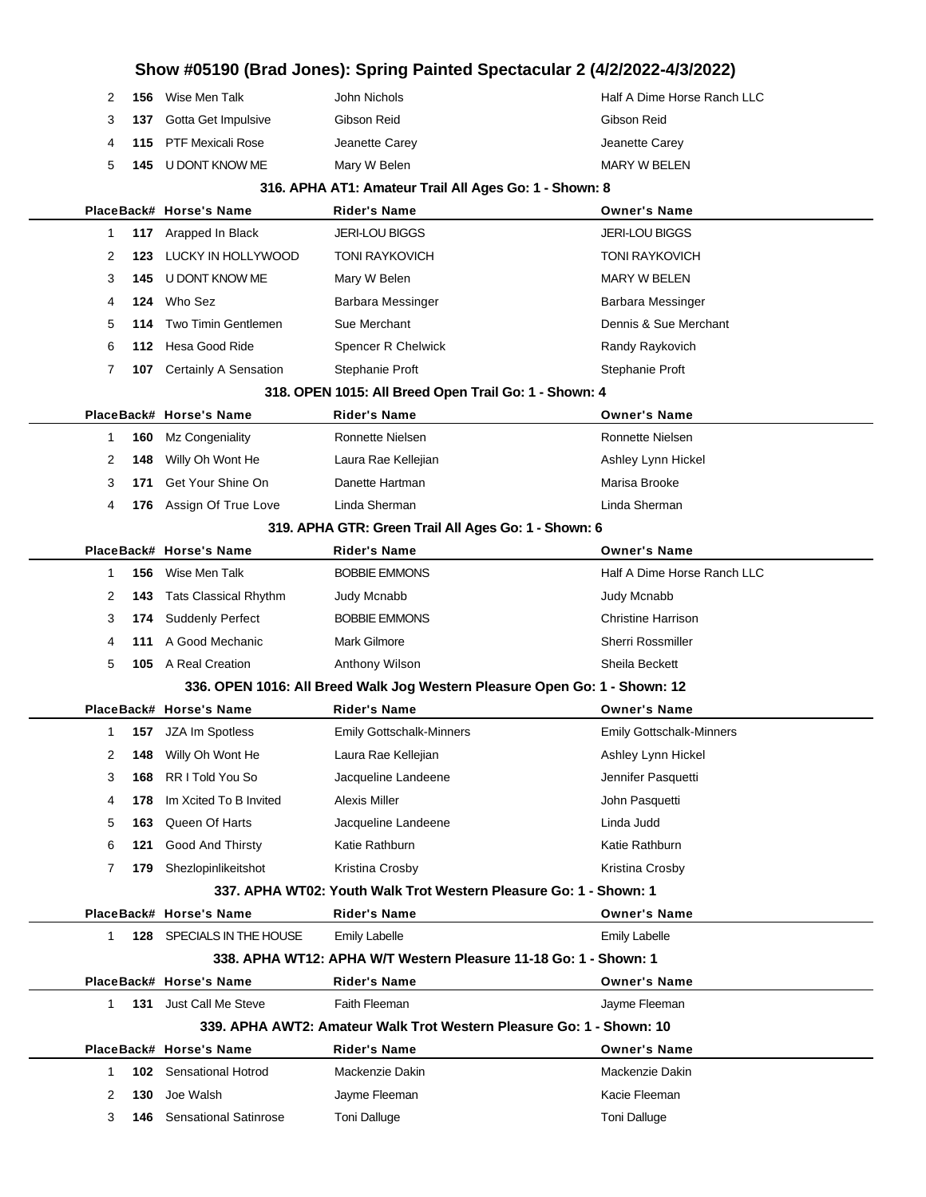| Place | Back# | Horse's Name | Rider's Name | Owner's Name |
|---|---|---|---|---|
| 2 | **156** | Wise Men Talk | John Nichols | Half A Dime Horse Ranch LLC |
| 3 | **137** | Gotta Get Impulsive | Gibson Reid | Gibson Reid |
| 4 | **115** | PTF Mexicali Rose | Jeanette Carey | Jeanette Carey |
| 5 | **145** | U DONT KNOW ME | Mary W Belen | MARY W BELEN |

### 316. APHA AT1: Amateur Trail All Ages Go: 1 - Shown: 8

| Place | Back# | Horse's Name | Rider's Name | Owner's Name |
|---|---|---|---|---|
| 1 | **117** | Arapped In Black | JERI-LOU BIGGS | JERI-LOU BIGGS |
| 2 | **123** | LUCKY IN HOLLYWOOD | TONI RAYKOVICH | TONI RAYKOVICH |
| 3 | **145** | U DONT KNOW ME | Mary W Belen | MARY W BELEN |
| 4 | **124** | Who Sez | Barbara Messinger | Barbara Messinger |
| 5 | **114** | Two Timin Gentlemen | Sue Merchant | Dennis & Sue Merchant |
| 6 | **112** | Hesa Good Ride | Spencer R Chelwick | Randy Raykovich |
| 7 | **107** | Certainly A Sensation | Stephanie Proft | Stephanie Proft |

### 318. OPEN 1015: All Breed Open Trail Go: 1 - Shown: 4

| Place | Back# | Horse's Name | Rider's Name | Owner's Name |
|---|---|---|---|---|
| 1 | **160** | Mz Congeniality | Ronnette Nielsen | Ronnette Nielsen |
| 2 | **148** | Willy Oh Wont He | Laura Rae Kellejian | Ashley Lynn Hickel |
| 3 | **171** | Get Your Shine On | Danette Hartman | Marisa Brooke |
| 4 | **176** | Assign Of True Love | Linda Sherman | Linda Sherman |

### 319. APHA GTR: Green Trail All Ages Go: 1 - Shown: 6

| Place | Back# | Horse's Name | Rider's Name | Owner's Name |
|---|---|---|---|---|
| 1 | **156** | Wise Men Talk | BOBBIE EMMONS | Half A Dime Horse Ranch LLC |
| 2 | **143** | Tats Classical Rhythm | Judy Mcnabb | Judy Mcnabb |
| 3 | **174** | Suddenly Perfect | BOBBIE EMMONS | Christine Harrison |
| 4 | **111** | A Good Mechanic | Mark Gilmore | Sherri Rossmiller |
| 5 | **105** | A Real Creation | Anthony Wilson | Sheila Beckett |

### 336. OPEN 1016: All Breed Walk Jog Western Pleasure Open Go: 1 - Shown: 12

| Place | Back# | Horse's Name | Rider's Name | Owner's Name |
|---|---|---|---|---|
| 1 | **157** | JZA Im Spotless | Emily Gottschalk-Minners | Emily Gottschalk-Minners |
| 2 | **148** | Willy Oh Wont He | Laura Rae Kellejian | Ashley Lynn Hickel |
| 3 | **168** | RR I Told You So | Jacqueline Landeene | Jennifer Pasquetti |
| 4 | **178** | Im Xcited To B Invited | Alexis Miller | John Pasquetti |
| 5 | **163** | Queen Of Harts | Jacqueline Landeene | Linda Judd |
| 6 | **121** | Good And Thirsty | Katie Rathburn | Katie Rathburn |
| 7 | **179** | Shezlopinlikeitshot | Kristina Crosby | Kristina Crosby |

### 337. APHA WT02: Youth Walk Trot Western Pleasure Go: 1 - Shown: 1

| Place | Back# | Horse's Name | Rider's Name | Owner's Name |
|---|---|---|---|---|
| 1 | **128** | SPECIALS IN THE HOUSE | Emily Labelle | Emily Labelle |

### 338. APHA WT12: APHA W/T Western Pleasure 11-18 Go: 1 - Shown: 1

| Place | Back# | Horse's Name | Rider's Name | Owner's Name |
|---|---|---|---|---|
| 1 | **131** | Just Call Me Steve | Faith Fleeman | Jayme Fleeman |

### 339. APHA AWT2: Amateur Walk Trot Western Pleasure Go: 1 - Shown: 10

| Place | Back# | Horse's Name | Rider's Name | Owner's Name |
|---|---|---|---|---|
| 1 | **102** | Sensational Hotrod | Mackenzie Dakin | Mackenzie Dakin |
| 2 | **130** | Joe Walsh | Jayme Fleeman | Kacie Fleeman |
| 3 | **146** | Sensational Satinrose | Toni Dalluge | Toni Dalluge |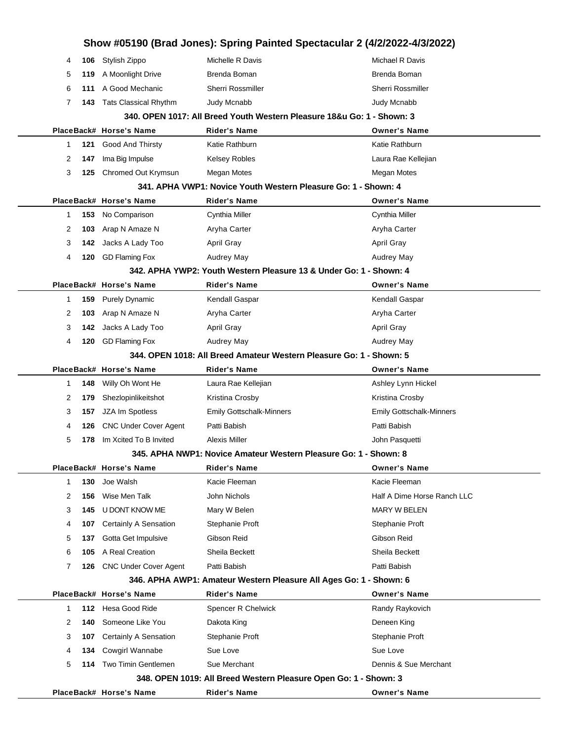# Show #05190 (Brad Jones): Spring Painted Spectacular 2 (4/2/2022-4/3/2022)

| Place | Back# | Horse's Name | Rider's Name | Owner's Name |
|---|---|---|---|---|
| 4 | 106 | Stylish Zippo | Michelle R Davis | Michael R Davis |
| 5 | 119 | A Moonlight Drive | Brenda Boman | Brenda Boman |
| 6 | 111 | A Good Mechanic | Sherri Rossmiller | Sherri Rossmiller |
| 7 | 143 | Tats Classical Rhythm | Judy Mcnabb | Judy Mcnabb |

### 340. OPEN 1017: All Breed Youth Western Pleasure 18&u Go: 1 - Shown: 3

| Place | Back# | Horse's Name | Rider's Name | Owner's Name |
|---|---|---|---|---|
| 1 | 121 | Good And Thirsty | Katie Rathburn | Katie Rathburn |
| 2 | 147 | Ima Big Impulse | Kelsey Robles | Laura Rae Kellejian |
| 3 | 125 | Chromed Out Krymsun | Megan Motes | Megan Motes |

### 341. APHA VWP1: Novice Youth Western Pleasure Go: 1 - Shown: 4

| Place | Back# | Horse's Name | Rider's Name | Owner's Name |
|---|---|---|---|---|
| 1 | 153 | No Comparison | Cynthia Miller | Cynthia Miller |
| 2 | 103 | Arap N Amaze N | Aryha Carter | Aryha Carter |
| 3 | 142 | Jacks A Lady Too | April Gray | April Gray |
| 4 | 120 | GD Flaming Fox | Audrey May | Audrey May |

### 342. APHA YWP2: Youth Western Pleasure 13 & Under Go: 1 - Shown: 4

| Place | Back# | Horse's Name | Rider's Name | Owner's Name |
|---|---|---|---|---|
| 1 | 159 | Purely Dynamic | Kendall Gaspar | Kendall Gaspar |
| 2 | 103 | Arap N Amaze N | Aryha Carter | Aryha Carter |
| 3 | 142 | Jacks A Lady Too | April Gray | April Gray |
| 4 | 120 | GD Flaming Fox | Audrey May | Audrey May |

### 344. OPEN 1018: All Breed Amateur Western Pleasure Go: 1 - Shown: 5

| Place | Back# | Horse's Name | Rider's Name | Owner's Name |
|---|---|---|---|---|
| 1 | 148 | Willy Oh Wont He | Laura Rae Kellejian | Ashley Lynn Hickel |
| 2 | 179 | Shezlopinlikeitshot | Kristina Crosby | Kristina Crosby |
| 3 | 157 | JZA Im Spotless | Emily Gottschalk-Minners | Emily Gottschalk-Minners |
| 4 | 126 | CNC Under Cover Agent | Patti Babish | Patti Babish |
| 5 | 178 | Im Xcited To B Invited | Alexis Miller | John Pasquetti |

### 345. APHA NWP1: Novice Amateur Western Pleasure Go: 1 - Shown: 8

| Place | Back# | Horse's Name | Rider's Name | Owner's Name |
|---|---|---|---|---|
| 1 | 130 | Joe Walsh | Kacie Fleeman | Kacie Fleeman |
| 2 | 156 | Wise Men Talk | John Nichols | Half A Dime Horse Ranch LLC |
| 3 | 145 | U DONT KNOW ME | Mary W Belen | MARY W BELEN |
| 4 | 107 | Certainly A Sensation | Stephanie Proft | Stephanie Proft |
| 5 | 137 | Gotta Get Impulsive | Gibson Reid | Gibson Reid |
| 6 | 105 | A Real Creation | Sheila Beckett | Sheila Beckett |
| 7 | 126 | CNC Under Cover Agent | Patti Babish | Patti Babish |

### 346. APHA AWP1: Amateur Western Pleasure All Ages Go: 1 - Shown: 6

| Place | Back# | Horse's Name | Rider's Name | Owner's Name |
|---|---|---|---|---|
| 1 | 112 | Hesa Good Ride | Spencer R Chelwick | Randy Raykovich |
| 2 | 140 | Someone Like You | Dakota King | Deneen King |
| 3 | 107 | Certainly A Sensation | Stephanie Proft | Stephanie Proft |
| 4 | 134 | Cowgirl Wannabe | Sue Love | Sue Love |
| 5 | 114 | Two Timin Gentlemen | Sue Merchant | Dennis & Sue Merchant |

### 348. OPEN 1019: All Breed Western Pleasure Open Go: 1 - Shown: 3

| Place | Back# | Horse's Name | Rider's Name | Owner's Name |
|---|---|---|---|---|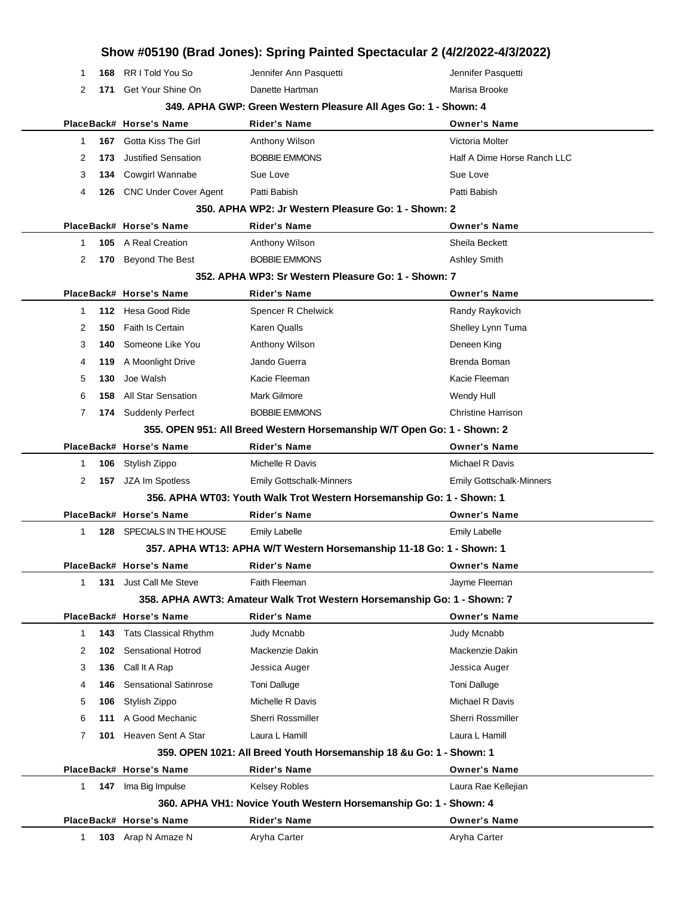| Place | Back# | Horse's Name | Rider's Name | Owner's Name |
|---|---|---|---|---|
| 1 | 168 | RR I Told You So | Jennifer Ann Pasquetti | Jennifer Pasquetti |
| 2 | 171 | Get Your Shine On | Danette Hartman | Marisa Brooke |

### 349. APHA GWP: Green Western Pleasure All Ages Go: 1 - Shown: 4

| Place | Back# | Horse's Name | Rider's Name | Owner's Name |
|---|---|---|---|---|
| 1 | 167 | Gotta Kiss The Girl | Anthony Wilson | Victoria Molter |
| 2 | 173 | Justified Sensation | BOBBIE EMMONS | Half A Dime Horse Ranch LLC |
| 3 | 134 | Cowgirl Wannabe | Sue Love | Sue Love |
| 4 | 126 | CNC Under Cover Agent | Patti Babish | Patti Babish |

### 350. APHA WP2: Jr Western Pleasure Go: 1 - Shown: 2

| Place | Back# | Horse's Name | Rider's Name | Owner's Name |
|---|---|---|---|---|
| 1 | 105 | A Real Creation | Anthony Wilson | Sheila Beckett |
| 2 | 170 | Beyond The Best | BOBBIE EMMONS | Ashley Smith |

### 352. APHA WP3: Sr Western Pleasure Go: 1 - Shown: 7

| Place | Back# | Horse's Name | Rider's Name | Owner's Name |
|---|---|---|---|---|
| 1 | 112 | Hesa Good Ride | Spencer R Chelwick | Randy Raykovich |
| 2 | 150 | Faith Is Certain | Karen Qualls | Shelley Lynn Tuma |
| 3 | 140 | Someone Like You | Anthony Wilson | Deneen King |
| 4 | 119 | A Moonlight Drive | Jando Guerra | Brenda Boman |
| 5 | 130 | Joe Walsh | Kacie Fleeman | Kacie Fleeman |
| 6 | 158 | All Star Sensation | Mark Gilmore | Wendy Hull |
| 7 | 174 | Suddenly Perfect | BOBBIE EMMONS | Christine Harrison |

### 355. OPEN 951: All Breed Western Horsemanship W/T Open Go: 1 - Shown: 2

| Place | Back# | Horse's Name | Rider's Name | Owner's Name |
|---|---|---|---|---|
| 1 | 106 | Stylish Zippo | Michelle R Davis | Michael R Davis |
| 2 | 157 | JZA Im Spotless | Emily Gottschalk-Minners | Emily Gottschalk-Minners |

### 356. APHA WT03: Youth Walk Trot Western Horsemanship Go: 1 - Shown: 1

| Place | Back# | Horse's Name | Rider's Name | Owner's Name |
|---|---|---|---|---|
| 1 | 128 | SPECIALS IN THE HOUSE | Emily Labelle | Emily Labelle |

### 357. APHA WT13: APHA W/T Western Horsemanship 11-18 Go: 1 - Shown: 1

| Place | Back# | Horse's Name | Rider's Name | Owner's Name |
|---|---|---|---|---|
| 1 | 131 | Just Call Me Steve | Faith Fleeman | Jayme Fleeman |

### 358. APHA AWT3: Amateur Walk Trot Western Horsemanship Go: 1 - Shown: 7

| Place | Back# | Horse's Name | Rider's Name | Owner's Name |
|---|---|---|---|---|
| 1 | 143 | Tats Classical Rhythm | Judy Mcnabb | Judy Mcnabb |
| 2 | 102 | Sensational Hotrod | Mackenzie Dakin | Mackenzie Dakin |
| 3 | 136 | Call It A Rap | Jessica Auger | Jessica Auger |
| 4 | 146 | Sensational Satinrose | Toni Dalluge | Toni Dalluge |
| 5 | 106 | Stylish Zippo | Michelle R Davis | Michael R Davis |
| 6 | 111 | A Good Mechanic | Sherri Rossmiller | Sherri Rossmiller |
| 7 | 101 | Heaven Sent A Star | Laura L Hamill | Laura L Hamill |

### 359. OPEN 1021: All Breed Youth Horsemanship 18 &u Go: 1 - Shown: 1

| Place | Back# | Horse's Name | Rider's Name | Owner's Name |
|---|---|---|---|---|
| 1 | 147 | Ima Big Impulse | Kelsey Robles | Laura Rae Kellejian |

### 360. APHA VH1: Novice Youth Western Horsemanship Go: 1 - Shown: 4

| Place | Back# | Horse's Name | Rider's Name | Owner's Name |
|---|---|---|---|---|
| 1 | 103 | Arap N Amaze N | Aryha Carter | Aryha Carter |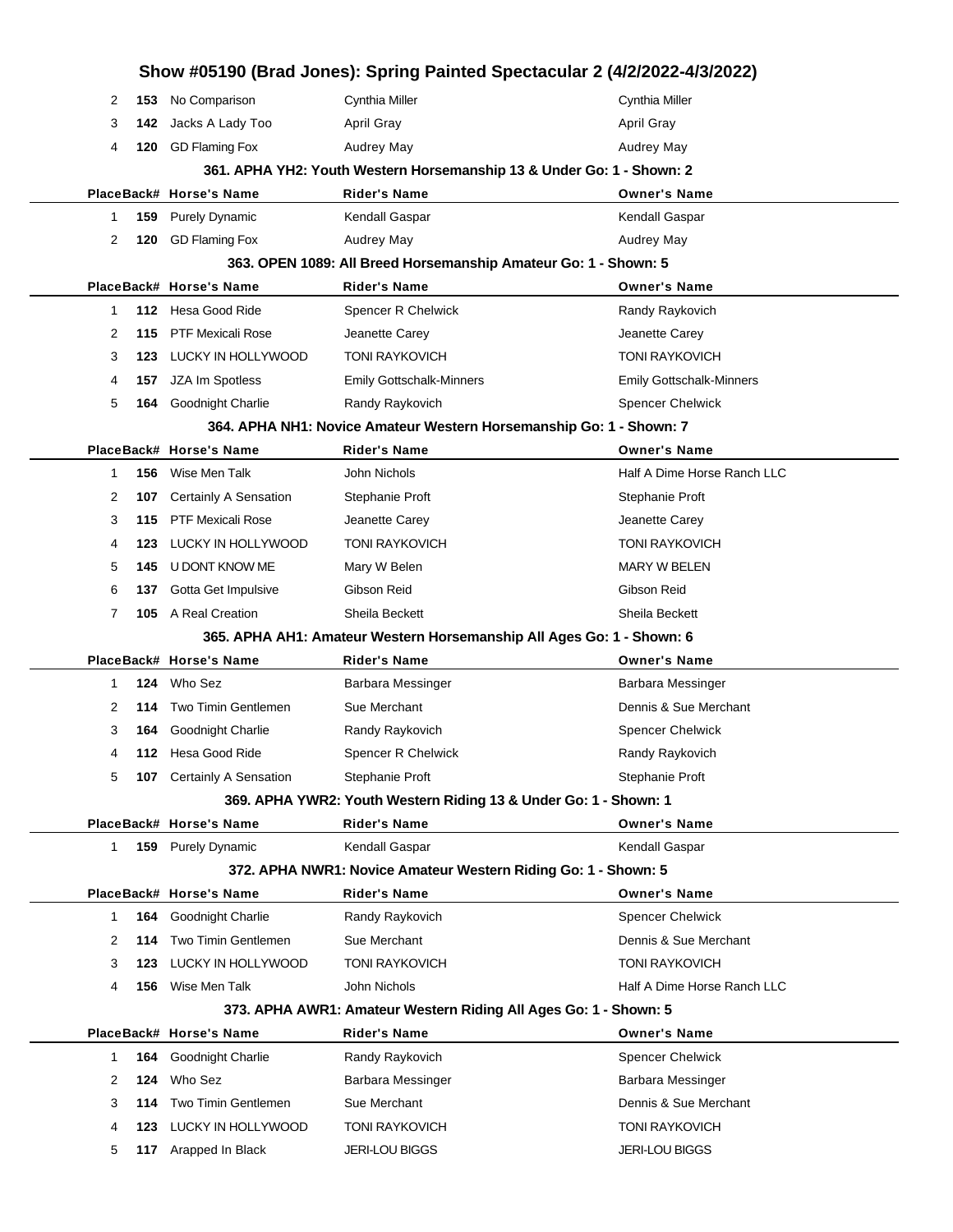| Place | Back# | Horse's Name | Rider's Name | Owner's Name |
|---|---|---|---|---|
| 2 | 153 | No Comparison | Cynthia Miller | Cynthia Miller |
| 3 | 142 | Jacks A Lady Too | April Gray | April Gray |
| 4 | 120 | GD Flaming Fox | Audrey May | Audrey May |

### 361. APHA YH2: Youth Western Horsemanship 13 & Under Go: 1 - Shown: 2

| Place | Back# | Horse's Name | Rider's Name | Owner's Name |
|---|---|---|---|---|
| 1 | 159 | Purely Dynamic | Kendall Gaspar | Kendall Gaspar |
| 2 | 120 | GD Flaming Fox | Audrey May | Audrey May |

### 363. OPEN 1089: All Breed Horsemanship Amateur Go: 1 - Shown: 5

| Place | Back# | Horse's Name | Rider's Name | Owner's Name |
|---|---|---|---|---|
| 1 | 112 | Hesa Good Ride | Spencer R Chelwick | Randy Raykovich |
| 2 | 115 | PTF Mexicali Rose | Jeanette Carey | Jeanette Carey |
| 3 | 123 | LUCKY IN HOLLYWOOD | TONI RAYKOVICH | TONI RAYKOVICH |
| 4 | 157 | JZA Im Spotless | Emily Gottschalk-Minners | Emily Gottschalk-Minners |
| 5 | 164 | Goodnight Charlie | Randy Raykovich | Spencer Chelwick |

### 364. APHA NH1: Novice Amateur Western Horsemanship Go: 1 - Shown: 7

| Place | Back# | Horse's Name | Rider's Name | Owner's Name |
|---|---|---|---|---|
| 1 | 156 | Wise Men Talk | John Nichols | Half A Dime Horse Ranch LLC |
| 2 | 107 | Certainly A Sensation | Stephanie Proft | Stephanie Proft |
| 3 | 115 | PTF Mexicali Rose | Jeanette Carey | Jeanette Carey |
| 4 | 123 | LUCKY IN HOLLYWOOD | TONI RAYKOVICH | TONI RAYKOVICH |
| 5 | 145 | U DONT KNOW ME | Mary W Belen | MARY W BELEN |
| 6 | 137 | Gotta Get Impulsive | Gibson Reid | Gibson Reid |
| 7 | 105 | A Real Creation | Sheila Beckett | Sheila Beckett |

### 365. APHA AH1: Amateur Western Horsemanship All Ages Go: 1 - Shown: 6

| Place | Back# | Horse's Name | Rider's Name | Owner's Name |
|---|---|---|---|---|
| 1 | 124 | Who Sez | Barbara Messinger | Barbara Messinger |
| 2 | 114 | Two Timin Gentlemen | Sue Merchant | Dennis & Sue Merchant |
| 3 | 164 | Goodnight Charlie | Randy Raykovich | Spencer Chelwick |
| 4 | 112 | Hesa Good Ride | Spencer R Chelwick | Randy Raykovich |
| 5 | 107 | Certainly A Sensation | Stephanie Proft | Stephanie Proft |

### 369. APHA YWR2: Youth Western Riding 13 & Under Go: 1 - Shown: 1

| Place | Back# | Horse's Name | Rider's Name | Owner's Name |
|---|---|---|---|---|
| 1 | 159 | Purely Dynamic | Kendall Gaspar | Kendall Gaspar |

### 372. APHA NWR1: Novice Amateur Western Riding Go: 1 - Shown: 5

| Place | Back# | Horse's Name | Rider's Name | Owner's Name |
|---|---|---|---|---|
| 1 | 164 | Goodnight Charlie | Randy Raykovich | Spencer Chelwick |
| 2 | 114 | Two Timin Gentlemen | Sue Merchant | Dennis & Sue Merchant |
| 3 | 123 | LUCKY IN HOLLYWOOD | TONI RAYKOVICH | TONI RAYKOVICH |
| 4 | 156 | Wise Men Talk | John Nichols | Half A Dime Horse Ranch LLC |

### 373. APHA AWR1: Amateur Western Riding All Ages Go: 1 - Shown: 5

| Place | Back# | Horse's Name | Rider's Name | Owner's Name |
|---|---|---|---|---|
| 1 | 164 | Goodnight Charlie | Randy Raykovich | Spencer Chelwick |
| 2 | 124 | Who Sez | Barbara Messinger | Barbara Messinger |
| 3 | 114 | Two Timin Gentlemen | Sue Merchant | Dennis & Sue Merchant |
| 4 | 123 | LUCKY IN HOLLYWOOD | TONI RAYKOVICH | TONI RAYKOVICH |
| 5 | 117 | Arapped In Black | JERI-LOU BIGGS | JERI-LOU BIGGS |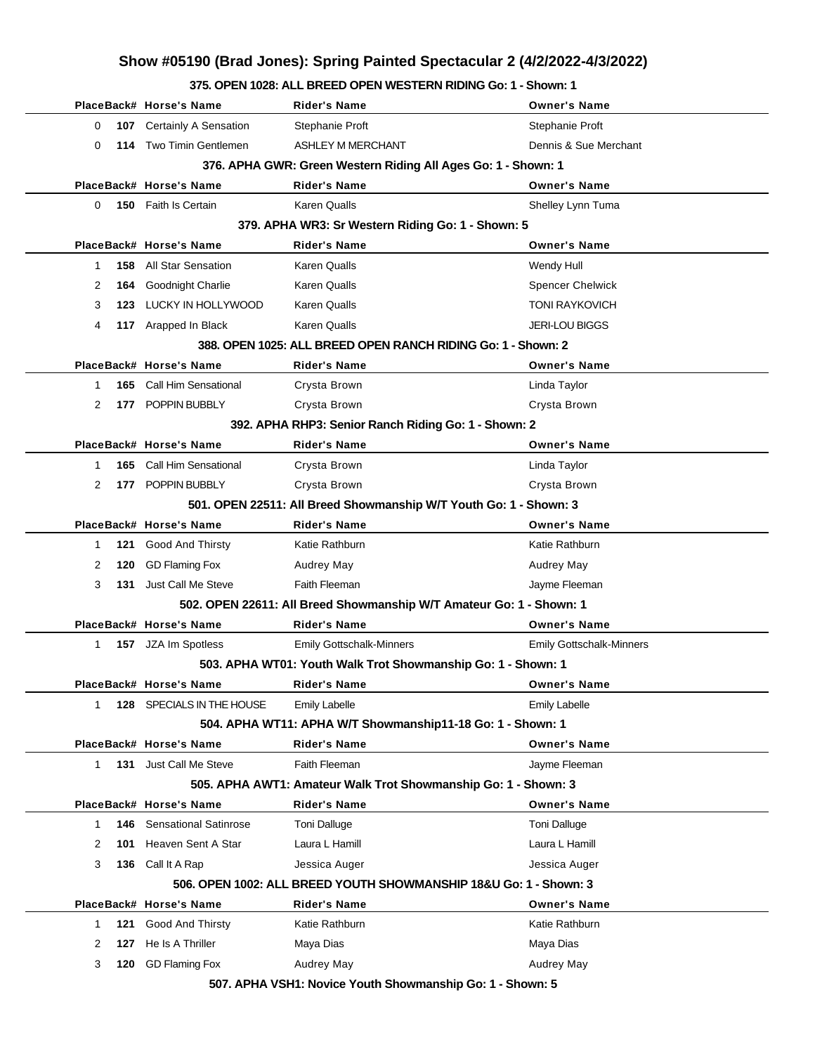# Show #05190 (Brad Jones): Spring Painted Spectacular 2 (4/2/2022-4/3/2022)

### 375. OPEN 1028: ALL BREED OPEN WESTERN RIDING Go: 1 - Shown: 1

| Place | Back# | Horse's Name | Rider's Name | Owner's Name |
|---|---|---|---|---|
| 0 | 107 | Certainly A Sensation | Stephanie Proft | Stephanie Proft |
| 0 | 114 | Two Timin Gentlemen | ASHLEY M MERCHANT | Dennis & Sue Merchant |

### 376. APHA GWR: Green Western Riding All Ages Go: 1 - Shown: 1

| Place | Back# | Horse's Name | Rider's Name | Owner's Name |
|---|---|---|---|---|
| 0 | 150 | Faith Is Certain | Karen Qualls | Shelley Lynn Tuma |

### 379. APHA WR3: Sr Western Riding Go: 1 - Shown: 5

| Place | Back# | Horse's Name | Rider's Name | Owner's Name |
|---|---|---|---|---|
| 1 | 158 | All Star Sensation | Karen Qualls | Wendy Hull |
| 2 | 164 | Goodnight Charlie | Karen Qualls | Spencer Chelwick |
| 3 | 123 | LUCKY IN HOLLYWOOD | Karen Qualls | TONI RAYKOVICH |
| 4 | 117 | Arapped In Black | Karen Qualls | JERI-LOU BIGGS |

### 388. OPEN 1025: ALL BREED OPEN RANCH RIDING Go: 1 - Shown: 2

| Place | Back# | Horse's Name | Rider's Name | Owner's Name |
|---|---|---|---|---|
| 1 | 165 | Call Him Sensational | Crysta Brown | Linda Taylor |
| 2 | 177 | POPPIN BUBBLY | Crysta Brown | Crysta Brown |

### 392. APHA RHP3: Senior Ranch Riding Go: 1 - Shown: 2

| Place | Back# | Horse's Name | Rider's Name | Owner's Name |
|---|---|---|---|---|
| 1 | 165 | Call Him Sensational | Crysta Brown | Linda Taylor |
| 2 | 177 | POPPIN BUBBLY | Crysta Brown | Crysta Brown |

### 501. OPEN 22511: All Breed Showmanship W/T Youth Go: 1 - Shown: 3

| Place | Back# | Horse's Name | Rider's Name | Owner's Name |
|---|---|---|---|---|
| 1 | 121 | Good And Thirsty | Katie Rathburn | Katie Rathburn |
| 2 | 120 | GD Flaming Fox | Audrey May | Audrey May |
| 3 | 131 | Just Call Me Steve | Faith Fleeman | Jayme Fleeman |

### 502. OPEN 22611: All Breed Showmanship W/T Amateur Go: 1 - Shown: 1

| Place | Back# | Horse's Name | Rider's Name | Owner's Name |
|---|---|---|---|---|
| 1 | 157 | JZA Im Spotless | Emily Gottschalk-Minners | Emily Gottschalk-Minners |

### 503. APHA WT01: Youth Walk Trot Showmanship Go: 1 - Shown: 1

| Place | Back# | Horse's Name | Rider's Name | Owner's Name |
|---|---|---|---|---|
| 1 | 128 | SPECIALS IN THE HOUSE | Emily Labelle | Emily Labelle |

### 504. APHA WT11: APHA W/T Showmanship11-18 Go: 1 - Shown: 1

| Place | Back# | Horse's Name | Rider's Name | Owner's Name |
|---|---|---|---|---|
| 1 | 131 | Just Call Me Steve | Faith Fleeman | Jayme Fleeman |

### 505. APHA AWT1: Amateur Walk Trot Showmanship Go: 1 - Shown: 3

| Place | Back# | Horse's Name | Rider's Name | Owner's Name |
|---|---|---|---|---|
| 1 | 146 | Sensational Satinrose | Toni Dalluge | Toni Dalluge |
| 2 | 101 | Heaven Sent A Star | Laura L Hamill | Laura L Hamill |
| 3 | 136 | Call It A Rap | Jessica Auger | Jessica Auger |

### 506. OPEN 1002: ALL BREED YOUTH SHOWMANSHIP 18&U Go: 1 - Shown: 3

| Place | Back# | Horse's Name | Rider's Name | Owner's Name |
|---|---|---|---|---|
| 1 | 121 | Good And Thirsty | Katie Rathburn | Katie Rathburn |
| 2 | 127 | He Is A Thriller | Maya Dias | Maya Dias |
| 3 | 120 | GD Flaming Fox | Audrey May | Audrey May |

### 507. APHA VSH1: Novice Youth Showmanship Go: 1 - Shown: 5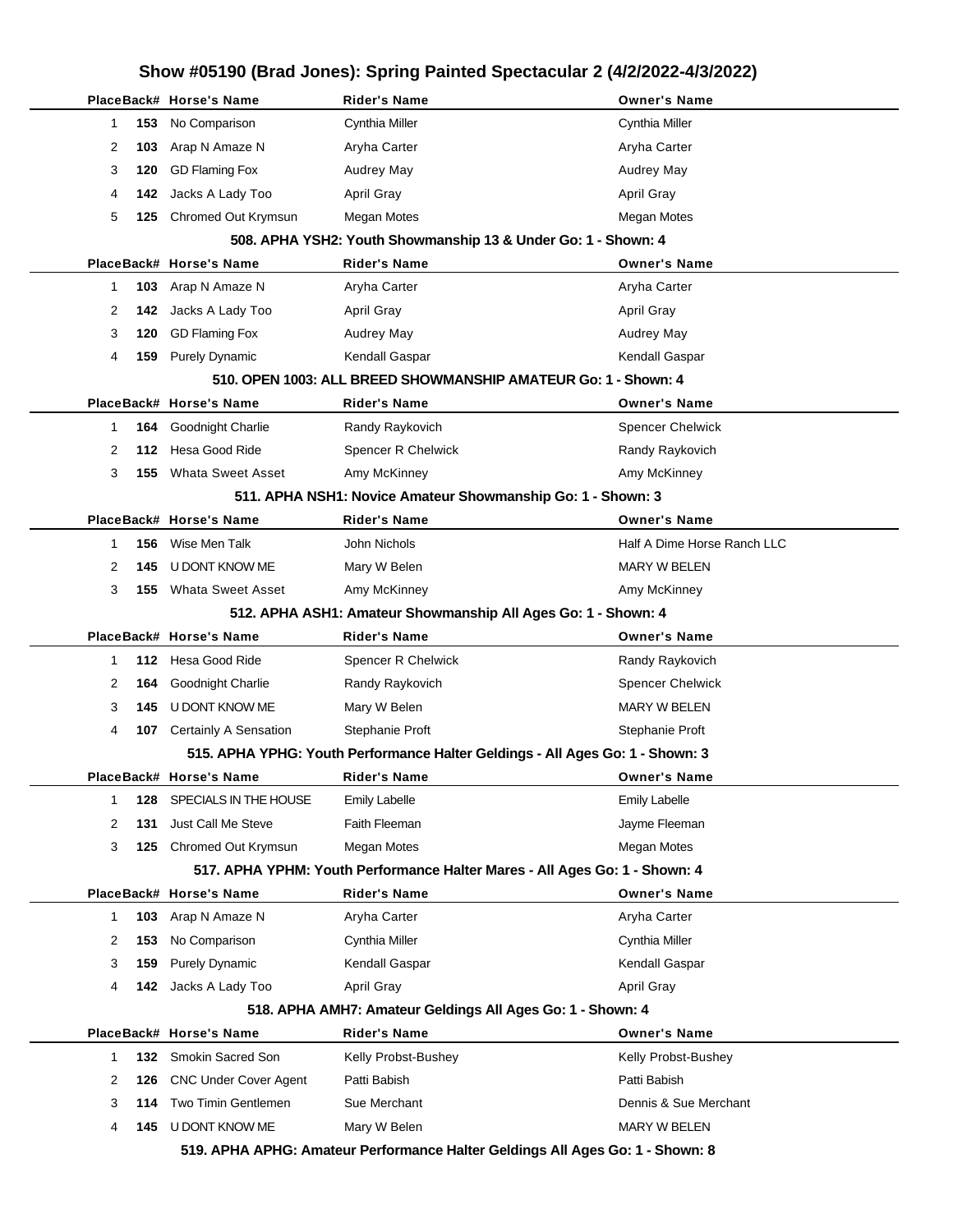# Show #05190 (Brad Jones): Spring Painted Spectacular 2 (4/2/2022-4/3/2022)

| Place | Back# | Horse's Name | Rider's Name | Owner's Name |
|---|---|---|---|---|
| 1 | 153 | No Comparison | Cynthia Miller | Cynthia Miller |
| 2 | 103 | Arap N Amaze N | Aryha Carter | Aryha Carter |
| 3 | 120 | GD Flaming Fox | Audrey May | Audrey May |
| 4 | 142 | Jacks A Lady Too | April Gray | April Gray |
| 5 | 125 | Chromed Out Krymsun | Megan Motes | Megan Motes |

### 508. APHA YSH2: Youth Showmanship 13 & Under Go: 1 - Shown: 4

| Place | Back# | Horse's Name | Rider's Name | Owner's Name |
|---|---|---|---|---|
| 1 | 103 | Arap N Amaze N | Aryha Carter | Aryha Carter |
| 2 | 142 | Jacks A Lady Too | April Gray | April Gray |
| 3 | 120 | GD Flaming Fox | Audrey May | Audrey May |
| 4 | 159 | Purely Dynamic | Kendall Gaspar | Kendall Gaspar |

### 510. OPEN 1003: ALL BREED SHOWMANSHIP AMATEUR Go: 1 - Shown: 4

| Place | Back# | Horse's Name | Rider's Name | Owner's Name |
|---|---|---|---|---|
| 1 | 164 | Goodnight Charlie | Randy Raykovich | Spencer Chelwick |
| 2 | 112 | Hesa Good Ride | Spencer R Chelwick | Randy Raykovich |
| 3 | 155 | Whata Sweet Asset | Amy McKinney | Amy McKinney |

### 511. APHA NSH1: Novice Amateur Showmanship Go: 1 - Shown: 3

| Place | Back# | Horse's Name | Rider's Name | Owner's Name |
|---|---|---|---|---|
| 1 | 156 | Wise Men Talk | John Nichols | Half A Dime Horse Ranch LLC |
| 2 | 145 | U DONT KNOW ME | Mary W Belen | MARY W BELEN |
| 3 | 155 | Whata Sweet Asset | Amy McKinney | Amy McKinney |

### 512. APHA ASH1: Amateur Showmanship All Ages Go: 1 - Shown: 4

| Place | Back# | Horse's Name | Rider's Name | Owner's Name |
|---|---|---|---|---|
| 1 | 112 | Hesa Good Ride | Spencer R Chelwick | Randy Raykovich |
| 2 | 164 | Goodnight Charlie | Randy Raykovich | Spencer Chelwick |
| 3 | 145 | U DONT KNOW ME | Mary W Belen | MARY W BELEN |
| 4 | 107 | Certainly A Sensation | Stephanie Proft | Stephanie Proft |

### 515. APHA YPHG: Youth Performance Halter Geldings - All Ages Go: 1 - Shown: 3

| Place | Back# | Horse's Name | Rider's Name | Owner's Name |
|---|---|---|---|---|
| 1 | 128 | SPECIALS IN THE HOUSE | Emily Labelle | Emily Labelle |
| 2 | 131 | Just Call Me Steve | Faith Fleeman | Jayme Fleeman |
| 3 | 125 | Chromed Out Krymsun | Megan Motes | Megan Motes |

### 517. APHA YPHM: Youth Performance Halter Mares - All Ages Go: 1 - Shown: 4

| Place | Back# | Horse's Name | Rider's Name | Owner's Name |
|---|---|---|---|---|
| 1 | 103 | Arap N Amaze N | Aryha Carter | Aryha Carter |
| 2 | 153 | No Comparison | Cynthia Miller | Cynthia Miller |
| 3 | 159 | Purely Dynamic | Kendall Gaspar | Kendall Gaspar |
| 4 | 142 | Jacks A Lady Too | April Gray | April Gray |

### 518. APHA AMH7: Amateur Geldings All Ages Go: 1 - Shown: 4

| Place | Back# | Horse's Name | Rider's Name | Owner's Name |
|---|---|---|---|---|
| 1 | 132 | Smokin Sacred Son | Kelly Probst-Bushey | Kelly Probst-Bushey |
| 2 | 126 | CNC Under Cover Agent | Patti Babish | Patti Babish |
| 3 | 114 | Two Timin Gentlemen | Sue Merchant | Dennis & Sue Merchant |
| 4 | 145 | U DONT KNOW ME | Mary W Belen | MARY W BELEN |

### 519. APHA APHG: Amateur Performance Halter Geldings All Ages Go: 1 - Shown: 8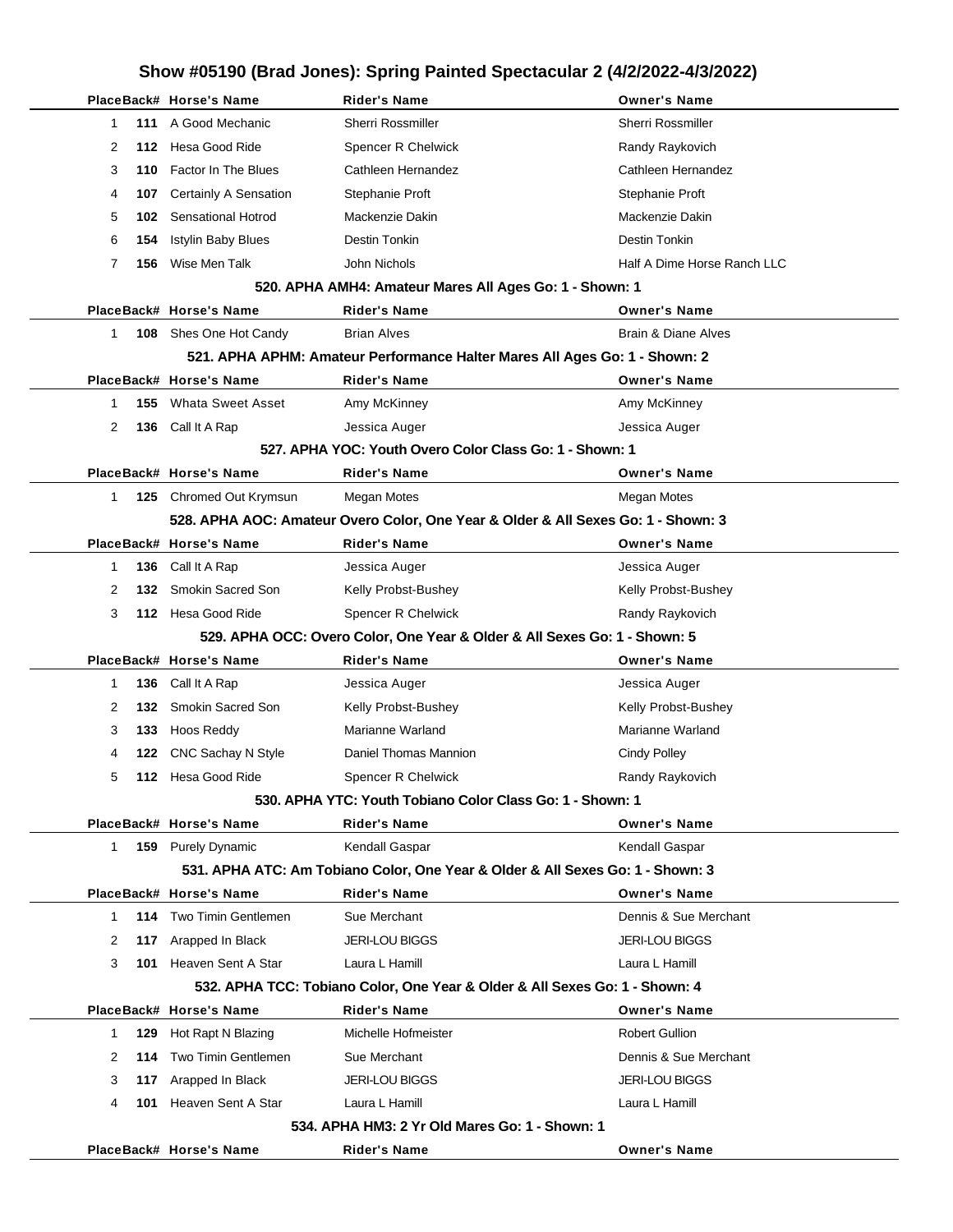# Show #05190 (Brad Jones): Spring Painted Spectacular 2 (4/2/2022-4/3/2022)

| Place | Back# | Horse's Name | Rider's Name | Owner's Name |
|---|---|---|---|---|
| 1 | 111 | A Good Mechanic | Sherri Rossmiller | Sherri Rossmiller |
| 2 | 112 | Hesa Good Ride | Spencer R Chelwick | Randy Raykovich |
| 3 | 110 | Factor In The Blues | Cathleen Hernandez | Cathleen Hernandez |
| 4 | 107 | Certainly A Sensation | Stephanie Proft | Stephanie Proft |
| 5 | 102 | Sensational Hotrod | Mackenzie Dakin | Mackenzie Dakin |
| 6 | 154 | Istylin Baby Blues | Destin Tonkin | Destin Tonkin |
| 7 | 156 | Wise Men Talk | John Nichols | Half A Dime Horse Ranch LLC |

**520. APHA AMH4: Amateur Mares All Ages Go: 1 - Shown: 1**

| Place | Back# | Horse's Name | Rider's Name | Owner's Name |
|---|---|---|---|---|
| 1 | 108 | Shes One Hot Candy | Brian Alves | Brain & Diane Alves |

**521. APHA APHM: Amateur Performance Halter Mares All Ages Go: 1 - Shown: 2**

| Place | Back# | Horse's Name | Rider's Name | Owner's Name |
|---|---|---|---|---|
| 1 | 155 | Whata Sweet Asset | Amy McKinney | Amy McKinney |
| 2 | 136 | Call It A Rap | Jessica Auger | Jessica Auger |

**527. APHA YOC: Youth Overo Color Class Go: 1 - Shown: 1**

| Place | Back# | Horse's Name | Rider's Name | Owner's Name |
|---|---|---|---|---|
| 1 | 125 | Chromed Out Krymsun | Megan Motes | Megan Motes |

**528. APHA AOC: Amateur Overo Color, One Year & Older & All Sexes Go: 1 - Shown: 3**

| Place | Back# | Horse's Name | Rider's Name | Owner's Name |
|---|---|---|---|---|
| 1 | 136 | Call It A Rap | Jessica Auger | Jessica Auger |
| 2 | 132 | Smokin Sacred Son | Kelly Probst-Bushey | Kelly Probst-Bushey |
| 3 | 112 | Hesa Good Ride | Spencer R Chelwick | Randy Raykovich |

**529. APHA OCC: Overo Color, One Year & Older & All Sexes Go: 1 - Shown: 5**

| Place | Back# | Horse's Name | Rider's Name | Owner's Name |
|---|---|---|---|---|
| 1 | 136 | Call It A Rap | Jessica Auger | Jessica Auger |
| 2 | 132 | Smokin Sacred Son | Kelly Probst-Bushey | Kelly Probst-Bushey |
| 3 | 133 | Hoos Reddy | Marianne Warland | Marianne Warland |
| 4 | 122 | CNC Sachay N Style | Daniel Thomas Mannion | Cindy Polley |
| 5 | 112 | Hesa Good Ride | Spencer R Chelwick | Randy Raykovich |

**530. APHA YTC: Youth Tobiano Color Class Go: 1 - Shown: 1**

| Place | Back# | Horse's Name | Rider's Name | Owner's Name |
|---|---|---|---|---|
| 1 | 159 | Purely Dynamic | Kendall Gaspar | Kendall Gaspar |

**531. APHA ATC: Am Tobiano Color, One Year & Older & All Sexes Go: 1 - Shown: 3**

| Place | Back# | Horse's Name | Rider's Name | Owner's Name |
|---|---|---|---|---|
| 1 | 114 | Two Timin Gentlemen | Sue Merchant | Dennis & Sue Merchant |
| 2 | 117 | Arapped In Black | JERI-LOU BIGGS | JERI-LOU BIGGS |
| 3 | 101 | Heaven Sent A Star | Laura L Hamill | Laura L Hamill |

**532. APHA TCC: Tobiano Color, One Year & Older & All Sexes Go: 1 - Shown: 4**

| Place | Back# | Horse's Name | Rider's Name | Owner's Name |
|---|---|---|---|---|
| 1 | 129 | Hot Rapt N Blazing | Michelle Hofmeister | Robert Gullion |
| 2 | 114 | Two Timin Gentlemen | Sue Merchant | Dennis & Sue Merchant |
| 3 | 117 | Arapped In Black | JERI-LOU BIGGS | JERI-LOU BIGGS |
| 4 | 101 | Heaven Sent A Star | Laura L Hamill | Laura L Hamill |

**534. APHA HM3: 2 Yr Old Mares Go: 1 - Shown: 1**

| Place | Back# | Horse's Name | Rider's Name | Owner's Name |
|---|---|---|---|---|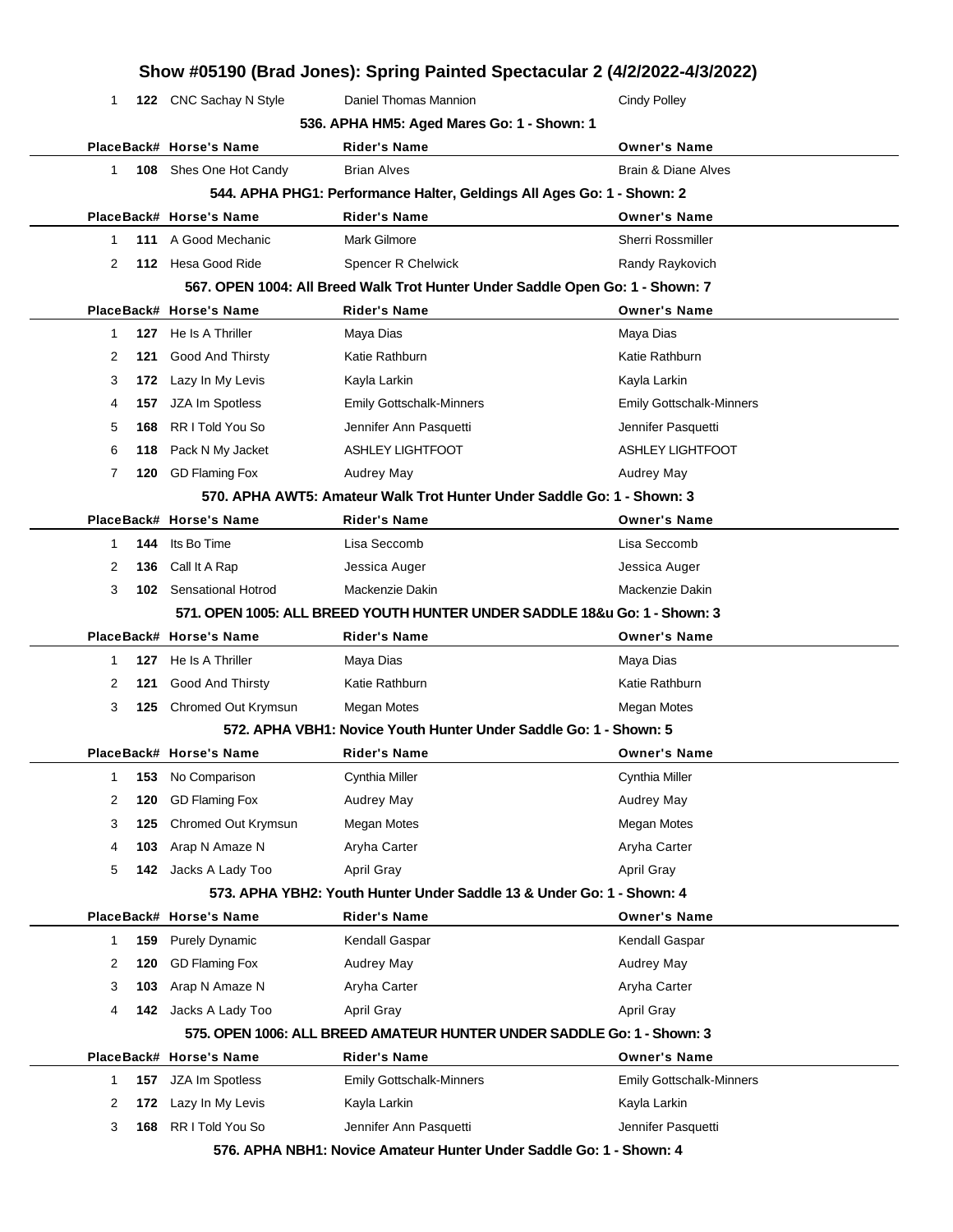# Show #05190 (Brad Jones): Spring Painted Spectacular 2 (4/2/2022-4/3/2022)

| Place | Back# | Horse's Name | Rider's Name | Owner's Name |
|---|---|---|---|---|
| 1 | 122 | CNC Sachay N Style | Daniel Thomas Mannion | Cindy Polley |

### 536. APHA HM5: Aged Mares Go: 1 - Shown: 1

| Place | Back# | Horse's Name | Rider's Name | Owner's Name |
|---|---|---|---|---|
| 1 | 108 | Shes One Hot Candy | Brian Alves | Brain & Diane Alves |

### 544. APHA PHG1: Performance Halter, Geldings All Ages Go: 1 - Shown: 2

| Place | Back# | Horse's Name | Rider's Name | Owner's Name |
|---|---|---|---|---|
| 1 | 111 | A Good Mechanic | Mark Gilmore | Sherri Rossmiller |
| 2 | 112 | Hesa Good Ride | Spencer R Chelwick | Randy Raykovich |

### 567. OPEN 1004: All Breed Walk Trot Hunter Under Saddle Open Go: 1 - Shown: 7

| Place | Back# | Horse's Name | Rider's Name | Owner's Name |
|---|---|---|---|---|
| 1 | 127 | He Is A Thriller | Maya Dias | Maya Dias |
| 2 | 121 | Good And Thirsty | Katie Rathburn | Katie Rathburn |
| 3 | 172 | Lazy In My Levis | Kayla Larkin | Kayla Larkin |
| 4 | 157 | JZA Im Spotless | Emily Gottschalk-Minners | Emily Gottschalk-Minners |
| 5 | 168 | RR I Told You So | Jennifer Ann Pasquetti | Jennifer Pasquetti |
| 6 | 118 | Pack N My Jacket | ASHLEY LIGHTFOOT | ASHLEY LIGHTFOOT |
| 7 | 120 | GD Flaming Fox | Audrey May | Audrey May |

### 570. APHA AWT5: Amateur Walk Trot Hunter Under Saddle Go: 1 - Shown: 3

| Place | Back# | Horse's Name | Rider's Name | Owner's Name |
|---|---|---|---|---|
| 1 | 144 | Its Bo Time | Lisa Seccomb | Lisa Seccomb |
| 2 | 136 | Call It A Rap | Jessica Auger | Jessica Auger |
| 3 | 102 | Sensational Hotrod | Mackenzie Dakin | Mackenzie Dakin |

### 571. OPEN 1005: ALL BREED YOUTH HUNTER UNDER SADDLE 18&u Go: 1 - Shown: 3

| Place | Back# | Horse's Name | Rider's Name | Owner's Name |
|---|---|---|---|---|
| 1 | 127 | He Is A Thriller | Maya Dias | Maya Dias |
| 2 | 121 | Good And Thirsty | Katie Rathburn | Katie Rathburn |
| 3 | 125 | Chromed Out Krymsun | Megan Motes | Megan Motes |

### 572. APHA VBH1: Novice Youth Hunter Under Saddle Go: 1 - Shown: 5

| Place | Back# | Horse's Name | Rider's Name | Owner's Name |
|---|---|---|---|---|
| 1 | 153 | No Comparison | Cynthia Miller | Cynthia Miller |
| 2 | 120 | GD Flaming Fox | Audrey May | Audrey May |
| 3 | 125 | Chromed Out Krymsun | Megan Motes | Megan Motes |
| 4 | 103 | Arap N Amaze N | Aryha Carter | Aryha Carter |
| 5 | 142 | Jacks A Lady Too | April Gray | April Gray |

### 573. APHA YBH2: Youth Hunter Under Saddle 13 & Under Go: 1 - Shown: 4

| Place | Back# | Horse's Name | Rider's Name | Owner's Name |
|---|---|---|---|---|
| 1 | 159 | Purely Dynamic | Kendall Gaspar | Kendall Gaspar |
| 2 | 120 | GD Flaming Fox | Audrey May | Audrey May |
| 3 | 103 | Arap N Amaze N | Aryha Carter | Aryha Carter |
| 4 | 142 | Jacks A Lady Too | April Gray | April Gray |

### 575. OPEN 1006: ALL BREED AMATEUR HUNTER UNDER SADDLE Go: 1 - Shown: 3

| Place | Back# | Horse's Name | Rider's Name | Owner's Name |
|---|---|---|---|---|
| 1 | 157 | JZA Im Spotless | Emily Gottschalk-Minners | Emily Gottschalk-Minners |
| 2 | 172 | Lazy In My Levis | Kayla Larkin | Kayla Larkin |
| 3 | 168 | RR I Told You So | Jennifer Ann Pasquetti | Jennifer Pasquetti |

### 576. APHA NBH1: Novice Amateur Hunter Under Saddle Go: 1 - Shown: 4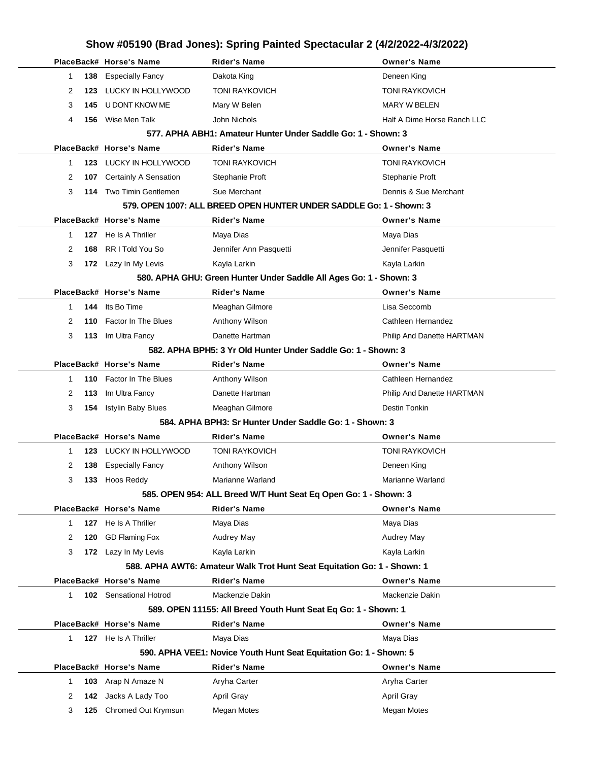# Show #05190 (Brad Jones): Spring Painted Spectacular 2 (4/2/2022-4/3/2022)

| Place | Back# | Horse's Name | Rider's Name | Owner's Name |
|---|---|---|---|---|
| 1 | 138 | Especially Fancy | Dakota King | Deneen King |
| 2 | 123 | LUCKY IN HOLLYWOOD | TONI RAYKOVICH | TONI RAYKOVICH |
| 3 | 145 | U DONT KNOW ME | Mary W Belen | MARY W BELEN |
| 4 | 156 | Wise Men Talk | John Nichols | Half A Dime Horse Ranch LLC |

### 577. APHA ABH1: Amateur Hunter Under Saddle Go: 1 - Shown: 3

| Place | Back# | Horse's Name | Rider's Name | Owner's Name |
|---|---|---|---|---|
| 1 | 123 | LUCKY IN HOLLYWOOD | TONI RAYKOVICH | TONI RAYKOVICH |
| 2 | 107 | Certainly A Sensation | Stephanie Proft | Stephanie Proft |
| 3 | 114 | Two Timin Gentlemen | Sue Merchant | Dennis & Sue Merchant |

### 579. OPEN 1007: ALL BREED OPEN HUNTER UNDER SADDLE Go: 1 - Shown: 3

| Place | Back# | Horse's Name | Rider's Name | Owner's Name |
|---|---|---|---|---|
| 1 | 127 | He Is A Thriller | Maya Dias | Maya Dias |
| 2 | 168 | RR I Told You So | Jennifer Ann Pasquetti | Jennifer Pasquetti |
| 3 | 172 | Lazy In My Levis | Kayla Larkin | Kayla Larkin |

### 580. APHA GHU: Green Hunter Under Saddle All Ages Go: 1 - Shown: 3

| Place | Back# | Horse's Name | Rider's Name | Owner's Name |
|---|---|---|---|---|
| 1 | 144 | Its Bo Time | Meaghan Gilmore | Lisa Seccomb |
| 2 | 110 | Factor In The Blues | Anthony Wilson | Cathleen Hernandez |
| 3 | 113 | Im Ultra Fancy | Danette Hartman | Philip And Danette HARTMAN |

### 582. APHA BPH5: 3 Yr Old Hunter Under Saddle Go: 1 - Shown: 3

| Place | Back# | Horse's Name | Rider's Name | Owner's Name |
|---|---|---|---|---|
| 1 | 110 | Factor In The Blues | Anthony Wilson | Cathleen Hernandez |
| 2 | 113 | Im Ultra Fancy | Danette Hartman | Philip And Danette HARTMAN |
| 3 | 154 | Istylin Baby Blues | Meaghan Gilmore | Destin Tonkin |

### 584. APHA BPH3: Sr Hunter Under Saddle Go: 1 - Shown: 3

| Place | Back# | Horse's Name | Rider's Name | Owner's Name |
|---|---|---|---|---|
| 1 | 123 | LUCKY IN HOLLYWOOD | TONI RAYKOVICH | TONI RAYKOVICH |
| 2 | 138 | Especially Fancy | Anthony Wilson | Deneen King |
| 3 | 133 | Hoos Reddy | Marianne Warland | Marianne Warland |

### 585. OPEN 954: ALL Breed W/T Hunt Seat Eq Open Go: 1 - Shown: 3

| Place | Back# | Horse's Name | Rider's Name | Owner's Name |
|---|---|---|---|---|
| 1 | 127 | He Is A Thriller | Maya Dias | Maya Dias |
| 2 | 120 | GD Flaming Fox | Audrey May | Audrey May |
| 3 | 172 | Lazy In My Levis | Kayla Larkin | Kayla Larkin |

### 588. APHA AWT6: Amateur Walk Trot Hunt Seat Equitation Go: 1 - Shown: 1

| Place | Back# | Horse's Name | Rider's Name | Owner's Name |
|---|---|---|---|---|
| 1 | 102 | Sensational Hotrod | Mackenzie Dakin | Mackenzie Dakin |

### 589. OPEN 11155: All Breed Youth Hunt Seat Eq Go: 1 - Shown: 1

| Place | Back# | Horse's Name | Rider's Name | Owner's Name |
|---|---|---|---|---|
| 1 | 127 | He Is A Thriller | Maya Dias | Maya Dias |

### 590. APHA VEE1: Novice Youth Hunt Seat Equitation Go: 1 - Shown: 5

| Place | Back# | Horse's Name | Rider's Name | Owner's Name |
|---|---|---|---|---|
| 1 | 103 | Arap N Amaze N | Aryha Carter | Aryha Carter |
| 2 | 142 | Jacks A Lady Too | April Gray | April Gray |
| 3 | 125 | Chromed Out Krymsun | Megan Motes | Megan Motes |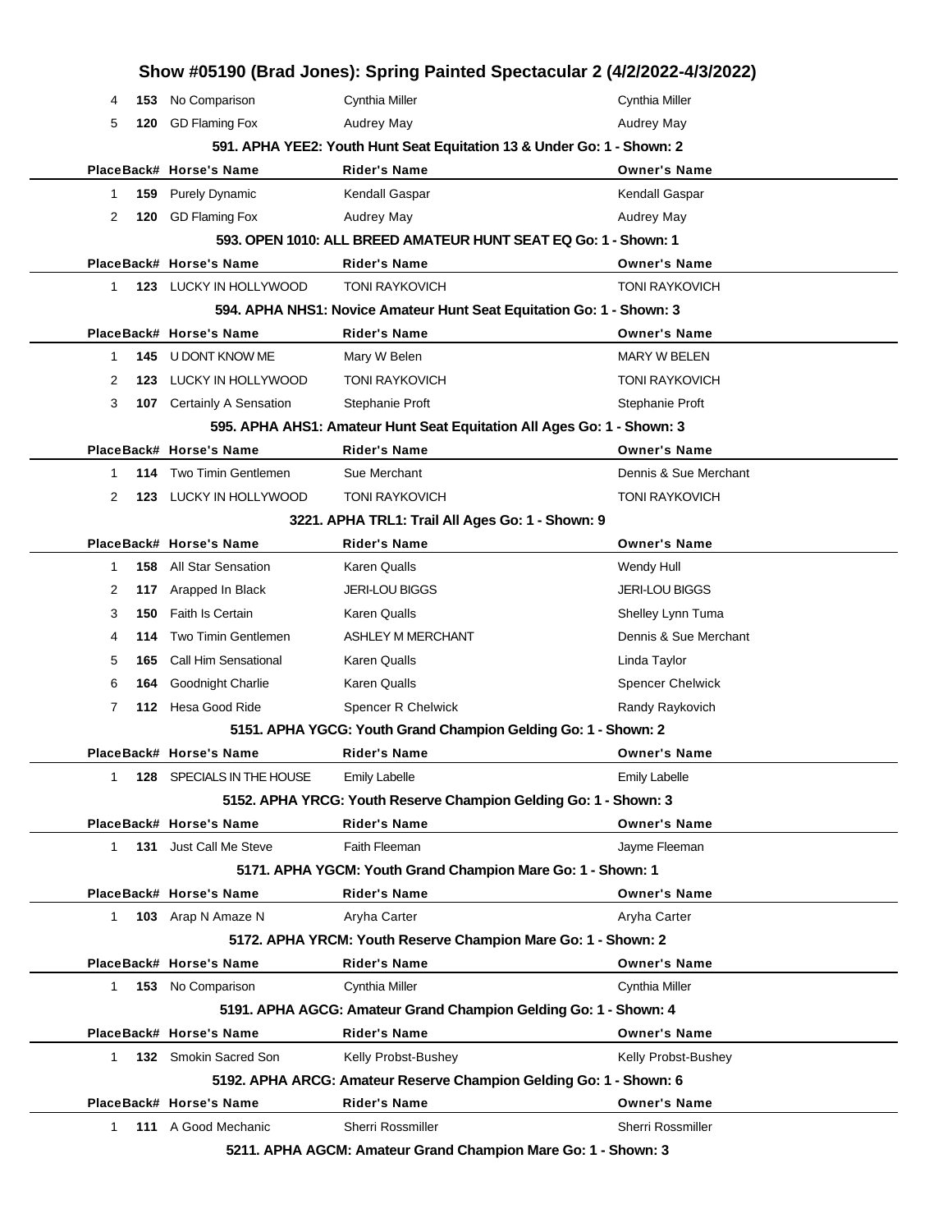| Place | Back# | Horse's Name | Rider's Name | Owner's Name |
|---|---|---|---|---|
| 4 | 153 | No Comparison | Cynthia Miller | Cynthia Miller |
| 5 | 120 | GD Flaming Fox | Audrey May | Audrey May |

**591. APHA YEE2: Youth Hunt Seat Equitation 13 & Under Go: 1 - Shown: 2**

| Place | Back# | Horse's Name | Rider's Name | Owner's Name |
|---|---|---|---|---|
| 1 | 159 | Purely Dynamic | Kendall Gaspar | Kendall Gaspar |
| 2 | 120 | GD Flaming Fox | Audrey May | Audrey May |

**593. OPEN 1010: ALL BREED AMATEUR HUNT SEAT EQ Go: 1 - Shown: 1**

| Place | Back# | Horse's Name | Rider's Name | Owner's Name |
|---|---|---|---|---|
| 1 | 123 | LUCKY IN HOLLYWOOD | TONI RAYKOVICH | TONI RAYKOVICH |

**594. APHA NHS1: Novice Amateur Hunt Seat Equitation Go: 1 - Shown: 3**

| Place | Back# | Horse's Name | Rider's Name | Owner's Name |
|---|---|---|---|---|
| 1 | 145 | U DONT KNOW ME | Mary W Belen | MARY W BELEN |
| 2 | 123 | LUCKY IN HOLLYWOOD | TONI RAYKOVICH | TONI RAYKOVICH |
| 3 | 107 | Certainly A Sensation | Stephanie Proft | Stephanie Proft |

**595. APHA AHS1: Amateur Hunt Seat Equitation All Ages Go: 1 - Shown: 3**

| Place | Back# | Horse's Name | Rider's Name | Owner's Name |
|---|---|---|---|---|
| 1 | 114 | Two Timin Gentlemen | Sue Merchant | Dennis & Sue Merchant |
| 2 | 123 | LUCKY IN HOLLYWOOD | TONI RAYKOVICH | TONI RAYKOVICH |

**3221. APHA TRL1: Trail All Ages Go: 1 - Shown: 9**

| Place | Back# | Horse's Name | Rider's Name | Owner's Name |
|---|---|---|---|---|
| 1 | 158 | All Star Sensation | Karen Qualls | Wendy Hull |
| 2 | 117 | Arapped In Black | JERI-LOU BIGGS | JERI-LOU BIGGS |
| 3 | 150 | Faith Is Certain | Karen Qualls | Shelley Lynn Tuma |
| 4 | 114 | Two Timin Gentlemen | ASHLEY M MERCHANT | Dennis & Sue Merchant |
| 5 | 165 | Call Him Sensational | Karen Qualls | Linda Taylor |
| 6 | 164 | Goodnight Charlie | Karen Qualls | Spencer Chelwick |
| 7 | 112 | Hesa Good Ride | Spencer R Chelwick | Randy Raykovich |

**5151. APHA YGCG: Youth Grand Champion Gelding Go: 1 - Shown: 2**

| Place | Back# | Horse's Name | Rider's Name | Owner's Name |
|---|---|---|---|---|
| 1 | 128 | SPECIALS IN THE HOUSE | Emily Labelle | Emily Labelle |

**5152. APHA YRCG: Youth Reserve Champion Gelding Go: 1 - Shown: 3**

| Place | Back# | Horse's Name | Rider's Name | Owner's Name |
|---|---|---|---|---|
| 1 | 131 | Just Call Me Steve | Faith Fleeman | Jayme Fleeman |

**5171. APHA YGCM: Youth Grand Champion Mare Go: 1 - Shown: 1**

| Place | Back# | Horse's Name | Rider's Name | Owner's Name |
|---|---|---|---|---|
| 1 | 103 | Arap N Amaze N | Aryha Carter | Aryha Carter |

**5172. APHA YRCM: Youth Reserve Champion Mare Go: 1 - Shown: 2**

| Place | Back# | Horse's Name | Rider's Name | Owner's Name |
|---|---|---|---|---|
| 1 | 153 | No Comparison | Cynthia Miller | Cynthia Miller |

**5191. APHA AGCG: Amateur Grand Champion Gelding Go: 1 - Shown: 4**

| Place | Back# | Horse's Name | Rider's Name | Owner's Name |
|---|---|---|---|---|
| 1 | 132 | Smokin Sacred Son | Kelly Probst-Bushey | Kelly Probst-Bushey |

**5192. APHA ARCG: Amateur Reserve Champion Gelding Go: 1 - Shown: 6**

| Place | Back# | Horse's Name | Rider's Name | Owner's Name |
|---|---|---|---|---|
| 1 | 111 | A Good Mechanic | Sherri Rossmiller | Sherri Rossmiller |

**5211. APHA AGCM: Amateur Grand Champion Mare Go: 1 - Shown: 3**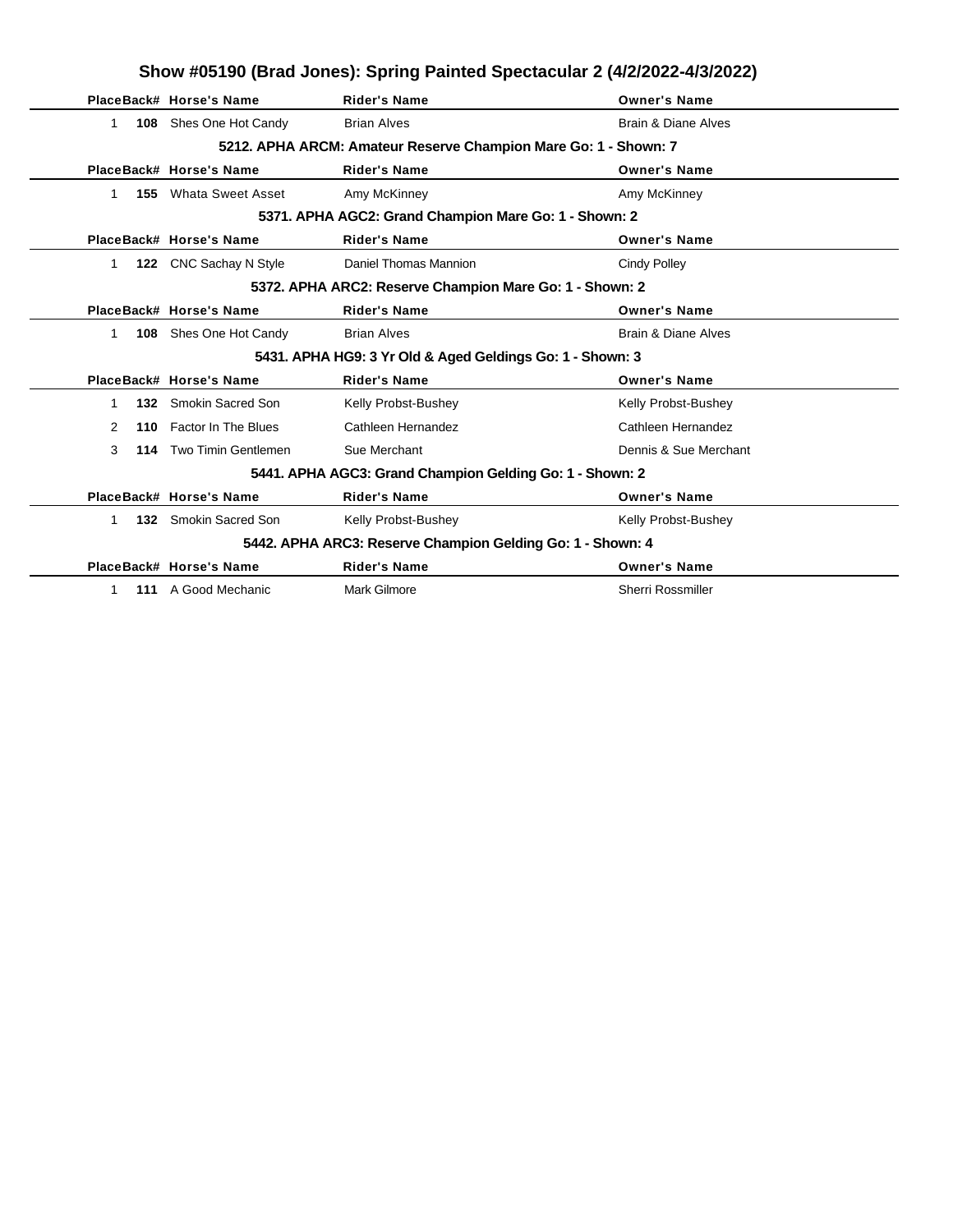# Show #05190 (Brad Jones): Spring Painted Spectacular 2 (4/2/2022-4/3/2022)

| Place | Back# | Horse's Name | Rider's Name | Owner's Name |
|---|---|---|---|---|
| 1 | **108** | Shes One Hot Candy | Brian Alves | Brain & Diane Alves |

### 5212. APHA ARCM: Amateur Reserve Champion Mare Go: 1 - Shown: 7

| Place | Back# | Horse's Name | Rider's Name | Owner's Name |
|---|---|---|---|---|
| 1 | **155** | Whata Sweet Asset | Amy McKinney | Amy McKinney |

### 5371. APHA AGC2: Grand Champion Mare Go: 1 - Shown: 2

| Place | Back# | Horse's Name | Rider's Name | Owner's Name |
|---|---|---|---|---|
| 1 | **122** | CNC Sachay N Style | Daniel Thomas Mannion | Cindy Polley |

### 5372. APHA ARC2: Reserve Champion Mare Go: 1 - Shown: 2

| Place | Back# | Horse's Name | Rider's Name | Owner's Name |
|---|---|---|---|---|
| 1 | **108** | Shes One Hot Candy | Brian Alves | Brain & Diane Alves |

### 5431. APHA HG9: 3 Yr Old & Aged Geldings Go: 1 - Shown: 3

| Place | Back# | Horse's Name | Rider's Name | Owner's Name |
|---|---|---|---|---|
| 1 | **132** | Smokin Sacred Son | Kelly Probst-Bushey | Kelly Probst-Bushey |
| 2 | **110** | Factor In The Blues | Cathleen Hernandez | Cathleen Hernandez |
| 3 | **114** | Two Timin Gentlemen | Sue Merchant | Dennis & Sue Merchant |

### 5441. APHA AGC3: Grand Champion Gelding Go: 1 - Shown: 2

| Place | Back# | Horse's Name | Rider's Name | Owner's Name |
|---|---|---|---|---|
| 1 | **132** | Smokin Sacred Son | Kelly Probst-Bushey | Kelly Probst-Bushey |

### 5442. APHA ARC3: Reserve Champion Gelding Go: 1 - Shown: 4

| Place | Back# | Horse's Name | Rider's Name | Owner's Name |
|---|---|---|---|---|
| 1 | **111** | A Good Mechanic | Mark Gilmore | Sherri Rossmiller |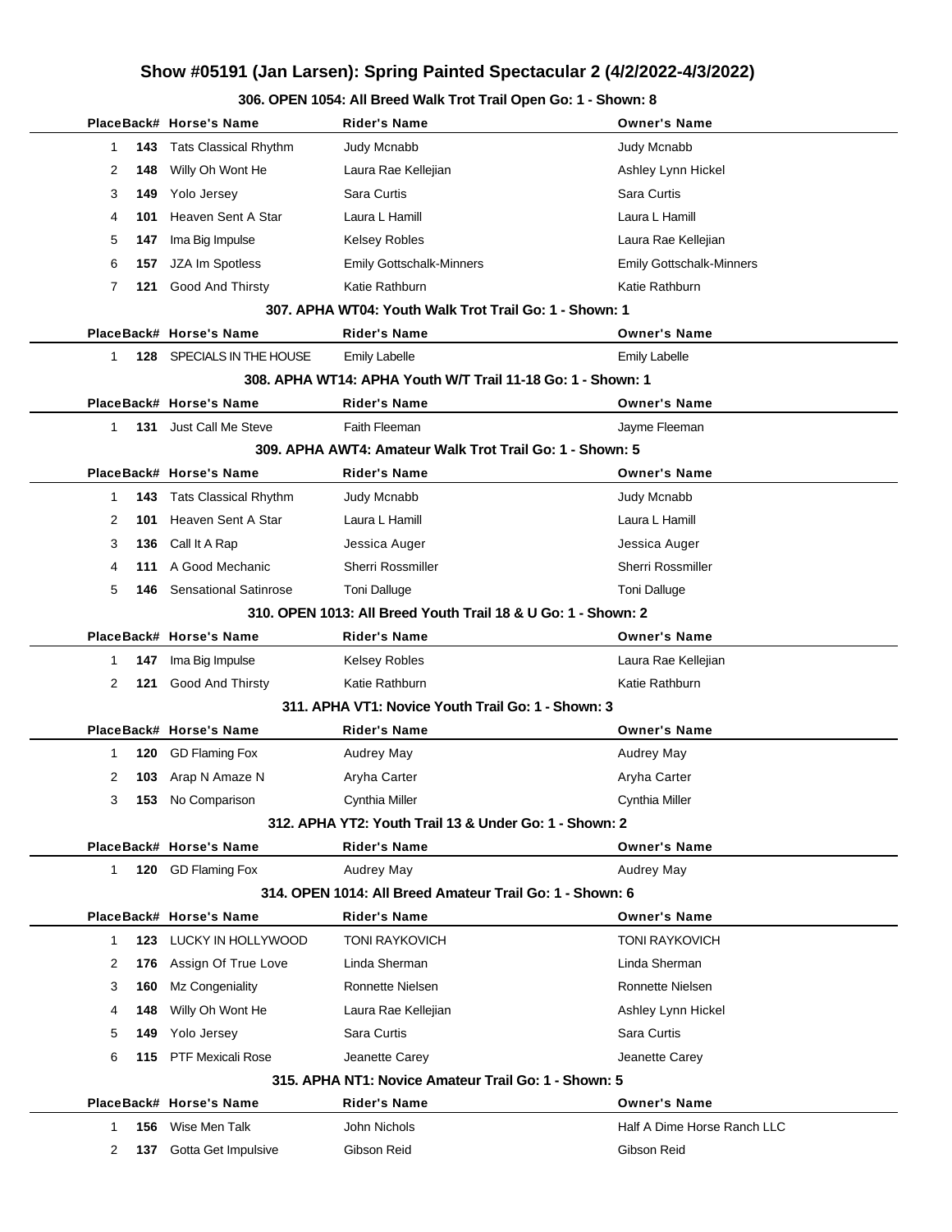# Show #05191 (Jan Larsen): Spring Painted Spectacular 2 (4/2/2022-4/3/2022)

### 306. OPEN 1054: All Breed Walk Trot Trail Open Go: 1 - Shown: 8

| Place | Back# | Horse's Name | Rider's Name | Owner's Name |
|---|---|---|---|---|
| 1 | 143 | Tats Classical Rhythm | Judy Mcnabb | Judy Mcnabb |
| 2 | 148 | Willy Oh Wont He | Laura Rae Kellejian | Ashley Lynn Hickel |
| 3 | 149 | Yolo Jersey | Sara Curtis | Sara Curtis |
| 4 | 101 | Heaven Sent A Star | Laura L Hamill | Laura L Hamill |
| 5 | 147 | Ima Big Impulse | Kelsey Robles | Laura Rae Kellejian |
| 6 | 157 | JZA Im Spotless | Emily Gottschalk-Minners | Emily Gottschalk-Minners |
| 7 | 121 | Good And Thirsty | Katie Rathburn | Katie Rathburn |

### 307. APHA WT04: Youth Walk Trot Trail Go: 1 - Shown: 1

| Place | Back# | Horse's Name | Rider's Name | Owner's Name |
|---|---|---|---|---|
| 1 | 128 | SPECIALS IN THE HOUSE | Emily Labelle | Emily Labelle |

### 308. APHA WT14: APHA Youth W/T Trail 11-18 Go: 1 - Shown: 1

| Place | Back# | Horse's Name | Rider's Name | Owner's Name |
|---|---|---|---|---|
| 1 | 131 | Just Call Me Steve | Faith Fleeman | Jayme Fleeman |

### 309. APHA AWT4: Amateur Walk Trot Trail Go: 1 - Shown: 5

| Place | Back# | Horse's Name | Rider's Name | Owner's Name |
|---|---|---|---|---|
| 1 | 143 | Tats Classical Rhythm | Judy Mcnabb | Judy Mcnabb |
| 2 | 101 | Heaven Sent A Star | Laura L Hamill | Laura L Hamill |
| 3 | 136 | Call It A Rap | Jessica Auger | Jessica Auger |
| 4 | 111 | A Good Mechanic | Sherri Rossmiller | Sherri Rossmiller |
| 5 | 146 | Sensational Satinrose | Toni Dalluge | Toni Dalluge |

### 310. OPEN 1013: All Breed Youth Trail 18 & U Go: 1 - Shown: 2

| Place | Back# | Horse's Name | Rider's Name | Owner's Name |
|---|---|---|---|---|
| 1 | 147 | Ima Big Impulse | Kelsey Robles | Laura Rae Kellejian |
| 2 | 121 | Good And Thirsty | Katie Rathburn | Katie Rathburn |

### 311. APHA VT1: Novice Youth Trail Go: 1 - Shown: 3

| Place | Back# | Horse's Name | Rider's Name | Owner's Name |
|---|---|---|---|---|
| 1 | 120 | GD Flaming Fox | Audrey May | Audrey May |
| 2 | 103 | Arap N Amaze N | Aryha Carter | Aryha Carter |
| 3 | 153 | No Comparison | Cynthia Miller | Cynthia Miller |

### 312. APHA YT2: Youth Trail 13 & Under Go: 1 - Shown: 2

| Place | Back# | Horse's Name | Rider's Name | Owner's Name |
|---|---|---|---|---|
| 1 | 120 | GD Flaming Fox | Audrey May | Audrey May |

### 314. OPEN 1014: All Breed Amateur Trail Go: 1 - Shown: 6

| Place | Back# | Horse's Name | Rider's Name | Owner's Name |
|---|---|---|---|---|
| 1 | 123 | LUCKY IN HOLLYWOOD | TONI RAYKOVICH | TONI RAYKOVICH |
| 2 | 176 | Assign Of True Love | Linda Sherman | Linda Sherman |
| 3 | 160 | Mz Congeniality | Ronnette Nielsen | Ronnette Nielsen |
| 4 | 148 | Willy Oh Wont He | Laura Rae Kellejian | Ashley Lynn Hickel |
| 5 | 149 | Yolo Jersey | Sara Curtis | Sara Curtis |
| 6 | 115 | PTF Mexicali Rose | Jeanette Carey | Jeanette Carey |

### 315. APHA NT1: Novice Amateur Trail Go: 1 - Shown: 5

| Place | Back# | Horse's Name | Rider's Name | Owner's Name |
|---|---|---|---|---|
| 1 | 156 | Wise Men Talk | John Nichols | Half A Dime Horse Ranch LLC |
| 2 | 137 | Gotta Get Impulsive | Gibson Reid | Gibson Reid |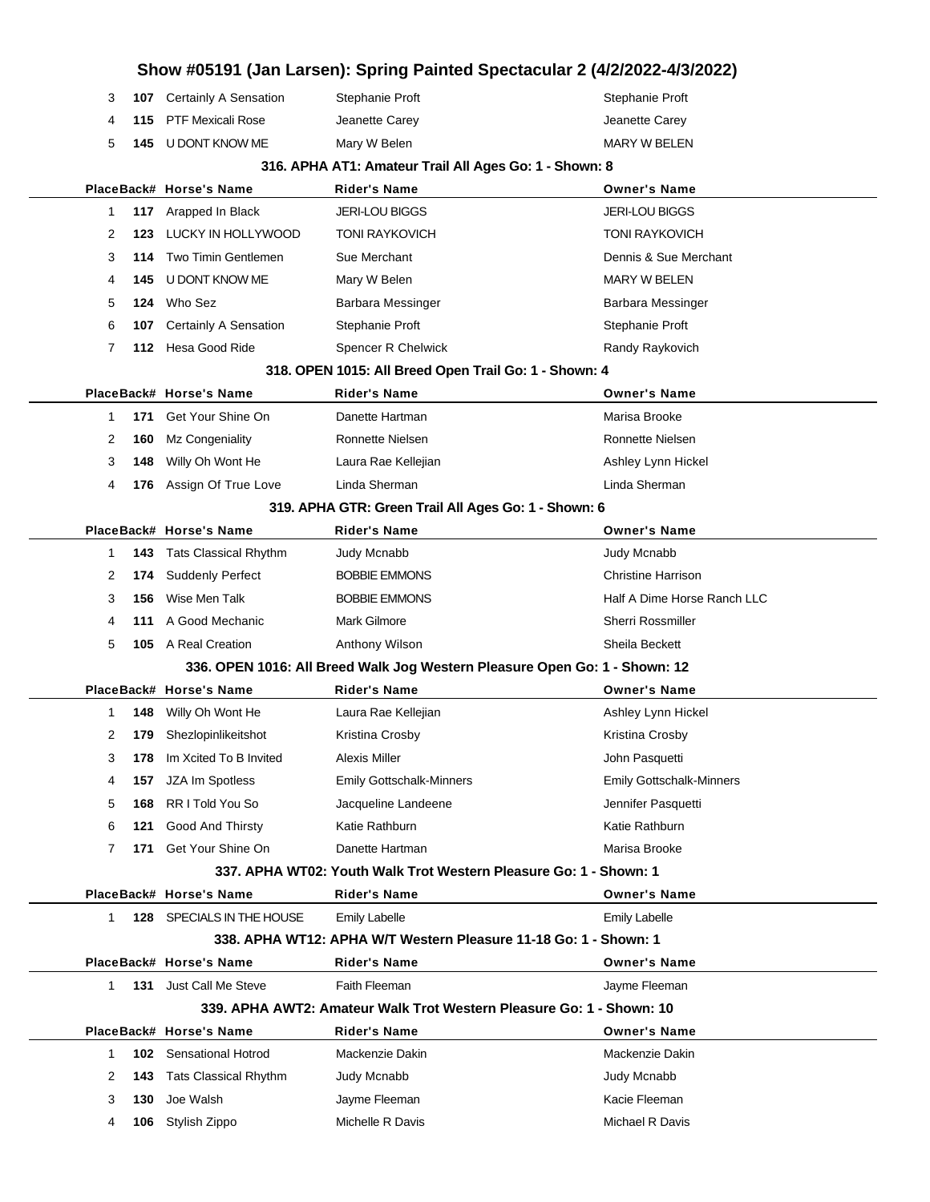# Show #05191 (Jan Larsen): Spring Painted Spectacular 2 (4/2/2022-4/3/2022)

| Place | Back# | Horse's Name | Rider's Name | Owner's Name |
|---|---|---|---|---|
| 3 | 107 | Certainly A Sensation | Stephanie Proft | Stephanie Proft |
| 4 | 115 | PTF Mexicali Rose | Jeanette Carey | Jeanette Carey |
| 5 | 145 | U DONT KNOW ME | Mary W Belen | MARY W BELEN |

### 316. APHA AT1: Amateur Trail All Ages Go: 1 - Shown: 8

| Place | Back# | Horse's Name | Rider's Name | Owner's Name |
|---|---|---|---|---|
| 1 | 117 | Arapped In Black | JERI-LOU BIGGS | JERI-LOU BIGGS |
| 2 | 123 | LUCKY IN HOLLYWOOD | TONI RAYKOVICH | TONI RAYKOVICH |
| 3 | 114 | Two Timin Gentlemen | Sue Merchant | Dennis & Sue Merchant |
| 4 | 145 | U DONT KNOW ME | Mary W Belen | MARY W BELEN |
| 5 | 124 | Who Sez | Barbara Messinger | Barbara Messinger |
| 6 | 107 | Certainly A Sensation | Stephanie Proft | Stephanie Proft |
| 7 | 112 | Hesa Good Ride | Spencer R Chelwick | Randy Raykovich |

### 318. OPEN 1015: All Breed Open Trail Go: 1 - Shown: 4

| Place | Back# | Horse's Name | Rider's Name | Owner's Name |
|---|---|---|---|---|
| 1 | 171 | Get Your Shine On | Danette Hartman | Marisa Brooke |
| 2 | 160 | Mz Congeniality | Ronnette Nielsen | Ronnette Nielsen |
| 3 | 148 | Willy Oh Wont He | Laura Rae Kellejian | Ashley Lynn Hickel |
| 4 | 176 | Assign Of True Love | Linda Sherman | Linda Sherman |

### 319. APHA GTR: Green Trail All Ages Go: 1 - Shown: 6

| Place | Back# | Horse's Name | Rider's Name | Owner's Name |
|---|---|---|---|---|
| 1 | 143 | Tats Classical Rhythm | Judy Mcnabb | Judy Mcnabb |
| 2 | 174 | Suddenly Perfect | BOBBIE EMMONS | Christine Harrison |
| 3 | 156 | Wise Men Talk | BOBBIE EMMONS | Half A Dime Horse Ranch LLC |
| 4 | 111 | A Good Mechanic | Mark Gilmore | Sherri Rossmiller |
| 5 | 105 | A Real Creation | Anthony Wilson | Sheila Beckett |

### 336. OPEN 1016: All Breed Walk Jog Western Pleasure Open Go: 1 - Shown: 12

| Place | Back# | Horse's Name | Rider's Name | Owner's Name |
|---|---|---|---|---|
| 1 | 148 | Willy Oh Wont He | Laura Rae Kellejian | Ashley Lynn Hickel |
| 2 | 179 | Shezlopinlikeitshot | Kristina Crosby | Kristina Crosby |
| 3 | 178 | Im Xcited To B Invited | Alexis Miller | John Pasquetti |
| 4 | 157 | JZA Im Spotless | Emily Gottschalk-Minners | Emily Gottschalk-Minners |
| 5 | 168 | RR I Told You So | Jacqueline Landeene | Jennifer Pasquetti |
| 6 | 121 | Good And Thirsty | Katie Rathburn | Katie Rathburn |
| 7 | 171 | Get Your Shine On | Danette Hartman | Marisa Brooke |

### 337. APHA WT02: Youth Walk Trot Western Pleasure Go: 1 - Shown: 1

| Place | Back# | Horse's Name | Rider's Name | Owner's Name |
|---|---|---|---|---|
| 1 | 128 | SPECIALS IN THE HOUSE | Emily Labelle | Emily Labelle |

### 338. APHA WT12: APHA W/T Western Pleasure 11-18 Go: 1 - Shown: 1

| Place | Back# | Horse's Name | Rider's Name | Owner's Name |
|---|---|---|---|---|
| 1 | 131 | Just Call Me Steve | Faith Fleeman | Jayme Fleeman |

### 339. APHA AWT2: Amateur Walk Trot Western Pleasure Go: 1 - Shown: 10

| Place | Back# | Horse's Name | Rider's Name | Owner's Name |
|---|---|---|---|---|
| 1 | 102 | Sensational Hotrod | Mackenzie Dakin | Mackenzie Dakin |
| 2 | 143 | Tats Classical Rhythm | Judy Mcnabb | Judy Mcnabb |
| 3 | 130 | Joe Walsh | Jayme Fleeman | Kacie Fleeman |
| 4 | 106 | Stylish Zippo | Michelle R Davis | Michael R Davis |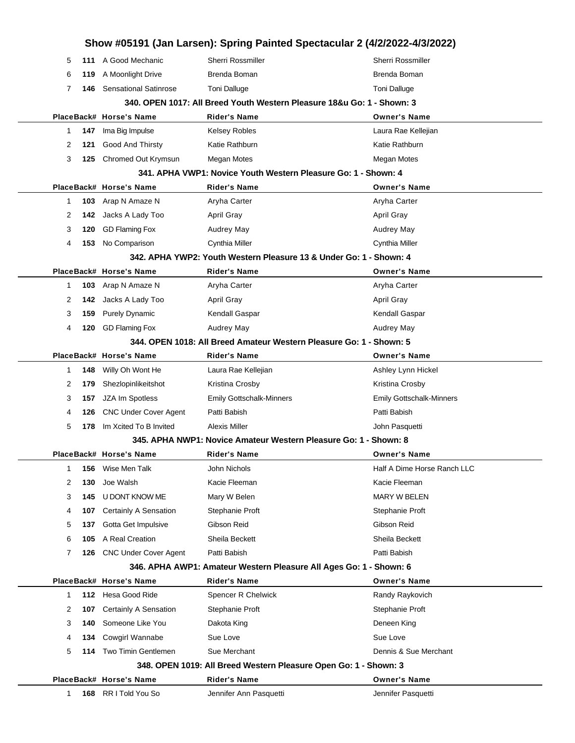## Show #05191 (Jan Larsen): Spring Painted Spectacular 2 (4/2/2022-4/3/2022)

| Place | Back# | Horse's Name | Rider's Name | Owner's Name |
|---|---|---|---|---|
| 5 | 111 | A Good Mechanic | Sherri Rossmiller | Sherri Rossmiller |
| 6 | 119 | A Moonlight Drive | Brenda Boman | Brenda Boman |
| 7 | 146 | Sensational Satinrose | Toni Dalluge | Toni Dalluge |

### 340. OPEN 1017: All Breed Youth Western Pleasure 18&u Go: 1 - Shown: 3

| Place | Back# | Horse's Name | Rider's Name | Owner's Name |
|---|---|---|---|---|
| 1 | 147 | Ima Big Impulse | Kelsey Robles | Laura Rae Kellejian |
| 2 | 121 | Good And Thirsty | Katie Rathburn | Katie Rathburn |
| 3 | 125 | Chromed Out Krymsun | Megan Motes | Megan Motes |

### 341. APHA VWP1: Novice Youth Western Pleasure Go: 1 - Shown: 4

| Place | Back# | Horse's Name | Rider's Name | Owner's Name |
|---|---|---|---|---|
| 1 | 103 | Arap N Amaze N | Aryha Carter | Aryha Carter |
| 2 | 142 | Jacks A Lady Too | April Gray | April Gray |
| 3 | 120 | GD Flaming Fox | Audrey May | Audrey May |
| 4 | 153 | No Comparison | Cynthia Miller | Cynthia Miller |

### 342. APHA YWP2: Youth Western Pleasure 13 & Under Go: 1 - Shown: 4

| Place | Back# | Horse's Name | Rider's Name | Owner's Name |
|---|---|---|---|---|
| 1 | 103 | Arap N Amaze N | Aryha Carter | Aryha Carter |
| 2 | 142 | Jacks A Lady Too | April Gray | April Gray |
| 3 | 159 | Purely Dynamic | Kendall Gaspar | Kendall Gaspar |
| 4 | 120 | GD Flaming Fox | Audrey May | Audrey May |

### 344. OPEN 1018: All Breed Amateur Western Pleasure Go: 1 - Shown: 5

| Place | Back# | Horse's Name | Rider's Name | Owner's Name |
|---|---|---|---|---|
| 1 | 148 | Willy Oh Wont He | Laura Rae Kellejian | Ashley Lynn Hickel |
| 2 | 179 | Shezlopinlikeitshot | Kristina Crosby | Kristina Crosby |
| 3 | 157 | JZA Im Spotless | Emily Gottschalk-Minners | Emily Gottschalk-Minners |
| 4 | 126 | CNC Under Cover Agent | Patti Babish | Patti Babish |
| 5 | 178 | Im Xcited To B Invited | Alexis Miller | John Pasquetti |

### 345. APHA NWP1: Novice Amateur Western Pleasure Go: 1 - Shown: 8

| Place | Back# | Horse's Name | Rider's Name | Owner's Name |
|---|---|---|---|---|
| 1 | 156 | Wise Men Talk | John Nichols | Half A Dime Horse Ranch LLC |
| 2 | 130 | Joe Walsh | Kacie Fleeman | Kacie Fleeman |
| 3 | 145 | U DONT KNOW ME | Mary W Belen | MARY W BELEN |
| 4 | 107 | Certainly A Sensation | Stephanie Proft | Stephanie Proft |
| 5 | 137 | Gotta Get Impulsive | Gibson Reid | Gibson Reid |
| 6 | 105 | A Real Creation | Sheila Beckett | Sheila Beckett |
| 7 | 126 | CNC Under Cover Agent | Patti Babish | Patti Babish |

### 346. APHA AWP1: Amateur Western Pleasure All Ages Go: 1 - Shown: 6

| Place | Back# | Horse's Name | Rider's Name | Owner's Name |
|---|---|---|---|---|
| 1 | 112 | Hesa Good Ride | Spencer R Chelwick | Randy Raykovich |
| 2 | 107 | Certainly A Sensation | Stephanie Proft | Stephanie Proft |
| 3 | 140 | Someone Like You | Dakota King | Deneen King |
| 4 | 134 | Cowgirl Wannabe | Sue Love | Sue Love |
| 5 | 114 | Two Timin Gentlemen | Sue Merchant | Dennis & Sue Merchant |

### 348. OPEN 1019: All Breed Western Pleasure Open Go: 1 - Shown: 3

| Place | Back# | Horse's Name | Rider's Name | Owner's Name |
|---|---|---|---|---|
| 1 | 168 | RR I Told You So | Jennifer Ann Pasquetti | Jennifer Pasquetti |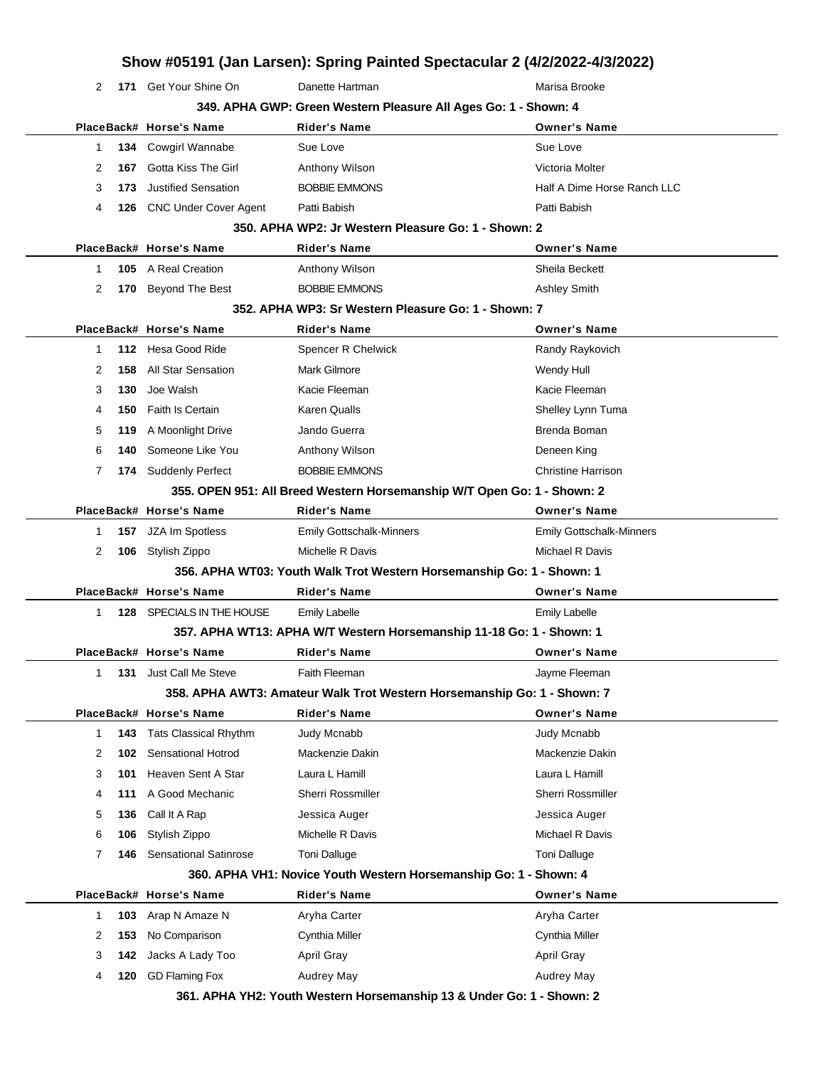# Show #05191 (Jan Larsen): Spring Painted Spectacular 2 (4/2/2022-4/3/2022)

| Place | Back# | Horse's Name | Rider's Name | Owner's Name |
|---|---|---|---|---|
| 2 | **171** | Get Your Shine On | Danette Hartman | Marisa Brooke |

### 349. APHA GWP: Green Western Pleasure All Ages Go: 1 - Shown: 4

| Place | Back# | Horse's Name | Rider's Name | Owner's Name |
|---|---|---|---|---|
| 1 | **134** | Cowgirl Wannabe | Sue Love | Sue Love |
| 2 | **167** | Gotta Kiss The Girl | Anthony Wilson | Victoria Molter |
| 3 | **173** | Justified Sensation | BOBBIE EMMONS | Half A Dime Horse Ranch LLC |
| 4 | **126** | CNC Under Cover Agent | Patti Babish | Patti Babish |

### 350. APHA WP2: Jr Western Pleasure Go: 1 - Shown: 2

| Place | Back# | Horse's Name | Rider's Name | Owner's Name |
|---|---|---|---|---|
| 1 | **105** | A Real Creation | Anthony Wilson | Sheila Beckett |
| 2 | **170** | Beyond The Best | BOBBIE EMMONS | Ashley Smith |

### 352. APHA WP3: Sr Western Pleasure Go: 1 - Shown: 7

| Place | Back# | Horse's Name | Rider's Name | Owner's Name |
|---|---|---|---|---|
| 1 | **112** | Hesa Good Ride | Spencer R Chelwick | Randy Raykovich |
| 2 | **158** | All Star Sensation | Mark Gilmore | Wendy Hull |
| 3 | **130** | Joe Walsh | Kacie Fleeman | Kacie Fleeman |
| 4 | **150** | Faith Is Certain | Karen Qualls | Shelley Lynn Tuma |
| 5 | **119** | A Moonlight Drive | Jando Guerra | Brenda Boman |
| 6 | **140** | Someone Like You | Anthony Wilson | Deneen King |
| 7 | **174** | Suddenly Perfect | BOBBIE EMMONS | Christine Harrison |

### 355. OPEN 951: All Breed Western Horsemanship W/T Open Go: 1 - Shown: 2

| Place | Back# | Horse's Name | Rider's Name | Owner's Name |
|---|---|---|---|---|
| 1 | **157** | JZA Im Spotless | Emily Gottschalk-Minners | Emily Gottschalk-Minners |
| 2 | **106** | Stylish Zippo | Michelle R Davis | Michael R Davis |

### 356. APHA WT03: Youth Walk Trot Western Horsemanship Go: 1 - Shown: 1

| Place | Back# | Horse's Name | Rider's Name | Owner's Name |
|---|---|---|---|---|
| 1 | **128** | SPECIALS IN THE HOUSE | Emily Labelle | Emily Labelle |

### 357. APHA WT13: APHA W/T Western Horsemanship 11-18 Go: 1 - Shown: 1

| Place | Back# | Horse's Name | Rider's Name | Owner's Name |
|---|---|---|---|---|
| 1 | **131** | Just Call Me Steve | Faith Fleeman | Jayme Fleeman |

### 358. APHA AWT3: Amateur Walk Trot Western Horsemanship Go: 1 - Shown: 7

| Place | Back# | Horse's Name | Rider's Name | Owner's Name |
|---|---|---|---|---|
| 1 | **143** | Tats Classical Rhythm | Judy Mcnabb | Judy Mcnabb |
| 2 | **102** | Sensational Hotrod | Mackenzie Dakin | Mackenzie Dakin |
| 3 | **101** | Heaven Sent A Star | Laura L Hamill | Laura L Hamill |
| 4 | **111** | A Good Mechanic | Sherri Rossmiller | Sherri Rossmiller |
| 5 | **136** | Call It A Rap | Jessica Auger | Jessica Auger |
| 6 | **106** | Stylish Zippo | Michelle R Davis | Michael R Davis |
| 7 | **146** | Sensational Satinrose | Toni Dalluge | Toni Dalluge |

### 360. APHA VH1: Novice Youth Western Horsemanship Go: 1 - Shown: 4

| Place | Back# | Horse's Name | Rider's Name | Owner's Name |
|---|---|---|---|---|
| 1 | **103** | Arap N Amaze N | Aryha Carter | Aryha Carter |
| 2 | **153** | No Comparison | Cynthia Miller | Cynthia Miller |
| 3 | **142** | Jacks A Lady Too | April Gray | April Gray |
| 4 | **120** | GD Flaming Fox | Audrey May | Audrey May |

### 361. APHA YH2: Youth Western Horsemanship 13 & Under Go: 1 - Shown: 2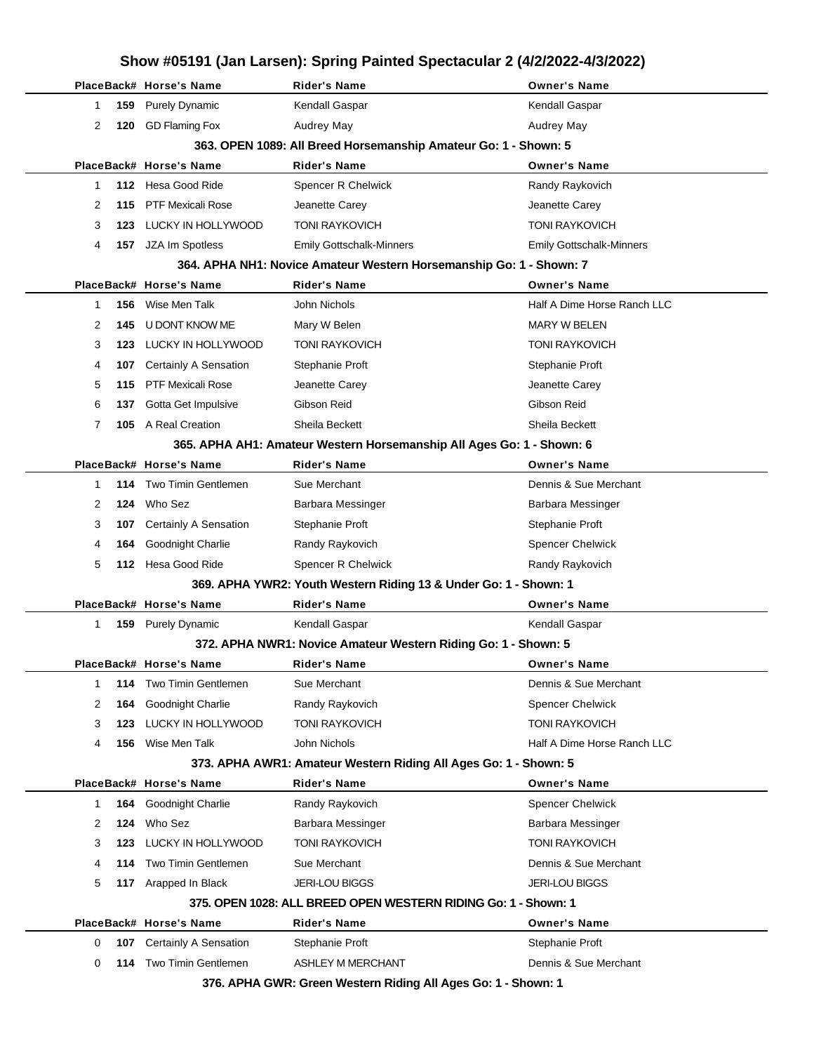# Show #05191 (Jan Larsen): Spring Painted Spectacular 2 (4/2/2022-4/3/2022)

| Place | Back# | Horse's Name | Rider's Name | Owner's Name |
|---|---|---|---|---|
| 1 | **159** | Purely Dynamic | Kendall Gaspar | Kendall Gaspar |
| 2 | **120** | GD Flaming Fox | Audrey May | Audrey May |

### 363. OPEN 1089: All Breed Horsemanship Amateur Go: 1 - Shown: 5

| Place | Back# | Horse's Name | Rider's Name | Owner's Name |
|---|---|---|---|---|
| 1 | **112** | Hesa Good Ride | Spencer R Chelwick | Randy Raykovich |
| 2 | **115** | PTF Mexicali Rose | Jeanette Carey | Jeanette Carey |
| 3 | **123** | LUCKY IN HOLLYWOOD | TONI RAYKOVICH | TONI RAYKOVICH |
| 4 | **157** | JZA Im Spotless | Emily Gottschalk-Minners | Emily Gottschalk-Minners |

### 364. APHA NH1: Novice Amateur Western Horsemanship Go: 1 - Shown: 7

| Place | Back# | Horse's Name | Rider's Name | Owner's Name |
|---|---|---|---|---|
| 1 | **156** | Wise Men Talk | John Nichols | Half A Dime Horse Ranch LLC |
| 2 | **145** | U DONT KNOW ME | Mary W Belen | MARY W BELEN |
| 3 | **123** | LUCKY IN HOLLYWOOD | TONI RAYKOVICH | TONI RAYKOVICH |
| 4 | **107** | Certainly A Sensation | Stephanie Proft | Stephanie Proft |
| 5 | **115** | PTF Mexicali Rose | Jeanette Carey | Jeanette Carey |
| 6 | **137** | Gotta Get Impulsive | Gibson Reid | Gibson Reid |
| 7 | **105** | A Real Creation | Sheila Beckett | Sheila Beckett |

### 365. APHA AH1: Amateur Western Horsemanship All Ages Go: 1 - Shown: 6

| Place | Back# | Horse's Name | Rider's Name | Owner's Name |
|---|---|---|---|---|
| 1 | **114** | Two Timin Gentlemen | Sue Merchant | Dennis & Sue Merchant |
| 2 | **124** | Who Sez | Barbara Messinger | Barbara Messinger |
| 3 | **107** | Certainly A Sensation | Stephanie Proft | Stephanie Proft |
| 4 | **164** | Goodnight Charlie | Randy Raykovich | Spencer Chelwick |
| 5 | **112** | Hesa Good Ride | Spencer R Chelwick | Randy Raykovich |

### 369. APHA YWR2: Youth Western Riding 13 & Under Go: 1 - Shown: 1

| Place | Back# | Horse's Name | Rider's Name | Owner's Name |
|---|---|---|---|---|
| 1 | **159** | Purely Dynamic | Kendall Gaspar | Kendall Gaspar |

### 372. APHA NWR1: Novice Amateur Western Riding Go: 1 - Shown: 5

| Place | Back# | Horse's Name | Rider's Name | Owner's Name |
|---|---|---|---|---|
| 1 | **114** | Two Timin Gentlemen | Sue Merchant | Dennis & Sue Merchant |
| 2 | **164** | Goodnight Charlie | Randy Raykovich | Spencer Chelwick |
| 3 | **123** | LUCKY IN HOLLYWOOD | TONI RAYKOVICH | TONI RAYKOVICH |
| 4 | **156** | Wise Men Talk | John Nichols | Half A Dime Horse Ranch LLC |

### 373. APHA AWR1: Amateur Western Riding All Ages Go: 1 - Shown: 5

| Place | Back# | Horse's Name | Rider's Name | Owner's Name |
|---|---|---|---|---|
| 1 | **164** | Goodnight Charlie | Randy Raykovich | Spencer Chelwick |
| 2 | **124** | Who Sez | Barbara Messinger | Barbara Messinger |
| 3 | **123** | LUCKY IN HOLLYWOOD | TONI RAYKOVICH | TONI RAYKOVICH |
| 4 | **114** | Two Timin Gentlemen | Sue Merchant | Dennis & Sue Merchant |
| 5 | **117** | Arapped In Black | JERI-LOU BIGGS | JERI-LOU BIGGS |

### 375. OPEN 1028: ALL BREED OPEN WESTERN RIDING Go: 1 - Shown: 1

| Place | Back# | Horse's Name | Rider's Name | Owner's Name |
|---|---|---|---|---|
| 0 | **107** | Certainly A Sensation | Stephanie Proft | Stephanie Proft |
| 0 | **114** | Two Timin Gentlemen | ASHLEY M MERCHANT | Dennis & Sue Merchant |

### 376. APHA GWR: Green Western Riding All Ages Go: 1 - Shown: 1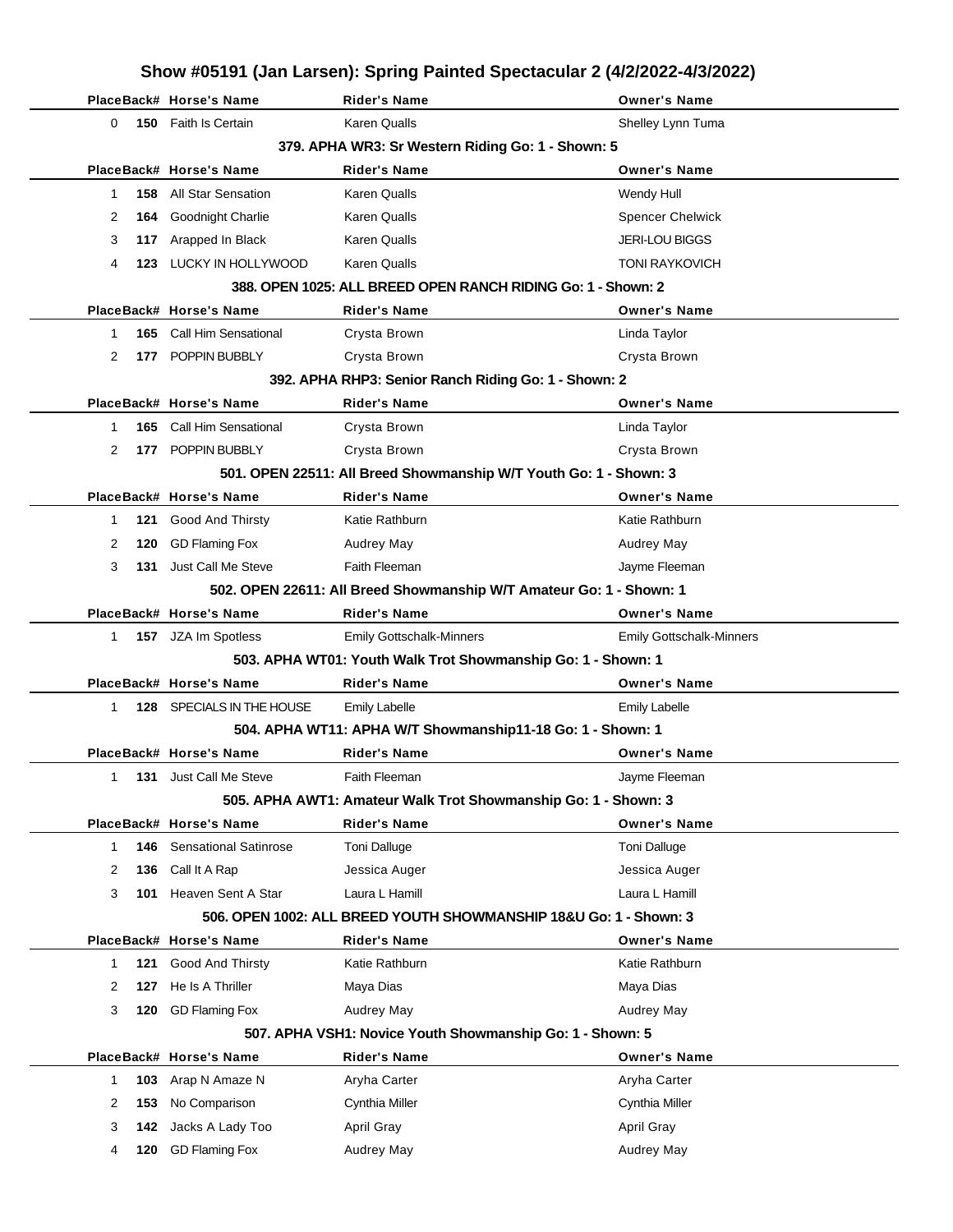# Show #05191 (Jan Larsen): Spring Painted Spectacular 2 (4/2/2022-4/3/2022)

| Place | Back# | Horse's Name | Rider's Name | Owner's Name |
|---|---|---|---|---|
| 0 | 150 | Faith Is Certain | Karen Qualls | Shelley Lynn Tuma |

### 379. APHA WR3: Sr Western Riding Go: 1 - Shown: 5

| Place | Back# | Horse's Name | Rider's Name | Owner's Name |
|---|---|---|---|---|
| 1 | 158 | All Star Sensation | Karen Qualls | Wendy Hull |
| 2 | 164 | Goodnight Charlie | Karen Qualls | Spencer Chelwick |
| 3 | 117 | Arapped In Black | Karen Qualls | JERI-LOU BIGGS |
| 4 | 123 | LUCKY IN HOLLYWOOD | Karen Qualls | TONI RAYKOVICH |

### 388. OPEN 1025: ALL BREED OPEN RANCH RIDING Go: 1 - Shown: 2

| Place | Back# | Horse's Name | Rider's Name | Owner's Name |
|---|---|---|---|---|
| 1 | 165 | Call Him Sensational | Crysta Brown | Linda Taylor |
| 2 | 177 | POPPIN BUBBLY | Crysta Brown | Crysta Brown |

### 392. APHA RHP3: Senior Ranch Riding Go: 1 - Shown: 2

| Place | Back# | Horse's Name | Rider's Name | Owner's Name |
|---|---|---|---|---|
| 1 | 165 | Call Him Sensational | Crysta Brown | Linda Taylor |
| 2 | 177 | POPPIN BUBBLY | Crysta Brown | Crysta Brown |

### 501. OPEN 22511: All Breed Showmanship W/T Youth Go: 1 - Shown: 3

| Place | Back# | Horse's Name | Rider's Name | Owner's Name |
|---|---|---|---|---|
| 1 | 121 | Good And Thirsty | Katie Rathburn | Katie Rathburn |
| 2 | 120 | GD Flaming Fox | Audrey May | Audrey May |
| 3 | 131 | Just Call Me Steve | Faith Fleeman | Jayme Fleeman |

### 502. OPEN 22611: All Breed Showmanship W/T Amateur Go: 1 - Shown: 1

| Place | Back# | Horse's Name | Rider's Name | Owner's Name |
|---|---|---|---|---|
| 1 | 157 | JZA Im Spotless | Emily Gottschalk-Minners | Emily Gottschalk-Minners |

### 503. APHA WT01: Youth Walk Trot Showmanship Go: 1 - Shown: 1

| Place | Back# | Horse's Name | Rider's Name | Owner's Name |
|---|---|---|---|---|
| 1 | 128 | SPECIALS IN THE HOUSE | Emily Labelle | Emily Labelle |

### 504. APHA WT11: APHA W/T Showmanship11-18 Go: 1 - Shown: 1

| Place | Back# | Horse's Name | Rider's Name | Owner's Name |
|---|---|---|---|---|
| 1 | 131 | Just Call Me Steve | Faith Fleeman | Jayme Fleeman |

### 505. APHA AWT1: Amateur Walk Trot Showmanship Go: 1 - Shown: 3

| Place | Back# | Horse's Name | Rider's Name | Owner's Name |
|---|---|---|---|---|
| 1 | 146 | Sensational Satinrose | Toni Dalluge | Toni Dalluge |
| 2 | 136 | Call It A Rap | Jessica Auger | Jessica Auger |
| 3 | 101 | Heaven Sent A Star | Laura L Hamill | Laura L Hamill |

### 506. OPEN 1002: ALL BREED YOUTH SHOWMANSHIP 18&U Go: 1 - Shown: 3

| Place | Back# | Horse's Name | Rider's Name | Owner's Name |
|---|---|---|---|---|
| 1 | 121 | Good And Thirsty | Katie Rathburn | Katie Rathburn |
| 2 | 127 | He Is A Thriller | Maya Dias | Maya Dias |
| 3 | 120 | GD Flaming Fox | Audrey May | Audrey May |

### 507. APHA VSH1: Novice Youth Showmanship Go: 1 - Shown: 5

| Place | Back# | Horse's Name | Rider's Name | Owner's Name |
|---|---|---|---|---|
| 1 | 103 | Arap N Amaze N | Aryha Carter | Aryha Carter |
| 2 | 153 | No Comparison | Cynthia Miller | Cynthia Miller |
| 3 | 142 | Jacks A Lady Too | April Gray | April Gray |
| 4 | 120 | GD Flaming Fox | Audrey May | Audrey May |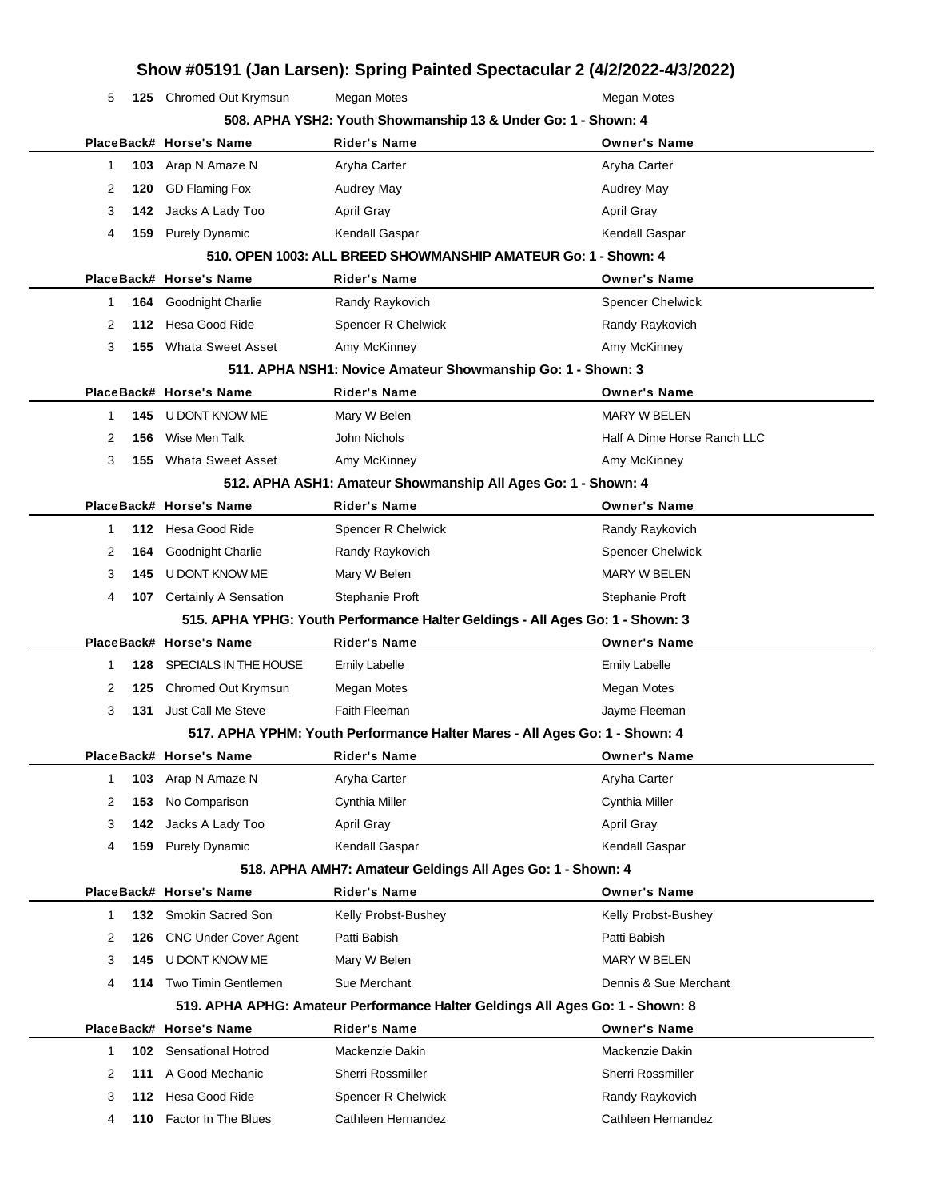| Place | Back# | Horse's Name | Rider's Name | Owner's Name |
| --- | --- | --- | --- | --- |
| 5 | **125** | Chromed Out Krymsun | Megan Motes | Megan Motes |

### 508. APHA YSH2: Youth Showmanship 13 & Under Go: 1 - Shown: 4

| Place | Back# | Horse's Name | Rider's Name | Owner's Name |
| --- | --- | --- | --- | --- |
| 1 | **103** | Arap N Amaze N | Aryha Carter | Aryha Carter |
| 2 | **120** | GD Flaming Fox | Audrey May | Audrey May |
| 3 | **142** | Jacks A Lady Too | April Gray | April Gray |
| 4 | **159** | Purely Dynamic | Kendall Gaspar | Kendall Gaspar |

### 510. OPEN 1003: ALL BREED SHOWMANSHIP AMATEUR Go: 1 - Shown: 4

| Place | Back# | Horse's Name | Rider's Name | Owner's Name |
| --- | --- | --- | --- | --- |
| 1 | **164** | Goodnight Charlie | Randy Raykovich | Spencer Chelwick |
| 2 | **112** | Hesa Good Ride | Spencer R Chelwick | Randy Raykovich |
| 3 | **155** | Whata Sweet Asset | Amy McKinney | Amy McKinney |

### 511. APHA NSH1: Novice Amateur Showmanship Go: 1 - Shown: 3

| Place | Back# | Horse's Name | Rider's Name | Owner's Name |
| --- | --- | --- | --- | --- |
| 1 | **145** | U DONT KNOW ME | Mary W Belen | MARY W BELEN |
| 2 | **156** | Wise Men Talk | John Nichols | Half A Dime Horse Ranch LLC |
| 3 | **155** | Whata Sweet Asset | Amy McKinney | Amy McKinney |

### 512. APHA ASH1: Amateur Showmanship All Ages Go: 1 - Shown: 4

| Place | Back# | Horse's Name | Rider's Name | Owner's Name |
| --- | --- | --- | --- | --- |
| 1 | **112** | Hesa Good Ride | Spencer R Chelwick | Randy Raykovich |
| 2 | **164** | Goodnight Charlie | Randy Raykovich | Spencer Chelwick |
| 3 | **145** | U DONT KNOW ME | Mary W Belen | MARY W BELEN |
| 4 | **107** | Certainly A Sensation | Stephanie Proft | Stephanie Proft |

### 515. APHA YPHG: Youth Performance Halter Geldings - All Ages Go: 1 - Shown: 3

| Place | Back# | Horse's Name | Rider's Name | Owner's Name |
| --- | --- | --- | --- | --- |
| 1 | **128** | SPECIALS IN THE HOUSE | Emily Labelle | Emily Labelle |
| 2 | **125** | Chromed Out Krymsun | Megan Motes | Megan Motes |
| 3 | **131** | Just Call Me Steve | Faith Fleeman | Jayme Fleeman |

### 517. APHA YPHM: Youth Performance Halter Mares - All Ages Go: 1 - Shown: 4

| Place | Back# | Horse's Name | Rider's Name | Owner's Name |
| --- | --- | --- | --- | --- |
| 1 | **103** | Arap N Amaze N | Aryha Carter | Aryha Carter |
| 2 | **153** | No Comparison | Cynthia Miller | Cynthia Miller |
| 3 | **142** | Jacks A Lady Too | April Gray | April Gray |
| 4 | **159** | Purely Dynamic | Kendall Gaspar | Kendall Gaspar |

### 518. APHA AMH7: Amateur Geldings All Ages Go: 1 - Shown: 4

| Place | Back# | Horse's Name | Rider's Name | Owner's Name |
| --- | --- | --- | --- | --- |
| 1 | **132** | Smokin Sacred Son | Kelly Probst-Bushey | Kelly Probst-Bushey |
| 2 | **126** | CNC Under Cover Agent | Patti Babish | Patti Babish |
| 3 | **145** | U DONT KNOW ME | Mary W Belen | MARY W BELEN |
| 4 | **114** | Two Timin Gentlemen | Sue Merchant | Dennis & Sue Merchant |

### 519. APHA APHG: Amateur Performance Halter Geldings All Ages Go: 1 - Shown: 8

| Place | Back# | Horse's Name | Rider's Name | Owner's Name |
| --- | --- | --- | --- | --- |
| 1 | **102** | Sensational Hotrod | Mackenzie Dakin | Mackenzie Dakin |
| 2 | **111** | A Good Mechanic | Sherri Rossmiller | Sherri Rossmiller |
| 3 | **112** | Hesa Good Ride | Spencer R Chelwick | Randy Raykovich |
| 4 | **110** | Factor In The Blues | Cathleen Hernandez | Cathleen Hernandez |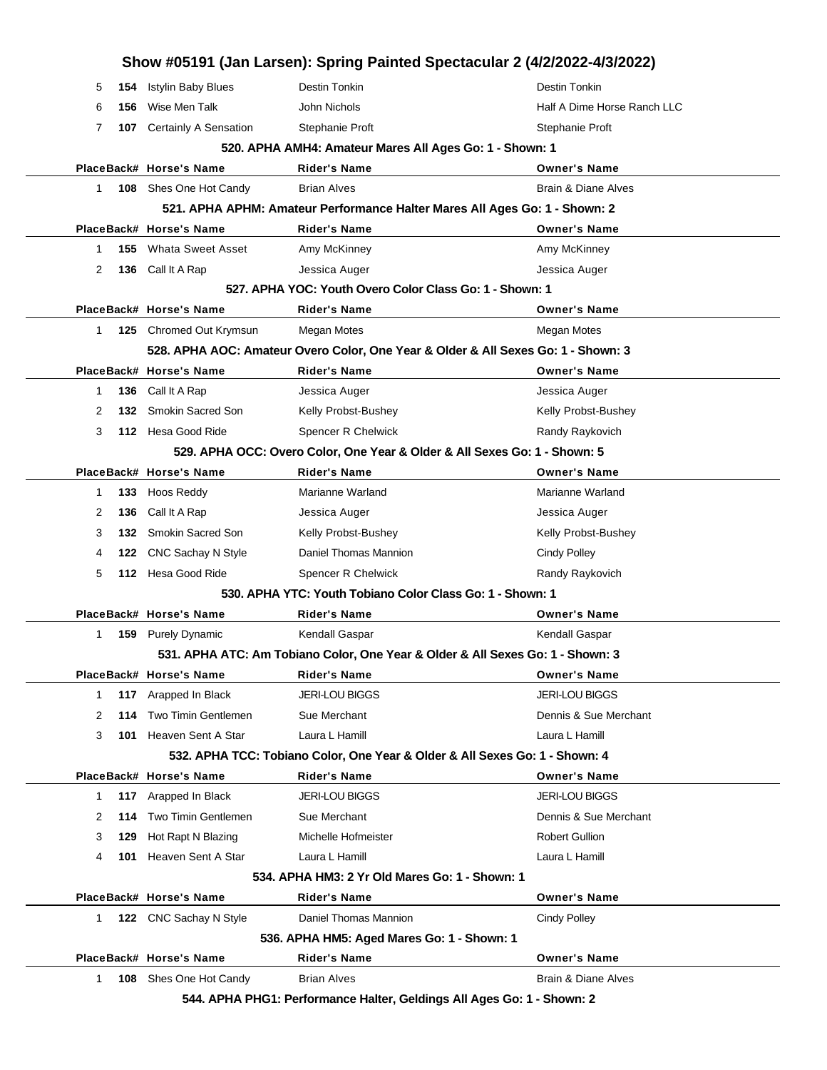## Show #05191 (Jan Larsen): Spring Painted Spectacular 2 (4/2/2022-4/3/2022)

| Place | Back# | Horse's Name | Rider's Name | Owner's Name |
|---|---|---|---|---|
| 5 | **154** | Istylin Baby Blues | Destin Tonkin | Destin Tonkin |
| 6 | **156** | Wise Men Talk | John Nichols | Half A Dime Horse Ranch LLC |
| 7 | **107** | Certainly A Sensation | Stephanie Proft | Stephanie Proft |

**520. APHA AMH4: Amateur Mares All Ages Go: 1 - Shown: 1**

| Place | Back# | Horse's Name | Rider's Name | Owner's Name |
|---|---|---|---|---|
| 1 | **108** | Shes One Hot Candy | Brian Alves | Brain & Diane Alves |

**521. APHA APHM: Amateur Performance Halter Mares All Ages Go: 1 - Shown: 2**

| Place | Back# | Horse's Name | Rider's Name | Owner's Name |
|---|---|---|---|---|
| 1 | **155** | Whata Sweet Asset | Amy McKinney | Amy McKinney |
| 2 | **136** | Call It A Rap | Jessica Auger | Jessica Auger |

**527. APHA YOC: Youth Overo Color Class Go: 1 - Shown: 1**

| Place | Back# | Horse's Name | Rider's Name | Owner's Name |
|---|---|---|---|---|
| 1 | **125** | Chromed Out Krymsun | Megan Motes | Megan Motes |

**528. APHA AOC: Amateur Overo Color, One Year & Older & All Sexes Go: 1 - Shown: 3**

| Place | Back# | Horse's Name | Rider's Name | Owner's Name |
|---|---|---|---|---|
| 1 | **136** | Call It A Rap | Jessica Auger | Jessica Auger |
| 2 | **132** | Smokin Sacred Son | Kelly Probst-Bushey | Kelly Probst-Bushey |
| 3 | **112** | Hesa Good Ride | Spencer R Chelwick | Randy Raykovich |

**529. APHA OCC: Overo Color, One Year & Older & All Sexes Go: 1 - Shown: 5**

| Place | Back# | Horse's Name | Rider's Name | Owner's Name |
|---|---|---|---|---|
| 1 | **133** | Hoos Reddy | Marianne Warland | Marianne Warland |
| 2 | **136** | Call It A Rap | Jessica Auger | Jessica Auger |
| 3 | **132** | Smokin Sacred Son | Kelly Probst-Bushey | Kelly Probst-Bushey |
| 4 | **122** | CNC Sachay N Style | Daniel Thomas Mannion | Cindy Polley |
| 5 | **112** | Hesa Good Ride | Spencer R Chelwick | Randy Raykovich |

**530. APHA YTC: Youth Tobiano Color Class Go: 1 - Shown: 1**

| Place | Back# | Horse's Name | Rider's Name | Owner's Name |
|---|---|---|---|---|
| 1 | **159** | Purely Dynamic | Kendall Gaspar | Kendall Gaspar |

**531. APHA ATC: Am Tobiano Color, One Year & Older & All Sexes Go: 1 - Shown: 3**

| Place | Back# | Horse's Name | Rider's Name | Owner's Name |
|---|---|---|---|---|
| 1 | **117** | Arapped In Black | JERI-LOU BIGGS | JERI-LOU BIGGS |
| 2 | **114** | Two Timin Gentlemen | Sue Merchant | Dennis & Sue Merchant |
| 3 | **101** | Heaven Sent A Star | Laura L Hamill | Laura L Hamill |

**532. APHA TCC: Tobiano Color, One Year & Older & All Sexes Go: 1 - Shown: 4**

| Place | Back# | Horse's Name | Rider's Name | Owner's Name |
|---|---|---|---|---|
| 1 | **117** | Arapped In Black | JERI-LOU BIGGS | JERI-LOU BIGGS |
| 2 | **114** | Two Timin Gentlemen | Sue Merchant | Dennis & Sue Merchant |
| 3 | **129** | Hot Rapt N Blazing | Michelle Hofmeister | Robert Gullion |
| 4 | **101** | Heaven Sent A Star | Laura L Hamill | Laura L Hamill |

**534. APHA HM3: 2 Yr Old Mares Go: 1 - Shown: 1**

| Place | Back# | Horse's Name | Rider's Name | Owner's Name |
|---|---|---|---|---|
| 1 | **122** | CNC Sachay N Style | Daniel Thomas Mannion | Cindy Polley |

**536. APHA HM5: Aged Mares Go: 1 - Shown: 1**

| Place | Back# | Horse's Name | Rider's Name | Owner's Name |
|---|---|---|---|---|
| 1 | **108** | Shes One Hot Candy | Brian Alves | Brain & Diane Alves |

**544. APHA PHG1: Performance Halter, Geldings All Ages Go: 1 - Shown: 2**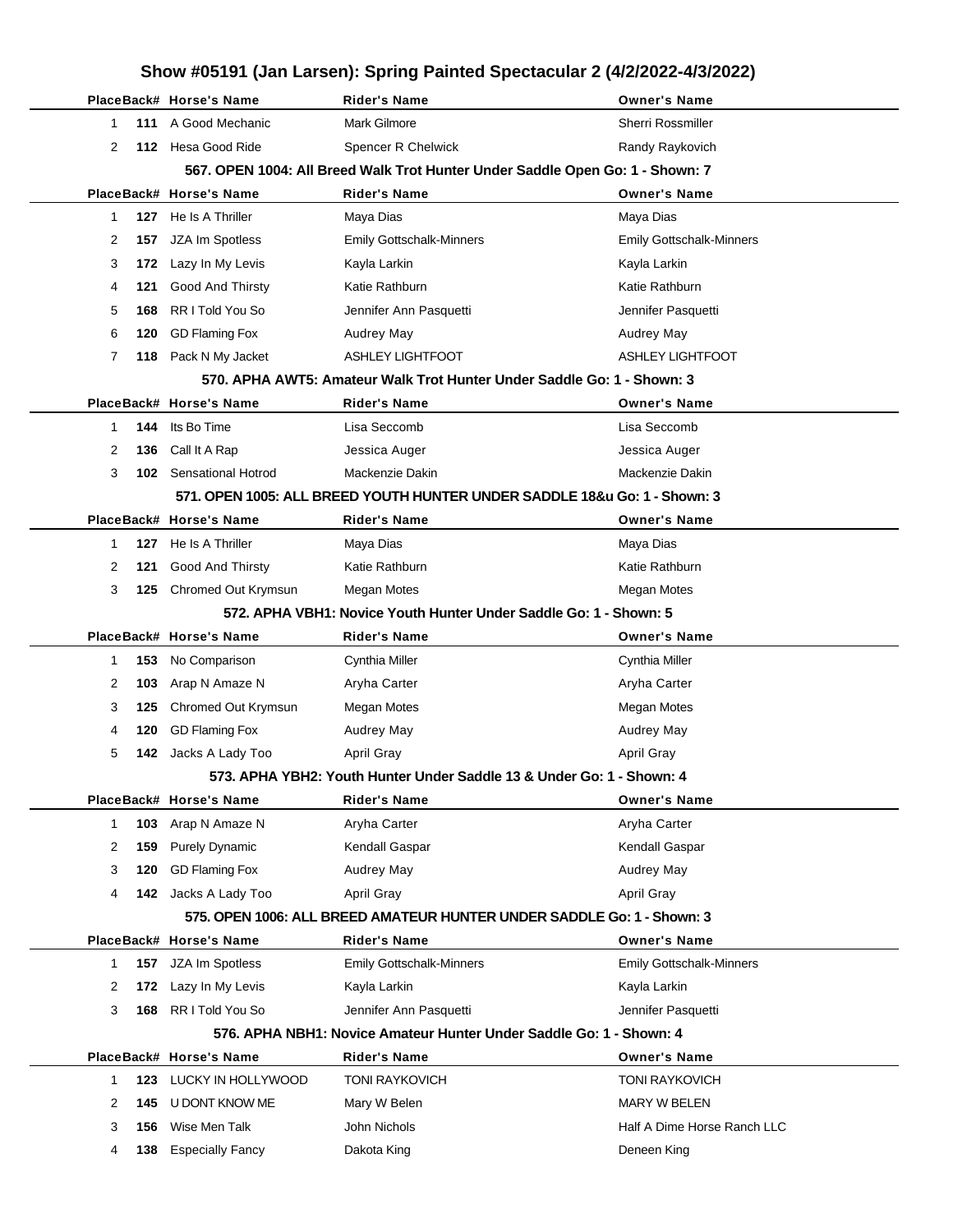# Show #05191 (Jan Larsen): Spring Painted Spectacular 2 (4/2/2022-4/3/2022)

| Place | Back# | Horse's Name | Rider's Name | Owner's Name |
|---|---|---|---|---|
| 1 | 111 | A Good Mechanic | Mark Gilmore | Sherri Rossmiller |
| 2 | 112 | Hesa Good Ride | Spencer R Chelwick | Randy Raykovich |

### 567. OPEN 1004: All Breed Walk Trot Hunter Under Saddle Open Go: 1 - Shown: 7

| Place | Back# | Horse's Name | Rider's Name | Owner's Name |
|---|---|---|---|---|
| 1 | 127 | He Is A Thriller | Maya Dias | Maya Dias |
| 2 | 157 | JZA Im Spotless | Emily Gottschalk-Minners | Emily Gottschalk-Minners |
| 3 | 172 | Lazy In My Levis | Kayla Larkin | Kayla Larkin |
| 4 | 121 | Good And Thirsty | Katie Rathburn | Katie Rathburn |
| 5 | 168 | RR I Told You So | Jennifer Ann Pasquetti | Jennifer Pasquetti |
| 6 | 120 | GD Flaming Fox | Audrey May | Audrey May |
| 7 | 118 | Pack N My Jacket | ASHLEY LIGHTFOOT | ASHLEY LIGHTFOOT |

### 570. APHA AWT5: Amateur Walk Trot Hunter Under Saddle Go: 1 - Shown: 3

| Place | Back# | Horse's Name | Rider's Name | Owner's Name |
|---|---|---|---|---|
| 1 | 144 | Its Bo Time | Lisa Seccomb | Lisa Seccomb |
| 2 | 136 | Call It A Rap | Jessica Auger | Jessica Auger |
| 3 | 102 | Sensational Hotrod | Mackenzie Dakin | Mackenzie Dakin |

### 571. OPEN 1005: ALL BREED YOUTH HUNTER UNDER SADDLE 18&u Go: 1 - Shown: 3

| Place | Back# | Horse's Name | Rider's Name | Owner's Name |
|---|---|---|---|---|
| 1 | 127 | He Is A Thriller | Maya Dias | Maya Dias |
| 2 | 121 | Good And Thirsty | Katie Rathburn | Katie Rathburn |
| 3 | 125 | Chromed Out Krymsun | Megan Motes | Megan Motes |

### 572. APHA VBH1: Novice Youth Hunter Under Saddle Go: 1 - Shown: 5

| Place | Back# | Horse's Name | Rider's Name | Owner's Name |
|---|---|---|---|---|
| 1 | 153 | No Comparison | Cynthia Miller | Cynthia Miller |
| 2 | 103 | Arap N Amaze N | Aryha Carter | Aryha Carter |
| 3 | 125 | Chromed Out Krymsun | Megan Motes | Megan Motes |
| 4 | 120 | GD Flaming Fox | Audrey May | Audrey May |
| 5 | 142 | Jacks A Lady Too | April Gray | April Gray |

### 573. APHA YBH2: Youth Hunter Under Saddle 13 & Under Go: 1 - Shown: 4

| Place | Back# | Horse's Name | Rider's Name | Owner's Name |
|---|---|---|---|---|
| 1 | 103 | Arap N Amaze N | Aryha Carter | Aryha Carter |
| 2 | 159 | Purely Dynamic | Kendall Gaspar | Kendall Gaspar |
| 3 | 120 | GD Flaming Fox | Audrey May | Audrey May |
| 4 | 142 | Jacks A Lady Too | April Gray | April Gray |

### 575. OPEN 1006: ALL BREED AMATEUR HUNTER UNDER SADDLE Go: 1 - Shown: 3

| Place | Back# | Horse's Name | Rider's Name | Owner's Name |
|---|---|---|---|---|
| 1 | 157 | JZA Im Spotless | Emily Gottschalk-Minners | Emily Gottschalk-Minners |
| 2 | 172 | Lazy In My Levis | Kayla Larkin | Kayla Larkin |
| 3 | 168 | RR I Told You So | Jennifer Ann Pasquetti | Jennifer Pasquetti |

### 576. APHA NBH1: Novice Amateur Hunter Under Saddle Go: 1 - Shown: 4

| Place | Back# | Horse's Name | Rider's Name | Owner's Name |
|---|---|---|---|---|
| 1 | 123 | LUCKY IN HOLLYWOOD | TONI RAYKOVICH | TONI RAYKOVICH |
| 2 | 145 | U DONT KNOW ME | Mary W Belen | MARY W BELEN |
| 3 | 156 | Wise Men Talk | John Nichols | Half A Dime Horse Ranch LLC |
| 4 | 138 | Especially Fancy | Dakota King | Deneen King |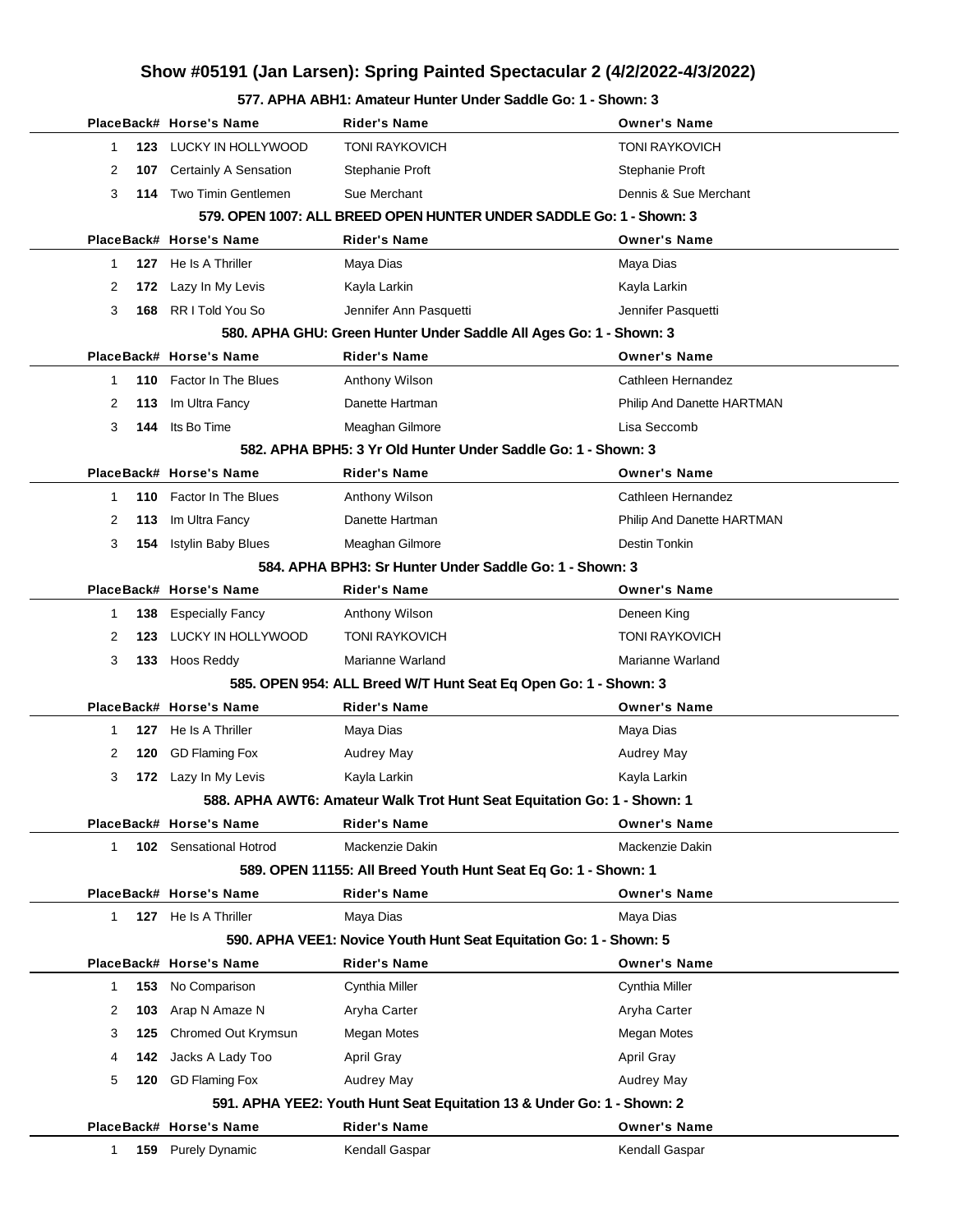# Show #05191 (Jan Larsen): Spring Painted Spectacular 2 (4/2/2022-4/3/2022)

### 577. APHA ABH1: Amateur Hunter Under Saddle Go: 1 - Shown: 3

| Place | Back# | Horse's Name | Rider's Name | Owner's Name |
|---|---|---|---|---|
| 1 | 123 | LUCKY IN HOLLYWOOD | TONI RAYKOVICH | TONI RAYKOVICH |
| 2 | 107 | Certainly A Sensation | Stephanie Proft | Stephanie Proft |
| 3 | 114 | Two Timin Gentlemen | Sue Merchant | Dennis & Sue Merchant |

### 579. OPEN 1007: ALL BREED OPEN HUNTER UNDER SADDLE Go: 1 - Shown: 3

| Place | Back# | Horse's Name | Rider's Name | Owner's Name |
|---|---|---|---|---|
| 1 | 127 | He Is A Thriller | Maya Dias | Maya Dias |
| 2 | 172 | Lazy In My Levis | Kayla Larkin | Kayla Larkin |
| 3 | 168 | RR I Told You So | Jennifer Ann Pasquetti | Jennifer Pasquetti |

### 580. APHA GHU: Green Hunter Under Saddle All Ages Go: 1 - Shown: 3

| Place | Back# | Horse's Name | Rider's Name | Owner's Name |
|---|---|---|---|---|
| 1 | 110 | Factor In The Blues | Anthony Wilson | Cathleen Hernandez |
| 2 | 113 | Im Ultra Fancy | Danette Hartman | Philip And Danette HARTMAN |
| 3 | 144 | Its Bo Time | Meaghan Gilmore | Lisa Seccomb |

### 582. APHA BPH5: 3 Yr Old Hunter Under Saddle Go: 1 - Shown: 3

| Place | Back# | Horse's Name | Rider's Name | Owner's Name |
|---|---|---|---|---|
| 1 | 110 | Factor In The Blues | Anthony Wilson | Cathleen Hernandez |
| 2 | 113 | Im Ultra Fancy | Danette Hartman | Philip And Danette HARTMAN |
| 3 | 154 | Istylin Baby Blues | Meaghan Gilmore | Destin Tonkin |

### 584. APHA BPH3: Sr Hunter Under Saddle Go: 1 - Shown: 3

| Place | Back# | Horse's Name | Rider's Name | Owner's Name |
|---|---|---|---|---|
| 1 | 138 | Especially Fancy | Anthony Wilson | Deneen King |
| 2 | 123 | LUCKY IN HOLLYWOOD | TONI RAYKOVICH | TONI RAYKOVICH |
| 3 | 133 | Hoos Reddy | Marianne Warland | Marianne Warland |

### 585. OPEN 954: ALL Breed W/T Hunt Seat Eq Open Go: 1 - Shown: 3

| Place | Back# | Horse's Name | Rider's Name | Owner's Name |
|---|---|---|---|---|
| 1 | 127 | He Is A Thriller | Maya Dias | Maya Dias |
| 2 | 120 | GD Flaming Fox | Audrey May | Audrey May |
| 3 | 172 | Lazy In My Levis | Kayla Larkin | Kayla Larkin |

### 588. APHA AWT6: Amateur Walk Trot Hunt Seat Equitation Go: 1 - Shown: 1

| Place | Back# | Horse's Name | Rider's Name | Owner's Name |
|---|---|---|---|---|
| 1 | 102 | Sensational Hotrod | Mackenzie Dakin | Mackenzie Dakin |

### 589. OPEN 11155: All Breed Youth Hunt Seat Eq Go: 1 - Shown: 1

| Place | Back# | Horse's Name | Rider's Name | Owner's Name |
|---|---|---|---|---|
| 1 | 127 | He Is A Thriller | Maya Dias | Maya Dias |

### 590. APHA VEE1: Novice Youth Hunt Seat Equitation Go: 1 - Shown: 5

| Place | Back# | Horse's Name | Rider's Name | Owner's Name |
|---|---|---|---|---|
| 1 | 153 | No Comparison | Cynthia Miller | Cynthia Miller |
| 2 | 103 | Arap N Amaze N | Aryha Carter | Aryha Carter |
| 3 | 125 | Chromed Out Krymsun | Megan Motes | Megan Motes |
| 4 | 142 | Jacks A Lady Too | April Gray | April Gray |
| 5 | 120 | GD Flaming Fox | Audrey May | Audrey May |

### 591. APHA YEE2: Youth Hunt Seat Equitation 13 & Under Go: 1 - Shown: 2

| Place | Back# | Horse's Name | Rider's Name | Owner's Name |
|---|---|---|---|---|
| 1 | 159 | Purely Dynamic | Kendall Gaspar | Kendall Gaspar |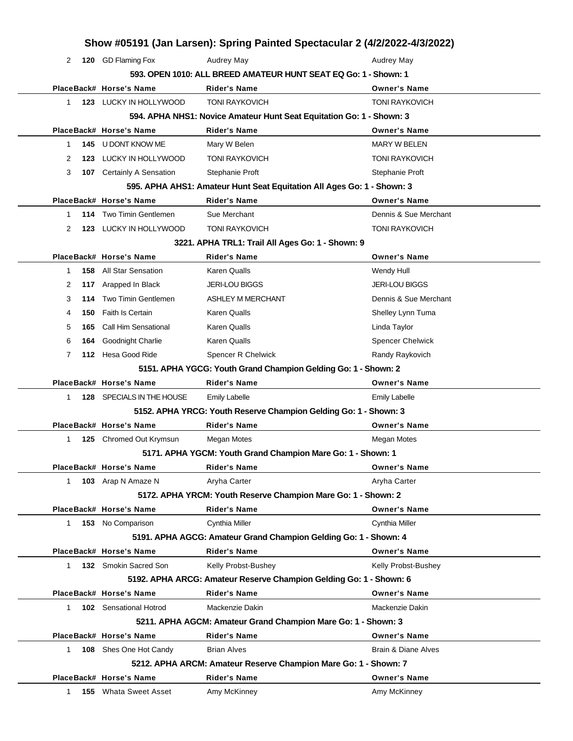# Show #05191 (Jan Larsen): Spring Painted Spectacular 2 (4/2/2022-4/3/2022)

| Place | Back# | Horse's Name | Rider's Name | Owner's Name |
|---|---|---|---|---|
| 2 | 120 | GD Flaming Fox | Audrey May | Audrey May |

### 593. OPEN 1010: ALL BREED AMATEUR HUNT SEAT EQ Go: 1 - Shown: 1

| Place | Back# | Horse's Name | Rider's Name | Owner's Name |
|---|---|---|---|---|
| 1 | 123 | LUCKY IN HOLLYWOOD | TONI RAYKOVICH | TONI RAYKOVICH |

### 594. APHA NHS1: Novice Amateur Hunt Seat Equitation Go: 1 - Shown: 3

| Place | Back# | Horse's Name | Rider's Name | Owner's Name |
|---|---|---|---|---|
| 1 | 145 | U DONT KNOW ME | Mary W Belen | MARY W BELEN |
| 2 | 123 | LUCKY IN HOLLYWOOD | TONI RAYKOVICH | TONI RAYKOVICH |
| 3 | 107 | Certainly A Sensation | Stephanie Proft | Stephanie Proft |

### 595. APHA AHS1: Amateur Hunt Seat Equitation All Ages Go: 1 - Shown: 3

| Place | Back# | Horse's Name | Rider's Name | Owner's Name |
|---|---|---|---|---|
| 1 | 114 | Two Timin Gentlemen | Sue Merchant | Dennis & Sue Merchant |
| 2 | 123 | LUCKY IN HOLLYWOOD | TONI RAYKOVICH | TONI RAYKOVICH |

### 3221. APHA TRL1: Trail All Ages Go: 1 - Shown: 9

| Place | Back# | Horse's Name | Rider's Name | Owner's Name |
|---|---|---|---|---|
| 1 | 158 | All Star Sensation | Karen Qualls | Wendy Hull |
| 2 | 117 | Arapped In Black | JERI-LOU BIGGS | JERI-LOU BIGGS |
| 3 | 114 | Two Timin Gentlemen | ASHLEY M MERCHANT | Dennis & Sue Merchant |
| 4 | 150 | Faith Is Certain | Karen Qualls | Shelley Lynn Tuma |
| 5 | 165 | Call Him Sensational | Karen Qualls | Linda Taylor |
| 6 | 164 | Goodnight Charlie | Karen Qualls | Spencer Chelwick |
| 7 | 112 | Hesa Good Ride | Spencer R Chelwick | Randy Raykovich |

### 5151. APHA YGCG: Youth Grand Champion Gelding Go: 1 - Shown: 2

| Place | Back# | Horse's Name | Rider's Name | Owner's Name |
|---|---|---|---|---|
| 1 | 128 | SPECIALS IN THE HOUSE | Emily Labelle | Emily Labelle |

### 5152. APHA YRCG: Youth Reserve Champion Gelding Go: 1 - Shown: 3

| Place | Back# | Horse's Name | Rider's Name | Owner's Name |
|---|---|---|---|---|
| 1 | 125 | Chromed Out Krymsun | Megan Motes | Megan Motes |

### 5171. APHA YGCM: Youth Grand Champion Mare Go: 1 - Shown: 1

| Place | Back# | Horse's Name | Rider's Name | Owner's Name |
|---|---|---|---|---|
| 1 | 103 | Arap N Amaze N | Aryha Carter | Aryha Carter |

### 5172. APHA YRCM: Youth Reserve Champion Mare Go: 1 - Shown: 2

| Place | Back# | Horse's Name | Rider's Name | Owner's Name |
|---|---|---|---|---|
| 1 | 153 | No Comparison | Cynthia Miller | Cynthia Miller |

### 5191. APHA AGCG: Amateur Grand Champion Gelding Go: 1 - Shown: 4

| Place | Back# | Horse's Name | Rider's Name | Owner's Name |
|---|---|---|---|---|
| 1 | 132 | Smokin Sacred Son | Kelly Probst-Bushey | Kelly Probst-Bushey |

### 5192. APHA ARCG: Amateur Reserve Champion Gelding Go: 1 - Shown: 6

| Place | Back# | Horse's Name | Rider's Name | Owner's Name |
|---|---|---|---|---|
| 1 | 102 | Sensational Hotrod | Mackenzie Dakin | Mackenzie Dakin |

### 5211. APHA AGCM: Amateur Grand Champion Mare Go: 1 - Shown: 3

| Place | Back# | Horse's Name | Rider's Name | Owner's Name |
|---|---|---|---|---|
| 1 | 108 | Shes One Hot Candy | Brian Alves | Brain & Diane Alves |

### 5212. APHA ARCM: Amateur Reserve Champion Mare Go: 1 - Shown: 7

| Place | Back# | Horse's Name | Rider's Name | Owner's Name |
|---|---|---|---|---|
| 1 | 155 | Whata Sweet Asset | Amy McKinney | Amy McKinney |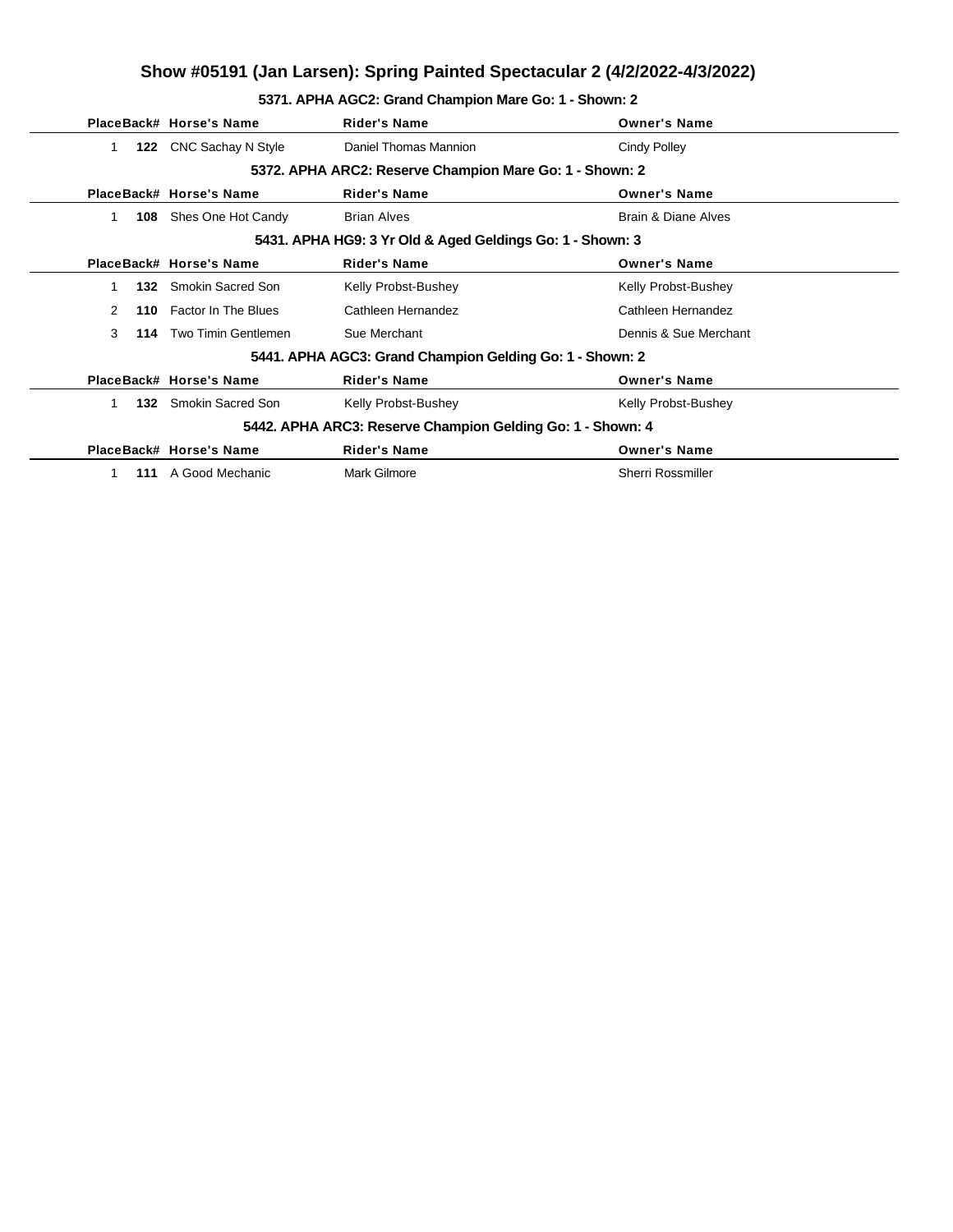# Show #05191 (Jan Larsen): Spring Painted Spectacular 2 (4/2/2022-4/3/2022)

### 5371. APHA AGC2: Grand Champion Mare Go: 1 - Shown: 2

| Place | Back# | Horse's Name | Rider's Name | Owner's Name |
|---|---|---|---|---|
| 1 | **122** | CNC Sachay N Style | Daniel Thomas Mannion | Cindy Polley |

### 5372. APHA ARC2: Reserve Champion Mare Go: 1 - Shown: 2

| Place | Back# | Horse's Name | Rider's Name | Owner's Name |
|---|---|---|---|---|
| 1 | **108** | Shes One Hot Candy | Brian Alves | Brain & Diane Alves |

### 5431. APHA HG9: 3 Yr Old & Aged Geldings Go: 1 - Shown: 3

| Place | Back# | Horse's Name | Rider's Name | Owner's Name |
|---|---|---|---|---|
| 1 | **132** | Smokin Sacred Son | Kelly Probst-Bushey | Kelly Probst-Bushey |
| 2 | **110** | Factor In The Blues | Cathleen Hernandez | Cathleen Hernandez |
| 3 | **114** | Two Timin Gentlemen | Sue Merchant | Dennis & Sue Merchant |

### 5441. APHA AGC3: Grand Champion Gelding Go: 1 - Shown: 2

| Place | Back# | Horse's Name | Rider's Name | Owner's Name |
|---|---|---|---|---|
| 1 | **132** | Smokin Sacred Son | Kelly Probst-Bushey | Kelly Probst-Bushey |

### 5442. APHA ARC3: Reserve Champion Gelding Go: 1 - Shown: 4

| Place | Back# | Horse's Name | Rider's Name | Owner's Name |
|---|---|---|---|---|
| 1 | **111** | A Good Mechanic | Mark Gilmore | Sherri Rossmiller |